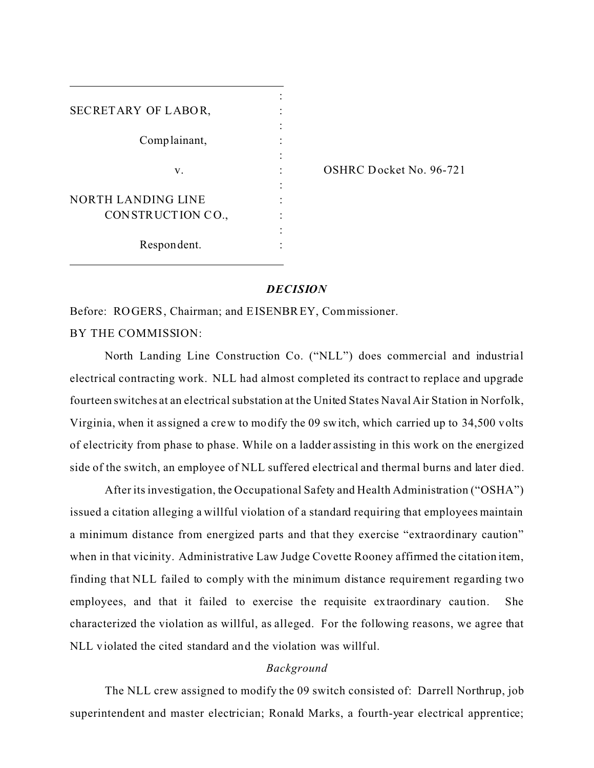SECRETARY OF LABOR,

Complainant,

v.

NORTH LANDING LINE CONSTRUCTION CO.,

Respondent.

OSHRC Docket No. 96-721

## *DECISION*

Before: ROGERS, Chairman; and EISENBREY, Commissioner.

BY THE COMMISSION:

North Landing Line Construction Co. ("NLL") does commercial and industrial electrical contracting work. NLL had almost completed its contract to replace and upgrade fourteen switches at an electrical substation at the United States Naval Air Station in Norfolk, Virginia, when it assigned a crew to modify the 09 switch, which carried up to 34,500 volts of electricity from phase to phase. While on a ladder assisting in this work on the energized side of the switch, an employee of NLL suffered electrical and thermal burns and later died.

After its investigation, the Occupational Safety and Health Administration ("OSHA") issued a citation alleging a willful violation of a standard requiring that employees maintain a minimum distance from energized parts and that they exercise "extraordinary caution" when in that vicinity. Administrative Law Judge Covette Rooney affirmed the citation item, finding that NLL failed to comply with the minimum distance requirement regarding two employees, and that it failed to exercise the requisite extraordinary caution. She characterized the violation as willful, as alleged. For the following reasons, we agree that NLL violated the cited standard and the violation was willful.

### *Background*

The NLL crew assigned to modify the 09 switch consisted of: Darrell Northrup, job superintendent and master electrician; Ronald Marks, a fourth-year electrical apprentice;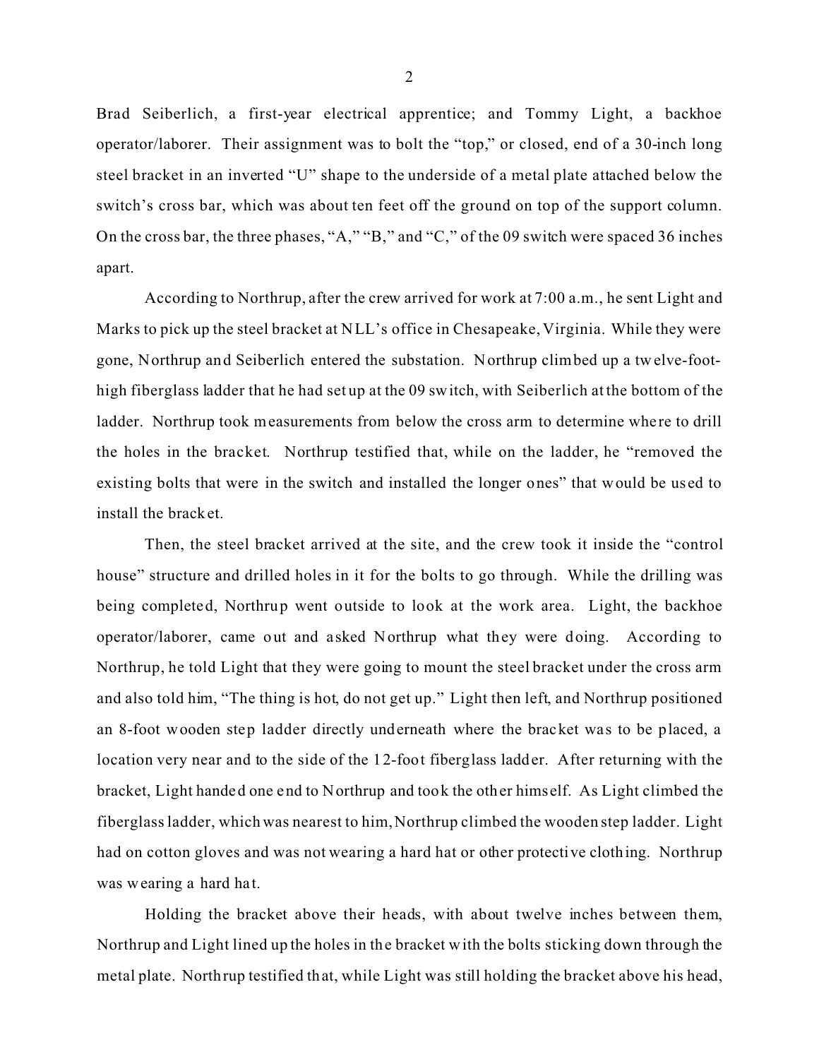Brad Seiberlich, a first-year electrical apprentice; and Tommy Light, a backhoe operator/laborer. Their assignment was to bolt the "top," or closed, end of a 30-inch long steel bracket in an inverted "U" shape to the underside of a metal plate attached below the switch's cross bar, which was about ten feet off the ground on top of the support column. On the cross bar, the three phases, "A," "B," and "C," of the 09 switch were spaced 36 inches apart.

According to Northrup, after the crew arrived for work at 7:00 a.m., he sent Light and Marks to pick up the steel bracket at NLL's office in Chesapeake, Virginia. While they were gone, Northrup and Seiberlich entered the substation. Northrup climbed up a twelve-foot-high fiberglass ladder that he had set up at the 09 switch, with Seiberlich at the bottom of the ladder. Northrup took measurements from below the cross arm to determine where to drill the holes in the bracket. Northrup testified that, while on the ladder, he "removed the existing bolts that were in the switch and installed the longer ones" that would be used to install the bracket.

Then, the steel bracket arrived at the site, and the crew took it inside the "control house" structure and drilled holes in it for the bolts to go through. While the drilling was being completed, Northrup went outside to look at the work area. Light, the backhoe operator/laborer, came out and asked Northrup what they were doing. According to Northrup, he told Light that they were going to mount the steel bracket under the cross arm and also told him, "The thing is hot, do not get up." Light then left, and Northrup positioned an 8-foot wooden step ladder directly underneath where the bracket was to be placed, a location very near and to the side of the 12-foot fiberglass ladder. After returning with the bracket, Light handed one end to Northrup and took the other himself. As Light climbed the fiberglass ladder, which was nearest to him, Northrup climbed the wooden step ladder. Light had on cotton gloves and was not wearing a hard hat or other protective clothing. Northrup was wearing a hard hat.

Holding the bracket above their heads, with about twelve inches between them, Northrup and Light lined up the holes in the bracket with the bolts sticking down through the metal plate. Northrup testified that, while Light was still holding the bracket above his head,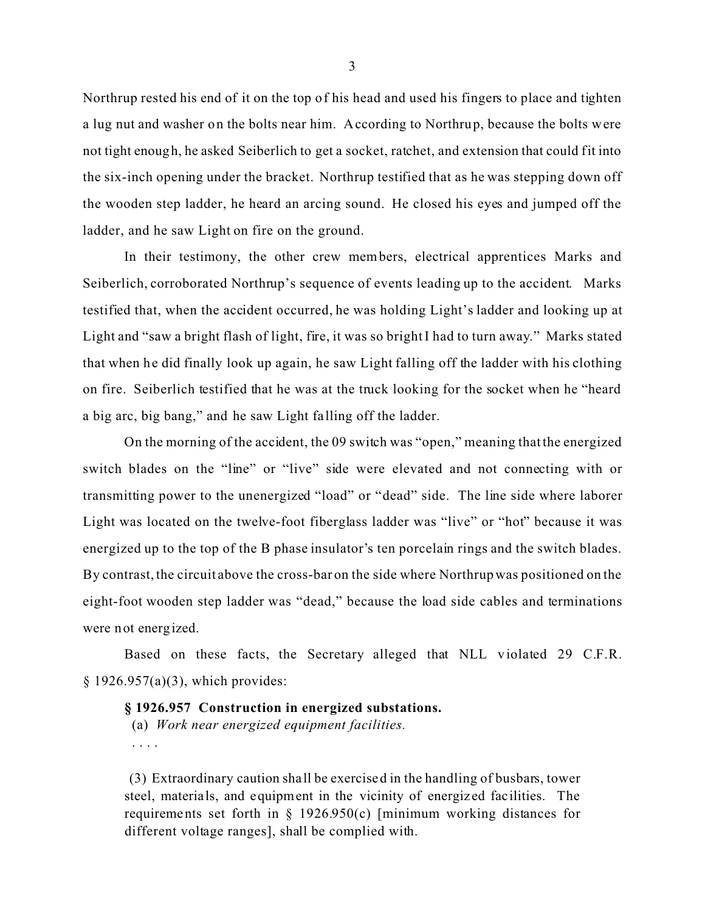Northrup rested his end of it on the top of his head and used his fingers to place and tighten a lug nut and washer on the bolts near him. According to Northrup, because the bolts were not tight enough, he asked Seiberlich to get a socket, ratchet, and extension that could fit into the six-inch opening under the bracket. Northrup testified that as he was stepping down off the wooden step ladder, he heard an arcing sound. He closed his eyes and jumped off the ladder, and he saw Light on fire on the ground.

In their testimony, the other crew members, electrical apprentices Marks and Seiberlich, corroborated Northrup's sequence of events leading up to the accident. Marks testified that, when the accident occurred, he was holding Light's ladder and looking up at Light and "saw a bright flash of light, fire, it was so bright I had to turn away." Marks stated that when he did finally look up again, he saw Light falling off the ladder with his clothing on fire. Seiberlich testified that he was at the truck looking for the socket when he "heard a big arc, big bang," and he saw Light falling off the ladder.

On the morning of the accident, the 09 switch was "open," meaning that the energized switch blades on the "line" or "live" side were elevated and not connecting with or transmitting power to the unenergized "load" or "dead" side. The line side where laborer Light was located on the twelve-foot fiberglass ladder was "live" or "hot" because it was energized up to the top of the B phase insulator's ten porcelain rings and the switch blades. By contrast, the circuit above the cross-bar on the side where Northrup was positioned on the eight-foot wooden step ladder was "dead," because the load side cables and terminations were not energized.

Based on these facts, the Secretary alleged that NLL violated 29 C.F.R. § 1926.957(a)(3), which provides:

> **§ 1926.957 Construction in energized substations.**
>
> (a) *Work near energized equipment facilities.*
>
> . . . .
>
> (3) Extraordinary caution shall be exercised in the handling of busbars, tower steel, materials, and equipment in the vicinity of energized facilities. The requirements set forth in § 1926.950(c) [minimum working distances for different voltage ranges], shall be complied with.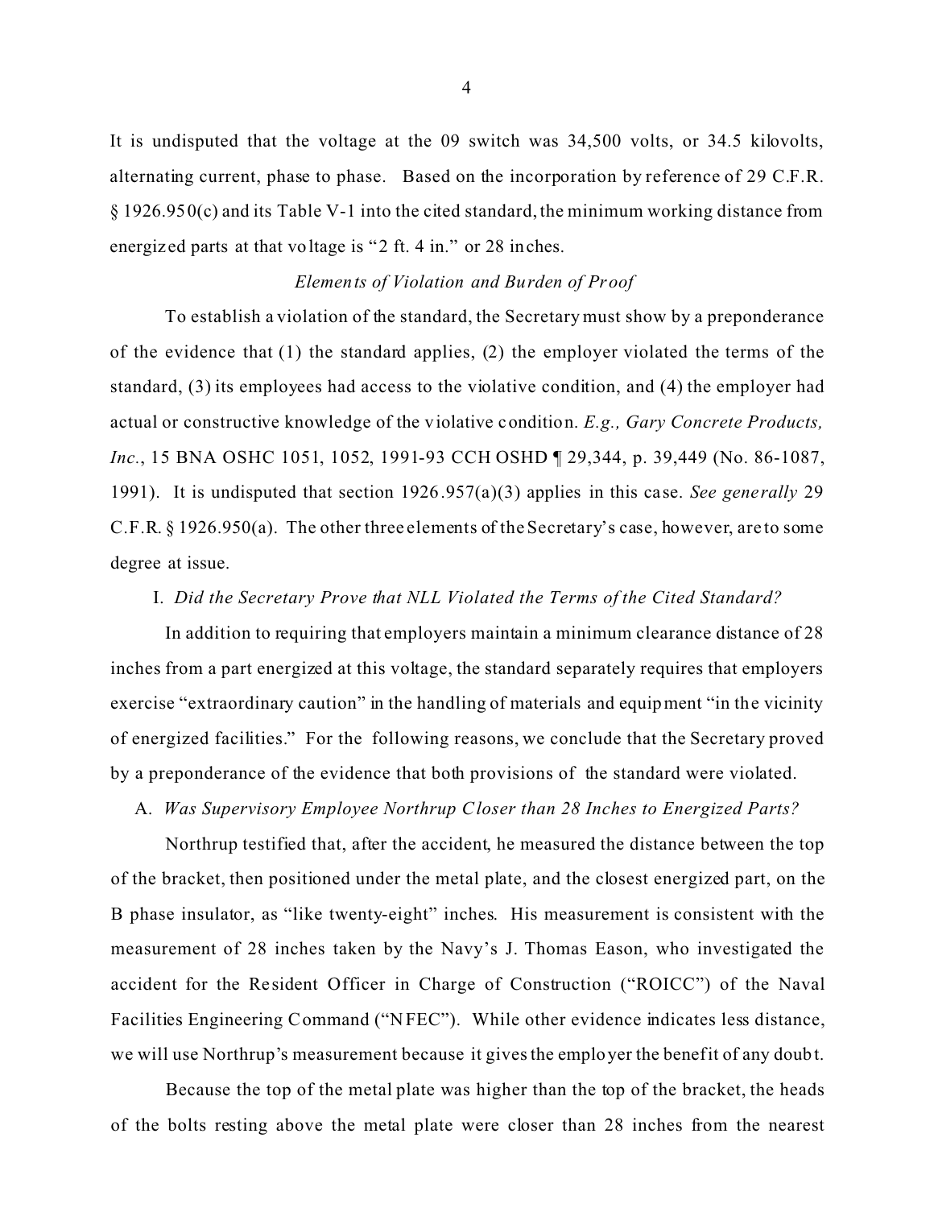It is undisputed that the voltage at the 09 switch was 34,500 volts, or 34.5 kilovolts, alternating current, phase to phase. Based on the incorporation by reference of 29 C.F.R. § 1926.950(c) and its Table V-1 into the cited standard, the minimum working distance from energized parts at that voltage is "2 ft. 4 in." or 28 inches.

*Elements of Violation and Burden of Proof*

To establish a violation of the standard, the Secretary must show by a preponderance of the evidence that (1) the standard applies, (2) the employer violated the terms of the standard, (3) its employees had access to the violative condition, and (4) the employer had actual or constructive knowledge of the violative condition. *E.g., Gary Concrete Products, Inc.*, 15 BNA OSHC 1051, 1052, 1991-93 CCH OSHD ¶ 29,344, p. 39,449 (No. 86-1087, 1991). It is undisputed that section 1926.957(a)(3) applies in this case. *See generally* 29 C.F.R. § 1926.950(a). The other three elements of the Secretary's case, however, are to some degree at issue.

I. *Did the Secretary Prove that NLL Violated the Terms of the Cited Standard?*

In addition to requiring that employers maintain a minimum clearance distance of 28 inches from a part energized at this voltage, the standard separately requires that employers exercise "extraordinary caution" in the handling of materials and equipment "in the vicinity of energized facilities." For the following reasons, we conclude that the Secretary proved by a preponderance of the evidence that both provisions of the standard were violated.

A. *Was Supervisory Employee Northrup Closer than 28 Inches to Energized Parts?*

Northrup testified that, after the accident, he measured the distance between the top of the bracket, then positioned under the metal plate, and the closest energized part, on the B phase insulator, as "like twenty-eight" inches. His measurement is consistent with the measurement of 28 inches taken by the Navy's J. Thomas Eason, who investigated the accident for the Resident Officer in Charge of Construction ("ROICC") of the Naval Facilities Engineering Command ("NFEC"). While other evidence indicates less distance, we will use Northrup's measurement because it gives the employer the benefit of any doubt.

Because the top of the metal plate was higher than the top of the bracket, the heads of the bolts resting above the metal plate were closer than 28 inches from the nearest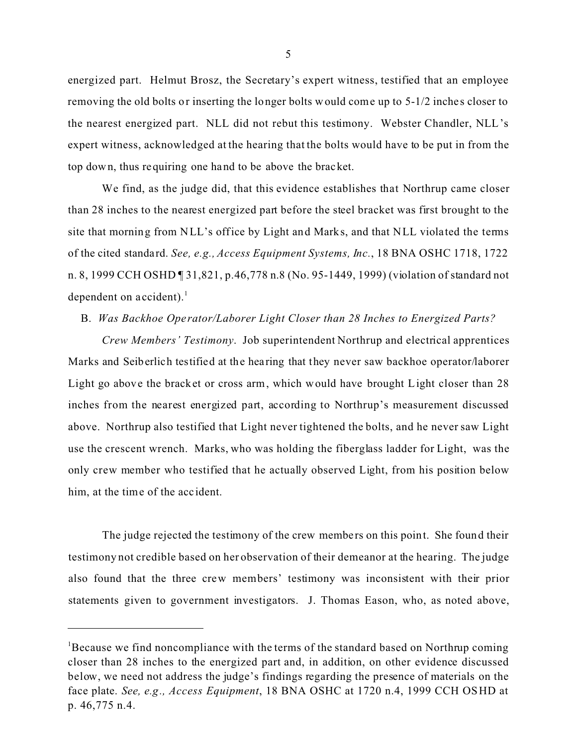energized part. Helmut Brosz, the Secretary's expert witness, testified that an employee removing the old bolts or inserting the longer bolts would come up to 5-1/2 inches closer to the nearest energized part. NLL did not rebut this testimony. Webster Chandler, NLL's expert witness, acknowledged at the hearing that the bolts would have to be put in from the top down, thus requiring one hand to be above the bracket.

We find, as the judge did, that this evidence establishes that Northrup came closer than 28 inches to the nearest energized part before the steel bracket was first brought to the site that morning from NLL's office by Light and Marks, and that NLL violated the terms of the cited standard. *See, e.g., Access Equipment Systems, Inc.*, 18 BNA OSHC 1718, 1722 n. 8, 1999 CCH OSHD ¶ 31,821, p.46,778 n.8 (No. 95-1449, 1999) (violation of standard not dependent on accident).[1]

B. *Was Backhoe Operator/Laborer Light Closer than 28 Inches to Energized Parts?*

*Crew Members' Testimony*. Job superintendent Northrup and electrical apprentices Marks and Seiberlich testified at the hearing that they never saw backhoe operator/laborer Light go above the bracket or cross arm, which would have brought Light closer than 28 inches from the nearest energized part, according to Northrup's measurement discussed above. Northrup also testified that Light never tightened the bolts, and he never saw Light use the crescent wrench. Marks, who was holding the fiberglass ladder for Light, was the only crew member who testified that he actually observed Light, from his position below him, at the time of the accident.

The judge rejected the testimony of the crew members on this point. She found their testimony not credible based on her observation of their demeanor at the hearing. The judge also found that the three crew members' testimony was inconsistent with their prior statements given to government investigators. J. Thomas Eason, who, as noted above,

---

[1]Because we find noncompliance with the terms of the standard based on Northrup coming closer than 28 inches to the energized part and, in addition, on other evidence discussed below, we need not address the judge's findings regarding the presence of materials on the face plate. *See, e.g., Access Equipment*, 18 BNA OSHC at 1720 n.4, 1999 CCH OSHD at p. 46,775 n.4.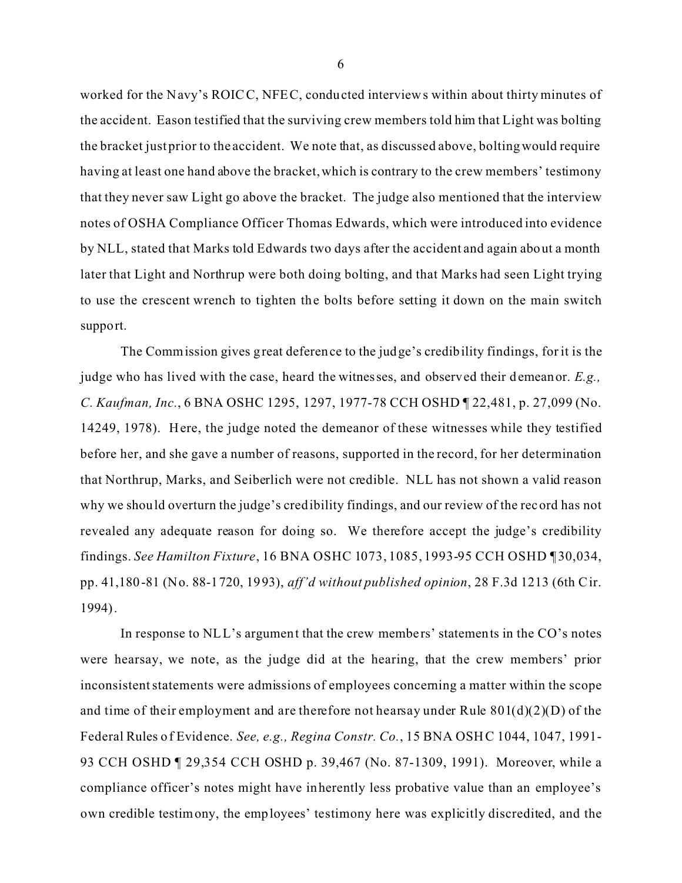worked for the Navy's ROICC, NFEC, conducted interviews within about thirty minutes of the accident. Eason testified that the surviving crew members told him that Light was bolting the bracket just prior to the accident. We note that, as discussed above, bolting would require having at least one hand above the bracket, which is contrary to the crew members' testimony that they never saw Light go above the bracket. The judge also mentioned that the interview notes of OSHA Compliance Officer Thomas Edwards, which were introduced into evidence by NLL, stated that Marks told Edwards two days after the accident and again about a month later that Light and Northrup were both doing bolting, and that Marks had seen Light trying to use the crescent wrench to tighten the bolts before setting it down on the main switch support.

The Commission gives great deference to the judge's credibility findings, for it is the judge who has lived with the case, heard the witnesses, and observed their demeanor. *E.g., C. Kaufman, Inc.*, 6 BNA OSHC 1295, 1297, 1977-78 CCH OSHD ¶ 22,481, p. 27,099 (No. 14249, 1978). Here, the judge noted the demeanor of these witnesses while they testified before her, and she gave a number of reasons, supported in the record, for her determination that Northrup, Marks, and Seiberlich were not credible. NLL has not shown a valid reason why we should overturn the judge's credibility findings, and our review of the record has not revealed any adequate reason for doing so. We therefore accept the judge's credibility findings. *See Hamilton Fixture*, 16 BNA OSHC 1073, 1085, 1993-95 CCH OSHD ¶ 30,034, pp. 41,180-81 (No. 88-1720, 1993), *aff'd without published opinion*, 28 F.3d 1213 (6th Cir. 1994).

In response to NLL's argument that the crew members' statements in the CO's notes were hearsay, we note, as the judge did at the hearing, that the crew members' prior inconsistent statements were admissions of employees concerning a matter within the scope and time of their employment and are therefore not hearsay under Rule 801(d)(2)(D) of the Federal Rules of Evidence. *See, e.g., Regina Constr. Co.*, 15 BNA OSHC 1044, 1047, 1991-93 CCH OSHD ¶ 29,354 CCH OSHD p. 39,467 (No. 87-1309, 1991). Moreover, while a compliance officer's notes might have inherently less probative value than an employee's own credible testimony, the employees' testimony here was explicitly discredited, and the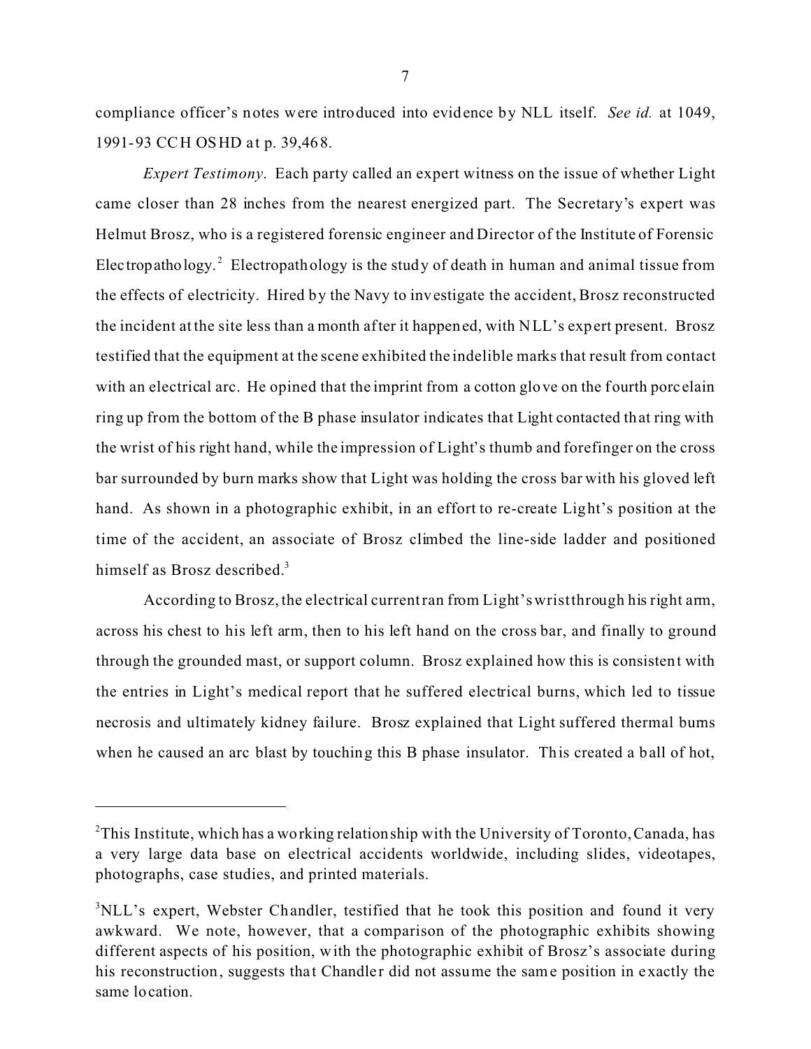compliance officer's notes were introduced into evidence by NLL itself. *See id.* at 1049, 1991-93 CCH OSHD at p. 39,468.

*Expert Testimony*. Each party called an expert witness on the issue of whether Light came closer than 28 inches from the nearest energized part. The Secretary's expert was Helmut Brosz, who is a registered forensic engineer and Director of the Institute of Forensic Electropathology.[2] Electropathology is the study of death in human and animal tissue from the effects of electricity. Hired by the Navy to investigate the accident, Brosz reconstructed the incident at the site less than a month after it happened, with NLL's expert present. Brosz testified that the equipment at the scene exhibited the indelible marks that result from contact with an electrical arc. He opined that the imprint from a cotton glove on the fourth porcelain ring up from the bottom of the B phase insulator indicates that Light contacted that ring with the wrist of his right hand, while the impression of Light's thumb and forefinger on the cross bar surrounded by burn marks show that Light was holding the cross bar with his gloved left hand. As shown in a photographic exhibit, in an effort to re-create Light's position at the time of the accident, an associate of Brosz climbed the line-side ladder and positioned himself as Brosz described.[3]

According to Brosz, the electrical current ran from Light's wrist through his right arm, across his chest to his left arm, then to his left hand on the cross bar, and finally to ground through the grounded mast, or support column. Brosz explained how this is consistent with the entries in Light's medical report that he suffered electrical burns, which led to tissue necrosis and ultimately kidney failure. Brosz explained that Light suffered thermal burns when he caused an arc blast by touching this B phase insulator. This created a ball of hot,

---

[2] This Institute, which has a working relationship with the University of Toronto, Canada, has a very large data base on electrical accidents worldwide, including slides, videotapes, photographs, case studies, and printed materials.

[3] NLL's expert, Webster Chandler, testified that he took this position and found it very awkward. We note, however, that a comparison of the photographic exhibits showing different aspects of his position, with the photographic exhibit of Brosz's associate during his reconstruction, suggests that Chandler did not assume the same position in exactly the same location.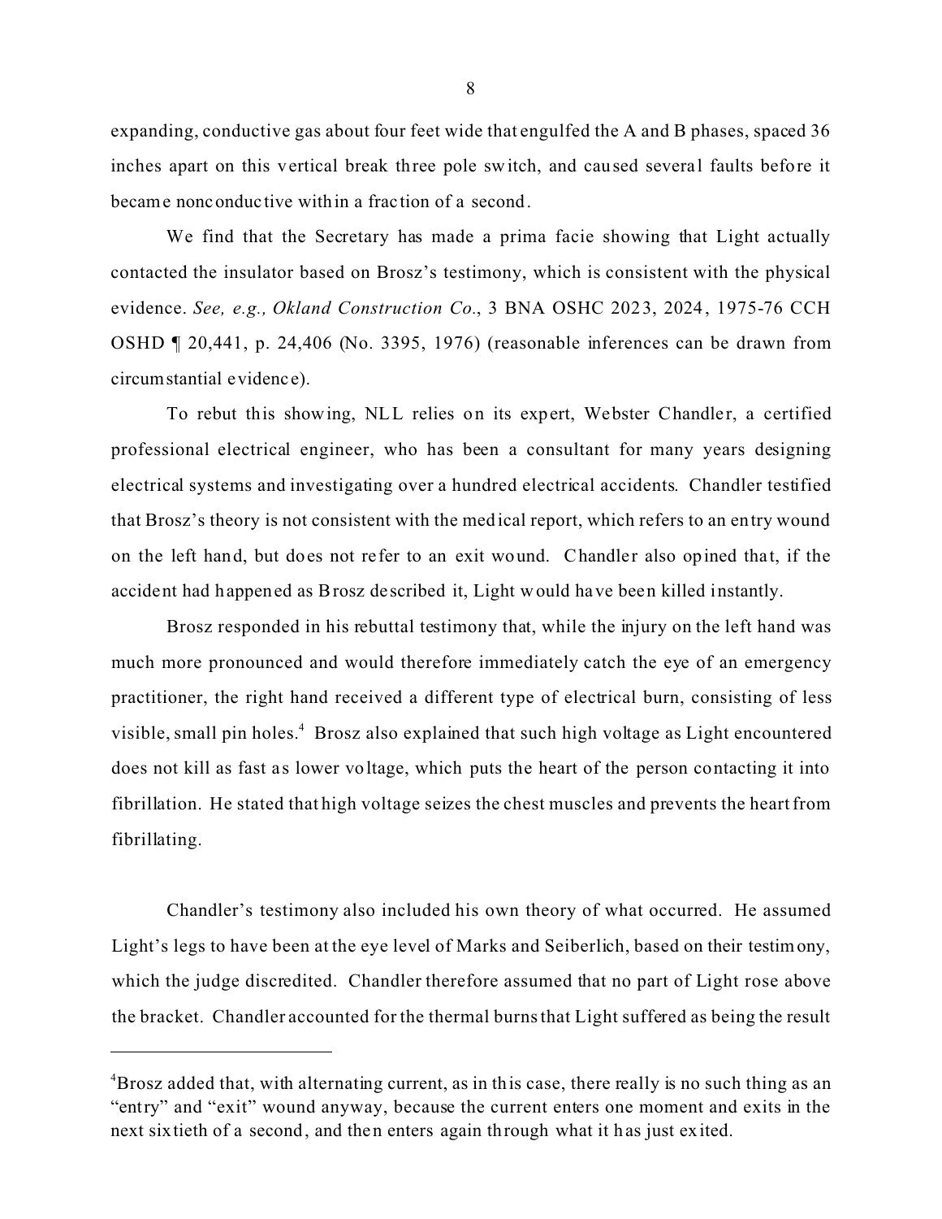expanding, conductive gas about four feet wide that engulfed the A and B phases, spaced 36 inches apart on this vertical break three pole switch, and caused several faults before it became nonconductive within a fraction of a second.

We find that the Secretary has made a prima facie showing that Light actually contacted the insulator based on Brosz's testimony, which is consistent with the physical evidence. *See, e.g., Okland Construction Co.*, 3 BNA OSHC 2023, 2024, 1975-76 CCH OSHD ¶ 20,441, p. 24,406 (No. 3395, 1976) (reasonable inferences can be drawn from circumstantial evidence).

To rebut this showing, NLL relies on its expert, Webster Chandler, a certified professional electrical engineer, who has been a consultant for many years designing electrical systems and investigating over a hundred electrical accidents. Chandler testified that Brosz's theory is not consistent with the medical report, which refers to an entry wound on the left hand, but does not refer to an exit wound. Chandler also opined that, if the accident had happened as Brosz described it, Light would have been killed instantly.

Brosz responded in his rebuttal testimony that, while the injury on the left hand was much more pronounced and would therefore immediately catch the eye of an emergency practitioner, the right hand received a different type of electrical burn, consisting of less visible, small pin holes.[4] Brosz also explained that such high voltage as Light encountered does not kill as fast as lower voltage, which puts the heart of the person contacting it into fibrillation. He stated that high voltage seizes the chest muscles and prevents the heart from fibrillating.

Chandler's testimony also included his own theory of what occurred. He assumed Light's legs to have been at the eye level of Marks and Seiberlich, based on their testimony, which the judge discredited. Chandler therefore assumed that no part of Light rose above the bracket. Chandler accounted for the thermal burns that Light suffered as being the result

---

[4]Brosz added that, with alternating current, as in this case, there really is no such thing as an "entry" and "exit" wound anyway, because the current enters one moment and exits in the next sixtieth of a second, and then enters again through what it has just exited.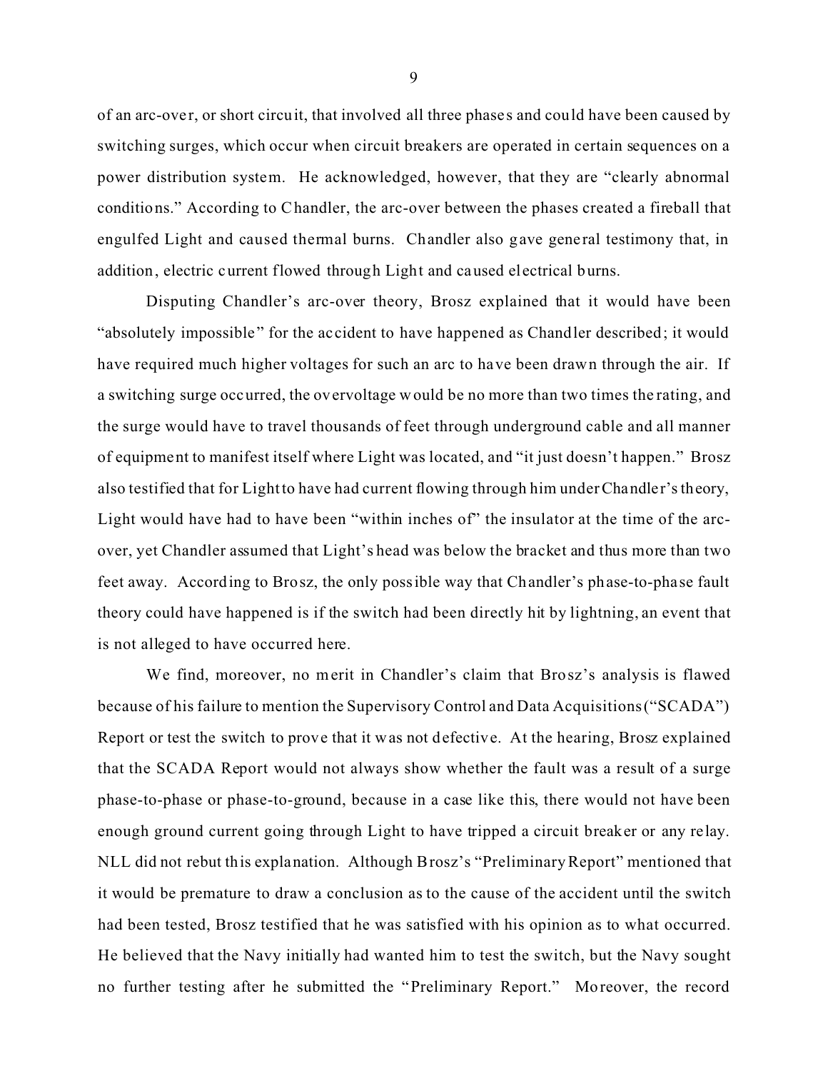of an arc-over, or short circuit, that involved all three phases and could have been caused by switching surges, which occur when circuit breakers are operated in certain sequences on a power distribution system. He acknowledged, however, that they are "clearly abnormal conditions." According to Chandler, the arc-over between the phases created a fireball that engulfed Light and caused thermal burns. Chandler also gave general testimony that, in addition, electric current flowed through Light and caused electrical burns.

Disputing Chandler's arc-over theory, Brosz explained that it would have been "absolutely impossible" for the accident to have happened as Chandler described; it would have required much higher voltages for such an arc to have been drawn through the air. If a switching surge occurred, the overvoltage would be no more than two times the rating, and the surge would have to travel thousands of feet through underground cable and all manner of equipment to manifest itself where Light was located, and "it just doesn't happen." Brosz also testified that for Light to have had current flowing through him under Chandler's theory, Light would have had to have been "within inches of" the insulator at the time of the arc-over, yet Chandler assumed that Light's head was below the bracket and thus more than two feet away. According to Brosz, the only possible way that Chandler's phase-to-phase fault theory could have happened is if the switch had been directly hit by lightning, an event that is not alleged to have occurred here.

We find, moreover, no merit in Chandler's claim that Brosz's analysis is flawed because of his failure to mention the Supervisory Control and Data Acquisitions ("SCADA") Report or test the switch to prove that it was not defective. At the hearing, Brosz explained that the SCADA Report would not always show whether the fault was a result of a surge phase-to-phase or phase-to-ground, because in a case like this, there would not have been enough ground current going through Light to have tripped a circuit breaker or any relay. NLL did not rebut this explanation. Although Brosz's "Preliminary Report" mentioned that it would be premature to draw a conclusion as to the cause of the accident until the switch had been tested, Brosz testified that he was satisfied with his opinion as to what occurred. He believed that the Navy initially had wanted him to test the switch, but the Navy sought no further testing after he submitted the "Preliminary Report." Moreover, the record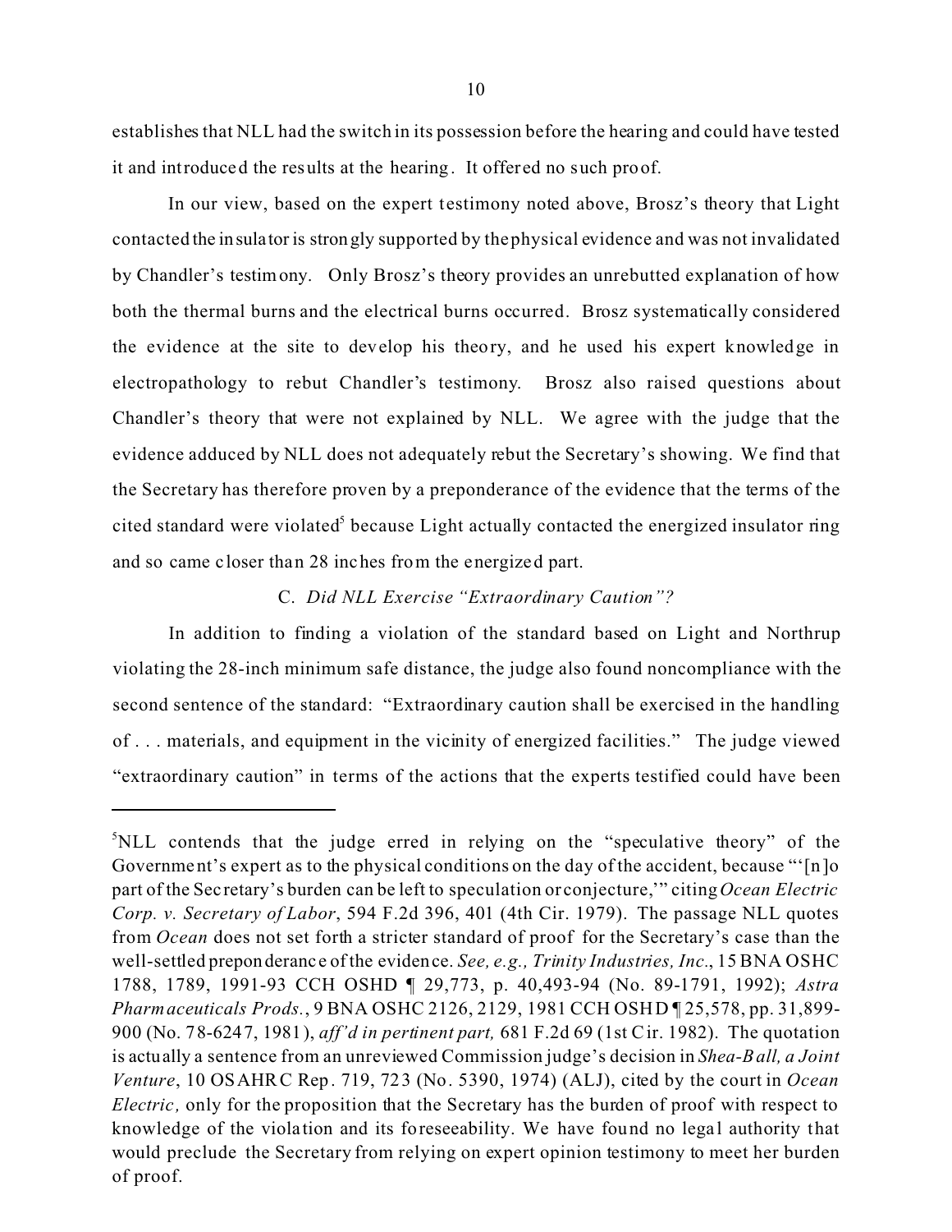establishes that NLL had the switch in its possession before the hearing and could have tested it and introduced the results at the hearing. It offered no such proof.

In our view, based on the expert testimony noted above, Brosz's theory that Light contacted the insulator is strongly supported by the physical evidence and was not invalidated by Chandler's testimony. Only Brosz's theory provides an unrebutted explanation of how both the thermal burns and the electrical burns occurred. Brosz systematically considered the evidence at the site to develop his theory, and he used his expert knowledge in electropathology to rebut Chandler's testimony. Brosz also raised questions about Chandler's theory that were not explained by NLL. We agree with the judge that the evidence adduced by NLL does not adequately rebut the Secretary's showing. We find that the Secretary has therefore proven by a preponderance of the evidence that the terms of the cited standard were violated[5] because Light actually contacted the energized insulator ring and so came closer than 28 inches from the energized part.

### C. *Did NLL Exercise "Extraordinary Caution"?*

In addition to finding a violation of the standard based on Light and Northrup violating the 28-inch minimum safe distance, the judge also found noncompliance with the second sentence of the standard: "Extraordinary caution shall be exercised in the handling of . . . materials, and equipment in the vicinity of energized facilities." The judge viewed "extraordinary caution" in terms of the actions that the experts testified could have been

---

[5] NLL contends that the judge erred in relying on the "speculative theory" of the Government's expert as to the physical conditions on the day of the accident, because "'[n]o part of the Secretary's burden can be left to speculation or conjecture,'" citing *Ocean Electric Corp. v. Secretary of Labor*, 594 F.2d 396, 401 (4th Cir. 1979). The passage NLL quotes from *Ocean* does not set forth a stricter standard of proof for the Secretary's case than the well-settled preponderance of the evidence. *See, e.g., Trinity Industries, Inc.*, 15 BNA OSHC 1788, 1789, 1991-93 CCH OSHD ¶ 29,773, p. 40,493-94 (No. 89-1791, 1992); *Astra Pharmaceuticals Prods.*, 9 BNA OSHC 2126, 2129, 1981 CCH OSHD ¶ 25,578, pp. 31,899-900 (No. 78-6247, 1981), *aff'd in pertinent part,* 681 F.2d 69 (1st Cir. 1982). The quotation is actually a sentence from an unreviewed Commission judge's decision in *Shea-Ball, a Joint Venture*, 10 OSAHRC Rep. 719, 723 (No. 5390, 1974) (ALJ), cited by the court in *Ocean Electric,* only for the proposition that the Secretary has the burden of proof with respect to knowledge of the violation and its foreseeability. We have found no legal authority that would preclude the Secretary from relying on expert opinion testimony to meet her burden of proof.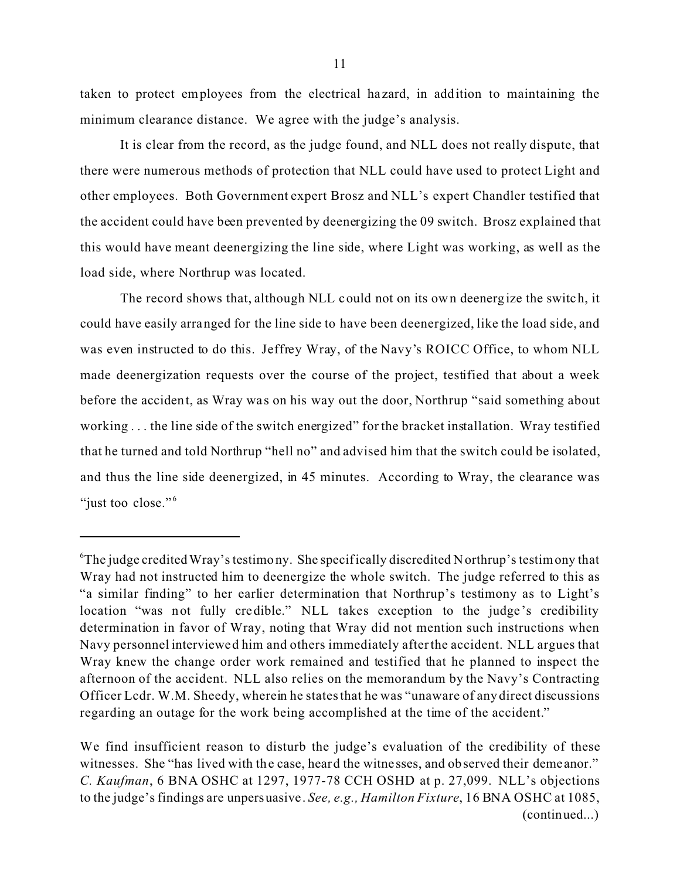taken to protect employees from the electrical hazard, in addition to maintaining the minimum clearance distance. We agree with the judge's analysis.

It is clear from the record, as the judge found, and NLL does not really dispute, that there were numerous methods of protection that NLL could have used to protect Light and other employees. Both Government expert Brosz and NLL's expert Chandler testified that the accident could have been prevented by deenergizing the 09 switch. Brosz explained that this would have meant deenergizing the line side, where Light was working, as well as the load side, where Northrup was located.

The record shows that, although NLL could not on its own deenergize the switch, it could have easily arranged for the line side to have been deenergized, like the load side, and was even instructed to do this. Jeffrey Wray, of the Navy's ROICC Office, to whom NLL made deenergization requests over the course of the project, testified that about a week before the accident, as Wray was on his way out the door, Northrup "said something about working . . . the line side of the switch energized" for the bracket installation. Wray testified that he turned and told Northrup "hell no" and advised him that the switch could be isolated, and thus the line side deenergized, in 45 minutes. According to Wray, the clearance was "just too close."[6]

---

[6]The judge credited Wray's testimony. She specifically discredited Northrup's testimony that Wray had not instructed him to deenergize the whole switch. The judge referred to this as "a similar finding" to her earlier determination that Northrup's testimony as to Light's location "was not fully credible." NLL takes exception to the judge's credibility determination in favor of Wray, noting that Wray did not mention such instructions when Navy personnel interviewed him and others immediately after the accident. NLL argues that Wray knew the change order work remained and testified that he planned to inspect the afternoon of the accident. NLL also relies on the memorandum by the Navy's Contracting Officer Lcdr. W.M. Sheedy, wherein he states that he was "unaware of any direct discussions regarding an outage for the work being accomplished at the time of the accident."

We find insufficient reason to disturb the judge's evaluation of the credibility of these witnesses. She "has lived with the case, heard the witnesses, and observed their demeanor." *C. Kaufman*, 6 BNA OSHC at 1297, 1977-78 CCH OSHD at p. 27,099. NLL's objections to the judge's findings are unpersuasive. *See, e.g., Hamilton Fixture*, 16 BNA OSHC at 1085, (continued...)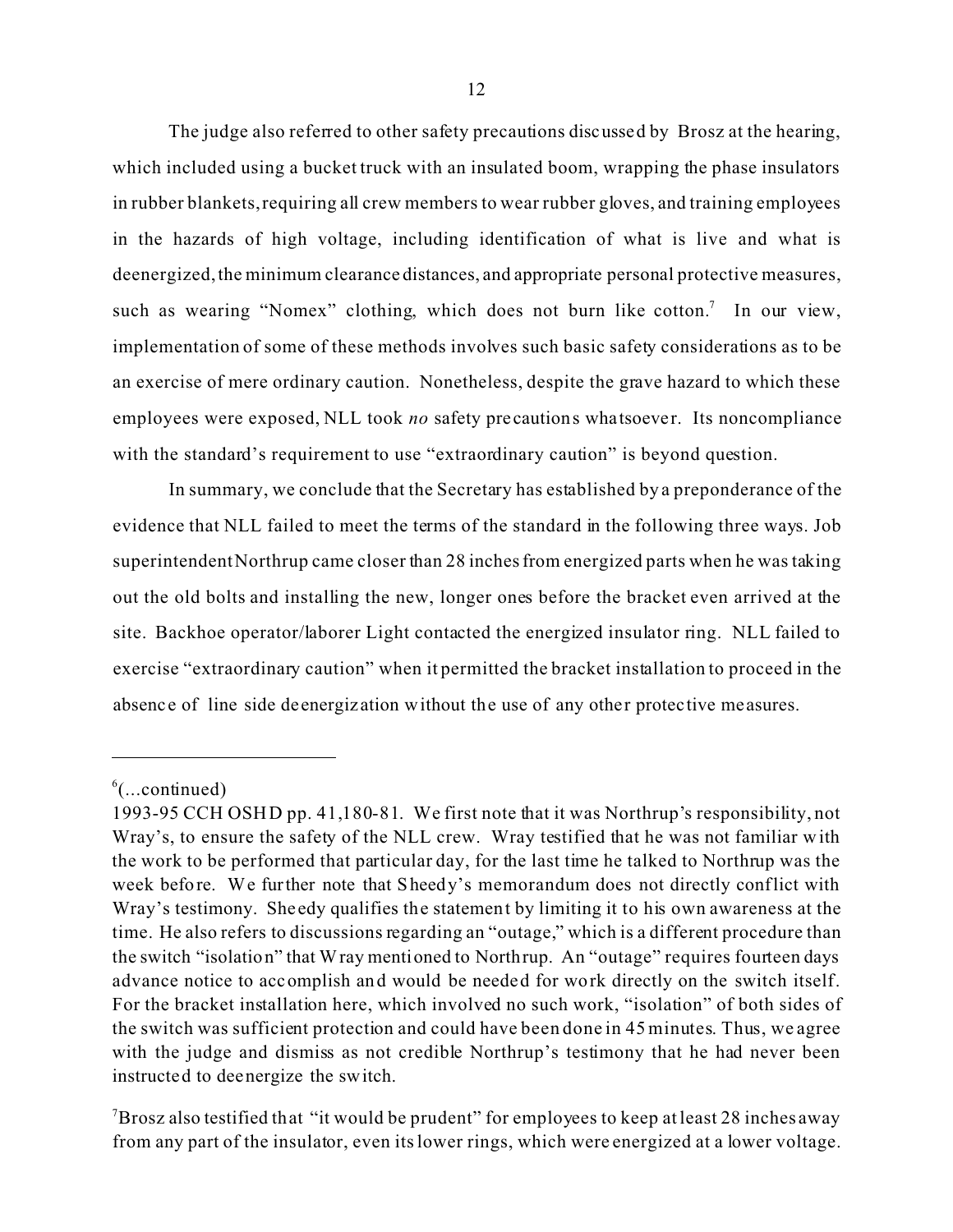The judge also referred to other safety precautions discussed by Brosz at the hearing, which included using a bucket truck with an insulated boom, wrapping the phase insulators in rubber blankets, requiring all crew members to wear rubber gloves, and training employees in the hazards of high voltage, including identification of what is live and what is deenergized, the minimum clearance distances, and appropriate personal protective measures, such as wearing "Nomex" clothing, which does not burn like cotton.[7] In our view, implementation of some of these methods involves such basic safety considerations as to be an exercise of mere ordinary caution. Nonetheless, despite the grave hazard to which these employees were exposed, NLL took *no* safety precautions whatsoever. Its noncompliance with the standard's requirement to use "extraordinary caution" is beyond question.

In summary, we conclude that the Secretary has established by a preponderance of the evidence that NLL failed to meet the terms of the standard in the following three ways. Job superintendent Northrup came closer than 28 inches from energized parts when he was taking out the old bolts and installing the new, longer ones before the bracket even arrived at the site. Backhoe operator/laborer Light contacted the energized insulator ring. NLL failed to exercise "extraordinary caution" when it permitted the bracket installation to proceed in the absence of line side deenergization without the use of any other protective measures.

---

[6](...continued)
1993-95 CCH OSHD pp. 41,180-81. We first note that it was Northrup's responsibility, not Wray's, to ensure the safety of the NLL crew. Wray testified that he was not familiar with the work to be performed that particular day, for the last time he talked to Northrup was the week before. We further note that Sheedy's memorandum does not directly conflict with Wray's testimony. Sheedy qualifies the statement by limiting it to his own awareness at the time. He also refers to discussions regarding an "outage," which is a different procedure than the switch "isolation" that Wray mentioned to Northrup. An "outage" requires fourteen days advance notice to accomplish and would be needed for work directly on the switch itself. For the bracket installation here, which involved no such work, "isolation" of both sides of the switch was sufficient protection and could have been done in 45 minutes. Thus, we agree with the judge and dismiss as not credible Northrup's testimony that he had never been instructed to deenergize the switch.

[7]Brosz also testified that "it would be prudent" for employees to keep at least 28 inches away from any part of the insulator, even its lower rings, which were energized at a lower voltage.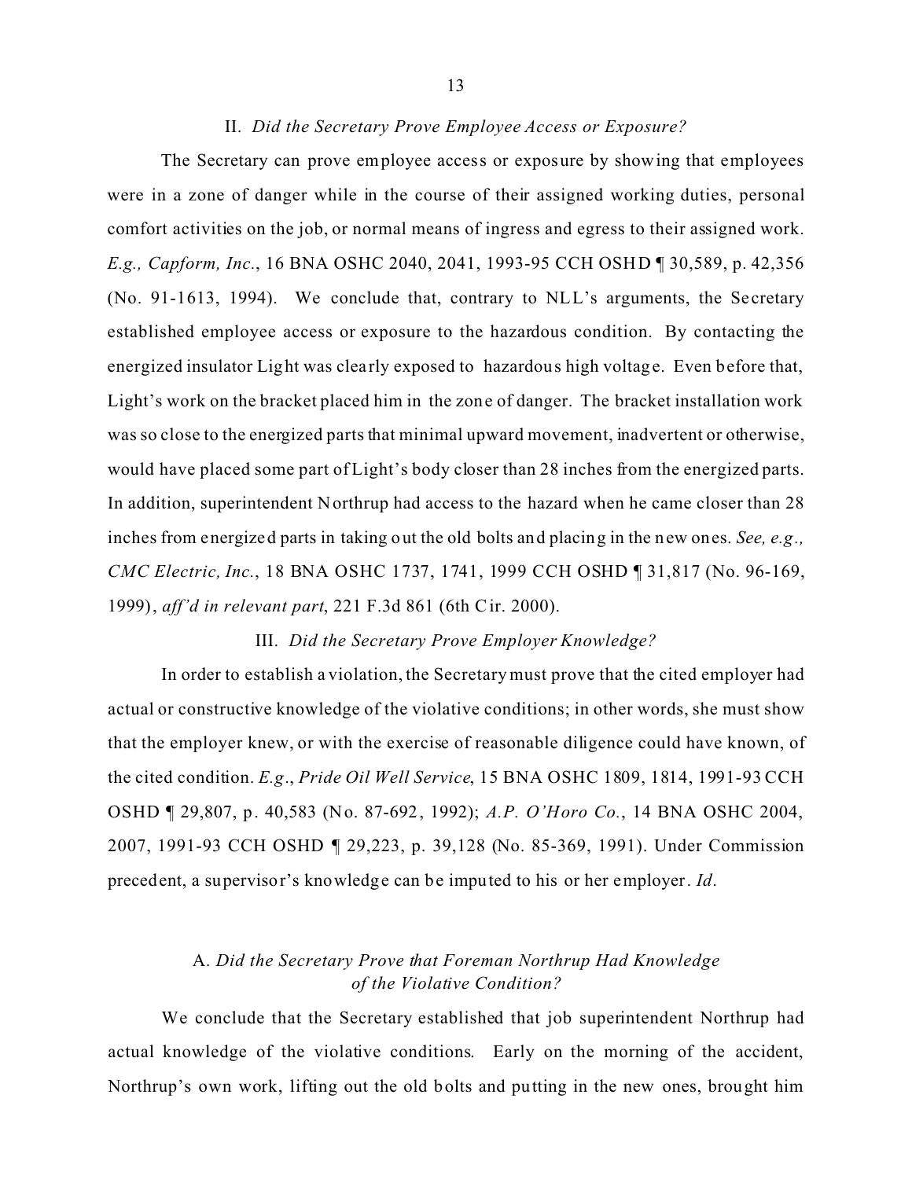## II. *Did the Secretary Prove Employee Access or Exposure?*

The Secretary can prove employee access or exposure by showing that employees were in a zone of danger while in the course of their assigned working duties, personal comfort activities on the job, or normal means of ingress and egress to their assigned work. *E.g., Capform, Inc.*, 16 BNA OSHC 2040, 2041, 1993-95 CCH OSHD ¶ 30,589, p. 42,356 (No. 91-1613, 1994). We conclude that, contrary to NLL's arguments, the Secretary established employee access or exposure to the hazardous condition. By contacting the energized insulator Light was clearly exposed to hazardous high voltage. Even before that, Light's work on the bracket placed him in the zone of danger. The bracket installation work was so close to the energized parts that minimal upward movement, inadvertent or otherwise, would have placed some part of Light's body closer than 28 inches from the energized parts. In addition, superintendent Northrup had access to the hazard when he came closer than 28 inches from energized parts in taking out the old bolts and placing in the new ones. *See, e.g., CMC Electric, Inc.*, 18 BNA OSHC 1737, 1741, 1999 CCH OSHD ¶ 31,817 (No. 96-169, 1999), *aff'd in relevant part*, 221 F.3d 861 (6th Cir. 2000).

## III. *Did the Secretary Prove Employer Knowledge?*

In order to establish a violation, the Secretary must prove that the cited employer had actual or constructive knowledge of the violative conditions; in other words, she must show that the employer knew, or with the exercise of reasonable diligence could have known, of the cited condition. *E.g.*, *Pride Oil Well Service*, 15 BNA OSHC 1809, 1814, 1991-93 CCH OSHD ¶ 29,807, p. 40,583 (No. 87-692, 1992); *A.P. O'Horo Co.*, 14 BNA OSHC 2004, 2007, 1991-93 CCH OSHD ¶ 29,223, p. 39,128 (No. 85-369, 1991). Under Commission precedent, a supervisor's knowledge can be imputed to his or her employer. *Id*.

### A. *Did the Secretary Prove that Foreman Northrup Had Knowledge of the Violative Condition?*

We conclude that the Secretary established that job superintendent Northrup had actual knowledge of the violative conditions. Early on the morning of the accident, Northrup's own work, lifting out the old bolts and putting in the new ones, brought him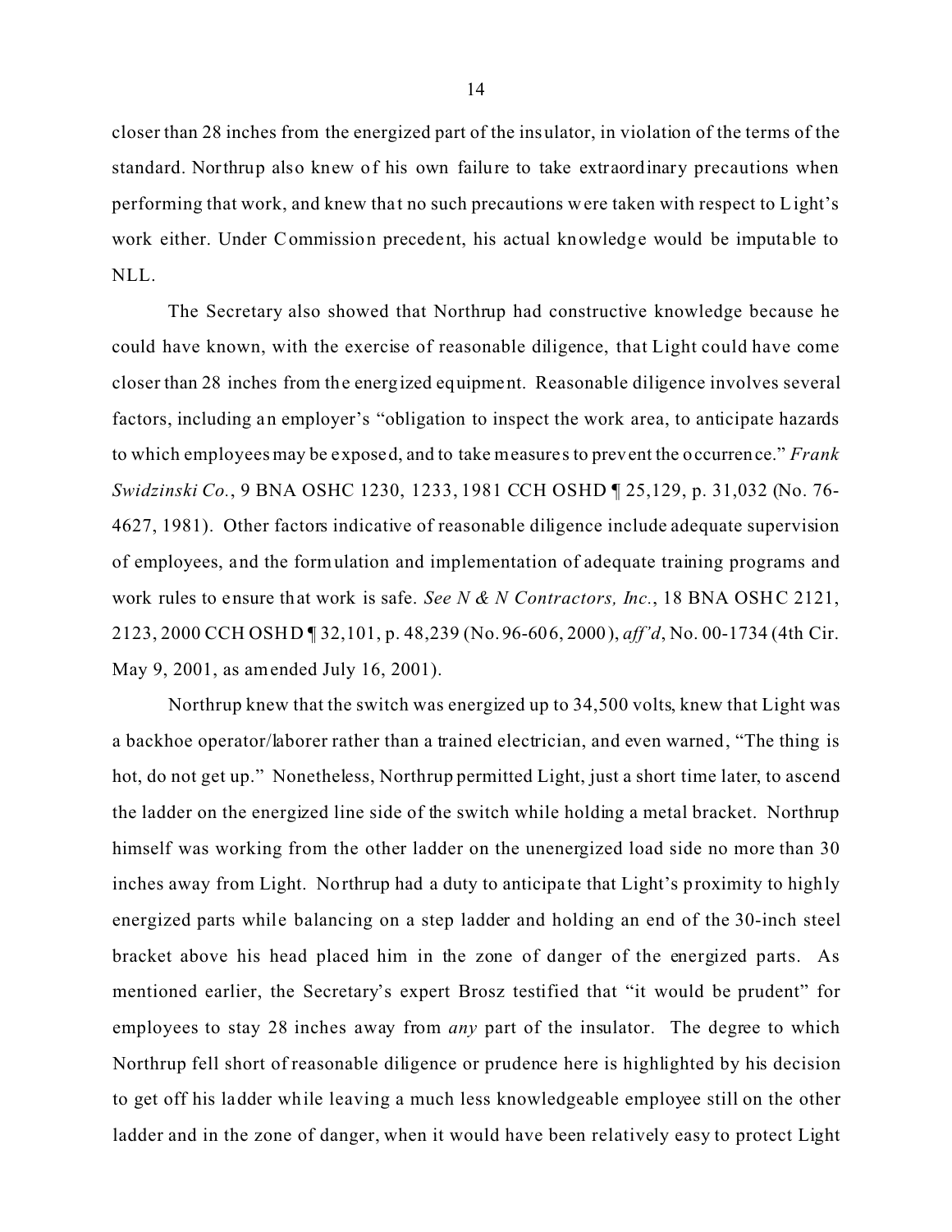closer than 28 inches from the energized part of the insulator, in violation of the terms of the standard. Northrup also knew of his own failure to take extraordinary precautions when performing that work, and knew that no such precautions were taken with respect to Light's work either. Under Commission precedent, his actual knowledge would be imputable to NLL.

The Secretary also showed that Northrup had constructive knowledge because he could have known, with the exercise of reasonable diligence, that Light could have come closer than 28 inches from the energized equipment. Reasonable diligence involves several factors, including an employer's "obligation to inspect the work area, to anticipate hazards to which employees may be exposed, and to take measures to prevent the occurrence." *Frank Swidzinski Co.*, 9 BNA OSHC 1230, 1233, 1981 CCH OSHD ¶ 25,129, p. 31,032 (No. 76-4627, 1981). Other factors indicative of reasonable diligence include adequate supervision of employees, and the formulation and implementation of adequate training programs and work rules to ensure that work is safe. *See N & N Contractors, Inc.*, 18 BNA OSHC 2121, 2123, 2000 CCH OSHD ¶ 32,101, p. 48,239 (No. 96-606, 2000), *aff'd*, No. 00-1734 (4th Cir. May 9, 2001, as amended July 16, 2001).

Northrup knew that the switch was energized up to 34,500 volts, knew that Light was a backhoe operator/laborer rather than a trained electrician, and even warned, "The thing is hot, do not get up." Nonetheless, Northrup permitted Light, just a short time later, to ascend the ladder on the energized line side of the switch while holding a metal bracket. Northrup himself was working from the other ladder on the unenergized load side no more than 30 inches away from Light. Northrup had a duty to anticipate that Light's proximity to highly energized parts while balancing on a step ladder and holding an end of the 30-inch steel bracket above his head placed him in the zone of danger of the energized parts. As mentioned earlier, the Secretary's expert Brosz testified that "it would be prudent" for employees to stay 28 inches away from *any* part of the insulator. The degree to which Northrup fell short of reasonable diligence or prudence here is highlighted by his decision to get off his ladder while leaving a much less knowledgeable employee still on the other ladder and in the zone of danger, when it would have been relatively easy to protect Light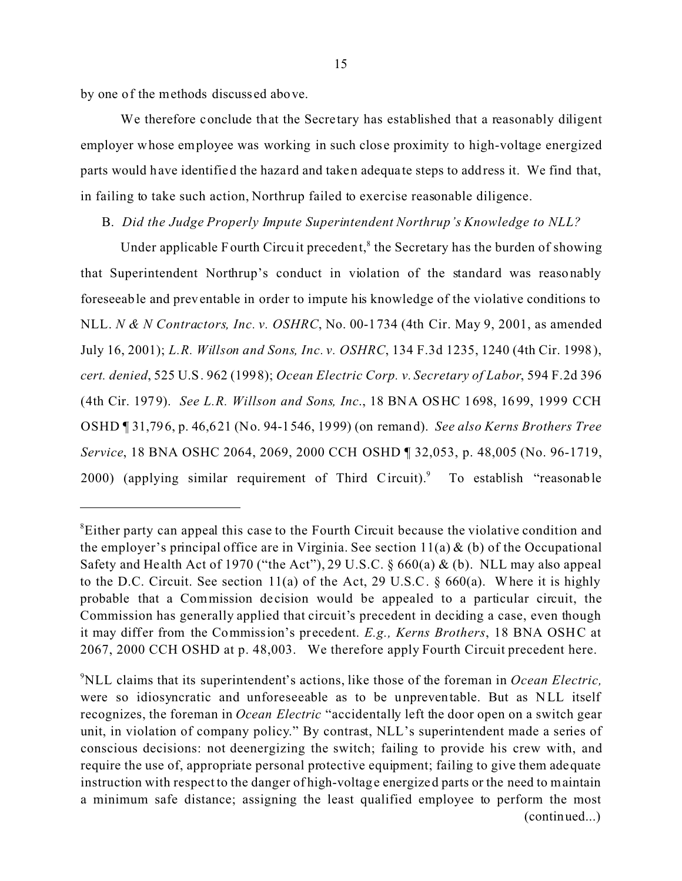by one of the methods discussed above.

We therefore conclude that the Secretary has established that a reasonably diligent employer whose employee was working in such close proximity to high-voltage energized parts would have identified the hazard and taken adequate steps to address it. We find that, in failing to take such action, Northrup failed to exercise reasonable diligence.

B. *Did the Judge Properly Impute Superintendent Northrup's Knowledge to NLL?*

Under applicable Fourth Circuit precedent,[8] the Secretary has the burden of showing that Superintendent Northrup's conduct in violation of the standard was reasonably foreseeable and preventable in order to impute his knowledge of the violative conditions to NLL. *N & N Contractors, Inc. v. OSHRC*, No. 00-1734 (4th Cir. May 9, 2001, as amended July 16, 2001); *L.R. Willson and Sons, Inc. v. OSHRC*, 134 F.3d 1235, 1240 (4th Cir. 1998), *cert. denied*, 525 U.S. 962 (1998); *Ocean Electric Corp. v. Secretary of Labor*, 594 F.2d 396 (4th Cir. 1979). *See L.R. Willson and Sons, Inc.*, 18 BNA OSHC 1698, 1699, 1999 CCH OSHD ¶ 31,796, p. 46,621 (No. 94-1546, 1999) (on remand). *See also Kerns Brothers Tree Service*, 18 BNA OSHC 2064, 2069, 2000 CCH OSHD ¶ 32,053, p. 48,005 (No. 96-1719, 2000) (applying similar requirement of Third Circuit).[9] To establish "reasonable

---

[8]Either party can appeal this case to the Fourth Circuit because the violative condition and the employer's principal office are in Virginia. See section 11(a) & (b) of the Occupational Safety and Health Act of 1970 ("the Act"), 29 U.S.C. § 660(a) & (b). NLL may also appeal to the D.C. Circuit. See section 11(a) of the Act, 29 U.S.C. § 660(a). Where it is highly probable that a Commission decision would be appealed to a particular circuit, the Commission has generally applied that circuit's precedent in deciding a case, even though it may differ from the Commission's precedent. *E.g., Kerns Brothers*, 18 BNA OSHC at 2067, 2000 CCH OSHD at p. 48,003. We therefore apply Fourth Circuit precedent here.

[9]NLL claims that its superintendent's actions, like those of the foreman in *Ocean Electric,* were so idiosyncratic and unforeseeable as to be unpreventable. But as NLL itself recognizes, the foreman in *Ocean Electric* "accidentally left the door open on a switch gear unit, in violation of company policy." By contrast, NLL's superintendent made a series of conscious decisions: not deenergizing the switch; failing to provide his crew with, and require the use of, appropriate personal protective equipment; failing to give them adequate instruction with respect to the danger of high-voltage energized parts or the need to maintain a minimum safe distance; assigning the least qualified employee to perform the most (continued...)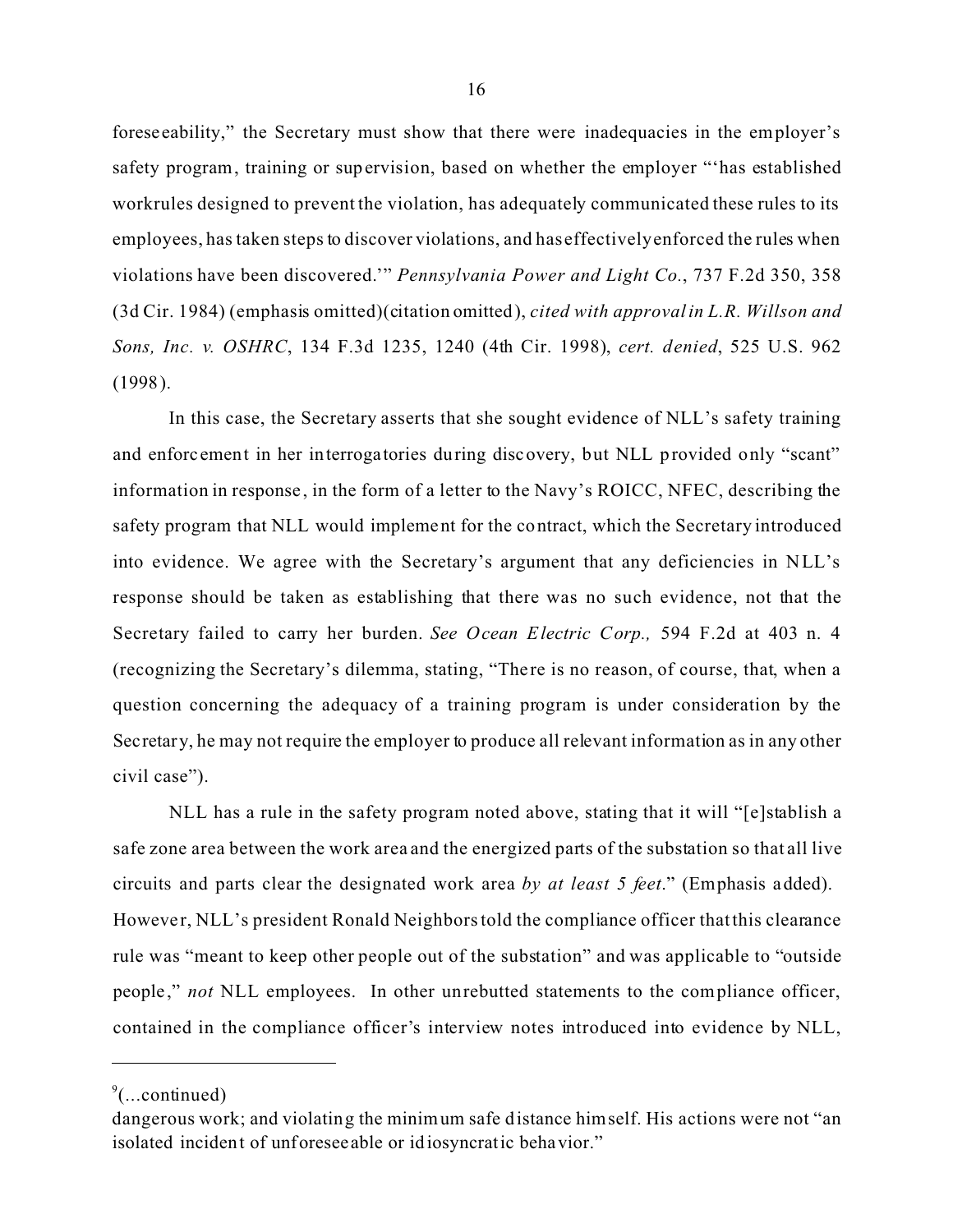foreseeability," the Secretary must show that there were inadequacies in the employer's safety program, training or supervision, based on whether the employer "'has established workrules designed to prevent the violation, has adequately communicated these rules to its employees, has taken steps to discover violations, and has effectively enforced the rules when violations have been discovered.'" *Pennsylvania Power and Light Co.*, 737 F.2d 350, 358 (3d Cir. 1984) (emphasis omitted)(citation omitted), *cited with approval in L.R. Willson and Sons, Inc. v. OSHRC*, 134 F.3d 1235, 1240 (4th Cir. 1998), *cert. denied*, 525 U.S. 962 (1998).

In this case, the Secretary asserts that she sought evidence of NLL's safety training and enforcement in her interrogatories during discovery, but NLL provided only "scant" information in response, in the form of a letter to the Navy's ROICC, NFEC, describing the safety program that NLL would implement for the contract, which the Secretary introduced into evidence. We agree with the Secretary's argument that any deficiencies in NLL's response should be taken as establishing that there was no such evidence, not that the Secretary failed to carry her burden. *See Ocean Electric Corp.,* 594 F.2d at 403 n. 4 (recognizing the Secretary's dilemma, stating, "There is no reason, of course, that, when a question concerning the adequacy of a training program is under consideration by the Secretary, he may not require the employer to produce all relevant information as in any other civil case").

NLL has a rule in the safety program noted above, stating that it will "[e]stablish a safe zone area between the work area and the energized parts of the substation so that all live circuits and parts clear the designated work area *by at least 5 feet*." (Emphasis added). However, NLL's president Ronald Neighbors told the compliance officer that this clearance rule was "meant to keep other people out of the substation" and was applicable to "outside people," *not* NLL employees. In other unrebutted statements to the compliance officer, contained in the compliance officer's interview notes introduced into evidence by NLL,

---

[9](...continued)
dangerous work; and violating the minimum safe distance himself. His actions were not "an isolated incident of unforeseeable or idiosyncratic behavior."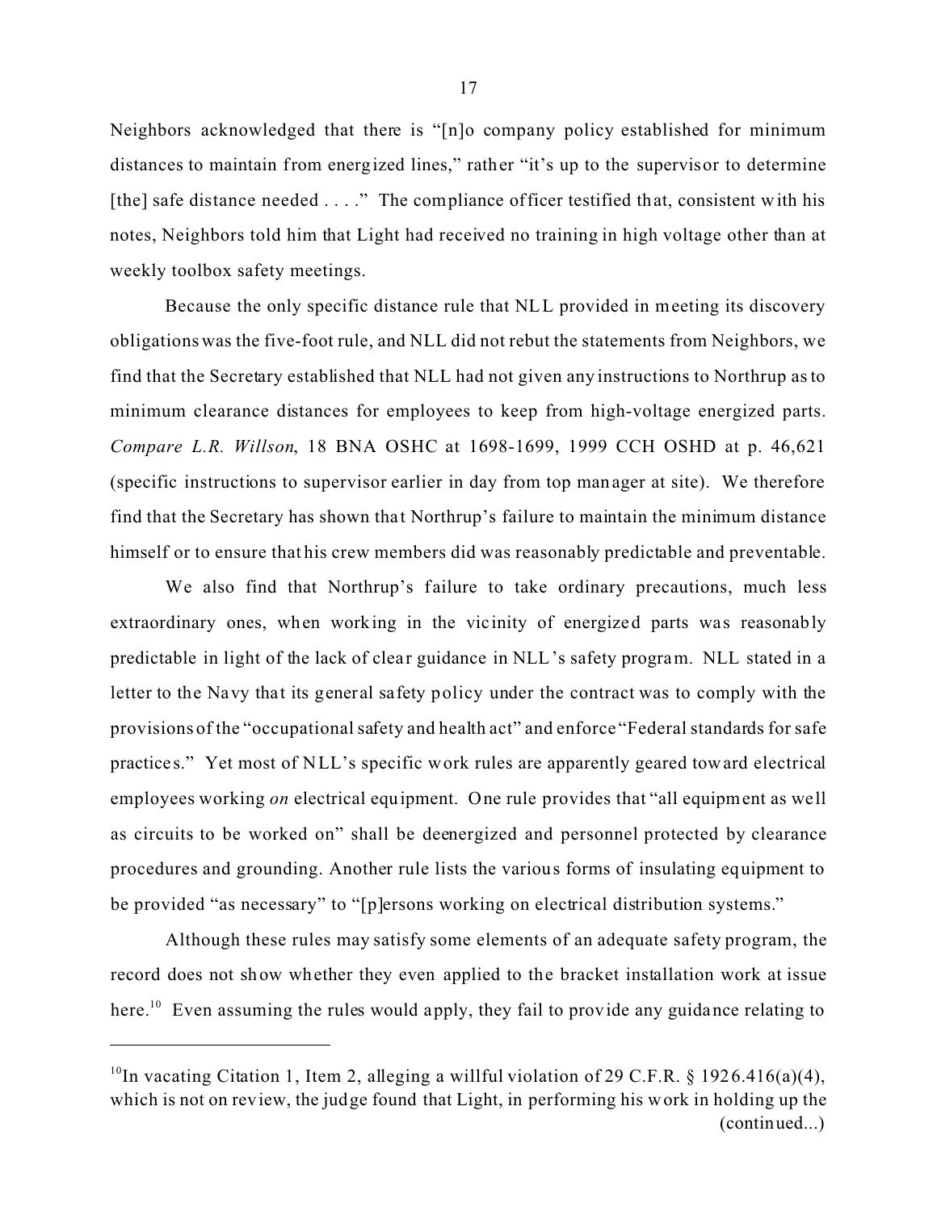Neighbors acknowledged that there is "[n]o company policy established for minimum distances to maintain from energized lines," rather "it's up to the supervisor to determine [the] safe distance needed . . . ." The compliance officer testified that, consistent with his notes, Neighbors told him that Light had received no training in high voltage other than at weekly toolbox safety meetings.

Because the only specific distance rule that NLL provided in meeting its discovery obligations was the five-foot rule, and NLL did not rebut the statements from Neighbors, we find that the Secretary established that NLL had not given any instructions to Northrup as to minimum clearance distances for employees to keep from high-voltage energized parts. *Compare L.R. Willson*, 18 BNA OSHC at 1698-1699, 1999 CCH OSHD at p. 46,621 (specific instructions to supervisor earlier in day from top manager at site). We therefore find that the Secretary has shown that Northrup's failure to maintain the minimum distance himself or to ensure that his crew members did was reasonably predictable and preventable.

We also find that Northrup's failure to take ordinary precautions, much less extraordinary ones, when working in the vicinity of energized parts was reasonably predictable in light of the lack of clear guidance in NLL's safety program. NLL stated in a letter to the Navy that its general safety policy under the contract was to comply with the provisions of the "occupational safety and health act" and enforce "Federal standards for safe practices." Yet most of NLL's specific work rules are apparently geared toward electrical employees working *on* electrical equipment. One rule provides that "all equipment as well as circuits to be worked on" shall be deenergized and personnel protected by clearance procedures and grounding. Another rule lists the various forms of insulating equipment to be provided "as necessary" to "[p]ersons working on electrical distribution systems."

Although these rules may satisfy some elements of an adequate safety program, the record does not show whether they even applied to the bracket installation work at issue here.[10] Even assuming the rules would apply, they fail to provide any guidance relating to

---

[10]In vacating Citation 1, Item 2, alleging a willful violation of 29 C.F.R. § 1926.416(a)(4), which is not on review, the judge found that Light, in performing his work in holding up the (continued...)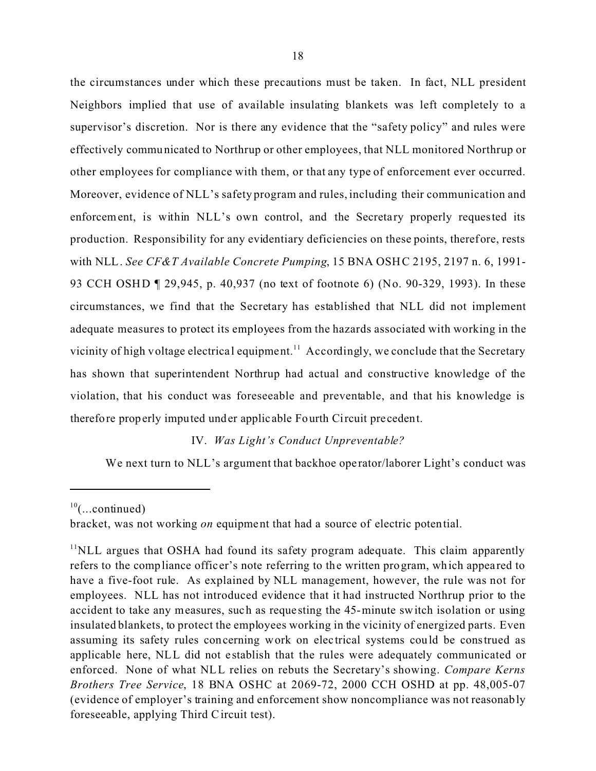the circumstances under which these precautions must be taken. In fact, NLL president Neighbors implied that use of available insulating blankets was left completely to a supervisor's discretion. Nor is there any evidence that the "safety policy" and rules were effectively communicated to Northrup or other employees, that NLL monitored Northrup or other employees for compliance with them, or that any type of enforcement ever occurred. Moreover, evidence of NLL's safety program and rules, including their communication and enforcement, is within NLL's own control, and the Secretary properly requested its production. Responsibility for any evidentiary deficiencies on these points, therefore, rests with NLL. *See CF&T Available Concrete Pumping*, 15 BNA OSHC 2195, 2197 n. 6, 1991-93 CCH OSHD ¶ 29,945, p. 40,937 (no text of footnote 6) (No. 90-329, 1993). In these circumstances, we find that the Secretary has established that NLL did not implement adequate measures to protect its employees from the hazards associated with working in the vicinity of high voltage electrical equipment.[11] Accordingly, we conclude that the Secretary has shown that superintendent Northrup had actual and constructive knowledge of the violation, that his conduct was foreseeable and preventable, and that his knowledge is therefore properly imputed under applicable Fourth Circuit precedent.

IV. *Was Light's Conduct Unpreventable?*

We next turn to NLL's argument that backhoe operator/laborer Light's conduct was

---

[10](...continued)
bracket, was not working *on* equipment that had a source of electric potential.

[11]NLL argues that OSHA had found its safety program adequate. This claim apparently refers to the compliance officer's note referring to the written program, which appeared to have a five-foot rule. As explained by NLL management, however, the rule was not for employees. NLL has not introduced evidence that it had instructed Northrup prior to the accident to take any measures, such as requesting the 45-minute switch isolation or using insulated blankets, to protect the employees working in the vicinity of energized parts. Even assuming its safety rules concerning work on electrical systems could be construed as applicable here, NLL did not establish that the rules were adequately communicated or enforced. None of what NLL relies on rebuts the Secretary's showing. *Compare Kerns Brothers Tree Service*, 18 BNA OSHC at 2069-72, 2000 CCH OSHD at pp. 48,005-07 (evidence of employer's training and enforcement show noncompliance was not reasonably foreseeable, applying Third Circuit test).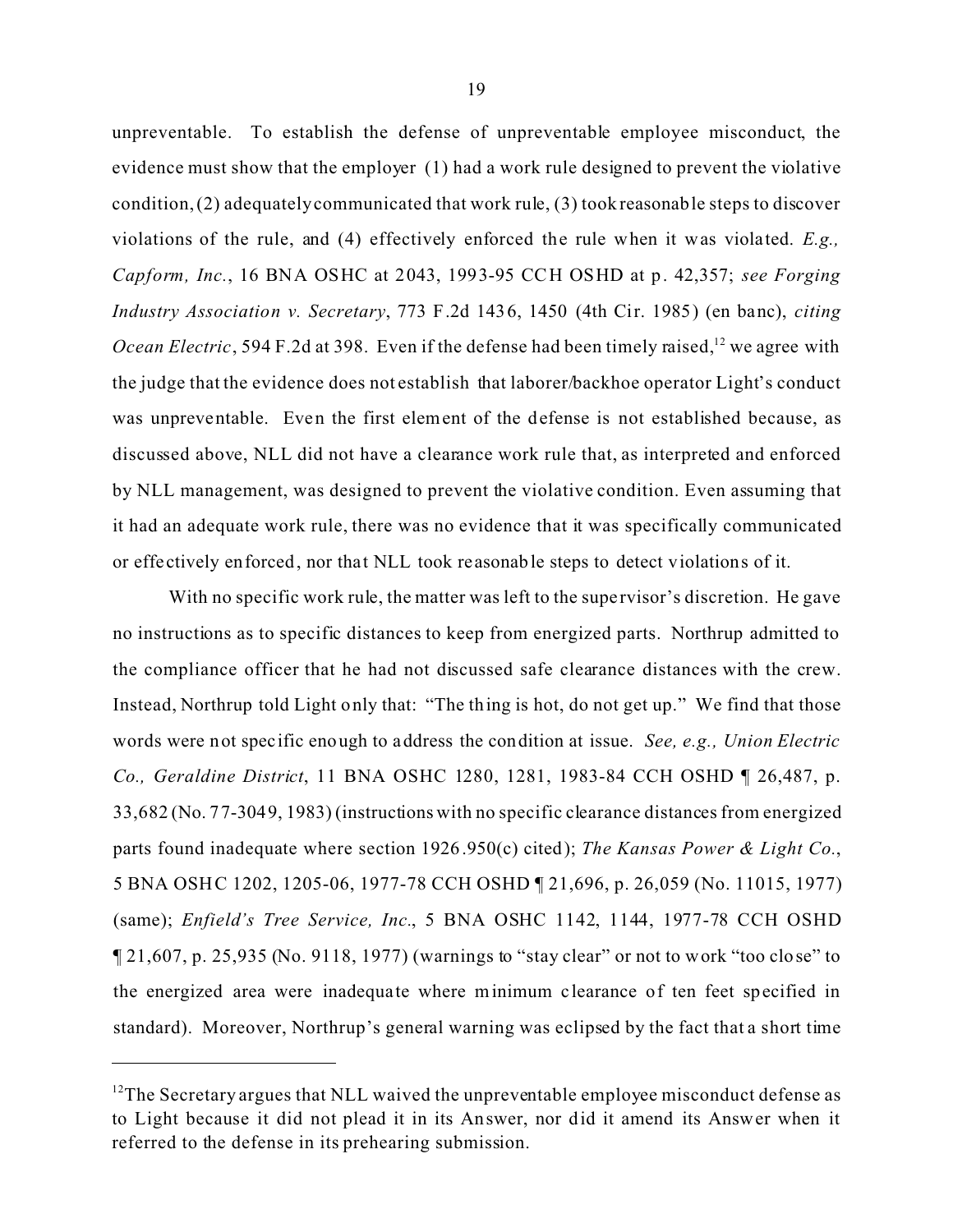unpreventable. To establish the defense of unpreventable employee misconduct, the evidence must show that the employer (1) had a work rule designed to prevent the violative condition, (2) adequately communicated that work rule, (3) took reasonable steps to discover violations of the rule, and (4) effectively enforced the rule when it was violated. *E.g., Capform, Inc.*, 16 BNA OSHC at 2043, 1993-95 CCH OSHD at p. 42,357; *see Forging Industry Association v. Secretary*, 773 F.2d 1436, 1450 (4th Cir. 1985) (en banc), *citing Ocean Electric*, 594 F.2d at 398. Even if the defense had been timely raised,[12] we agree with the judge that the evidence does not establish that laborer/backhoe operator Light's conduct was unpreventable. Even the first element of the defense is not established because, as discussed above, NLL did not have a clearance work rule that, as interpreted and enforced by NLL management, was designed to prevent the violative condition. Even assuming that it had an adequate work rule, there was no evidence that it was specifically communicated or effectively enforced, nor that NLL took reasonable steps to detect violations of it.

With no specific work rule, the matter was left to the supervisor's discretion. He gave no instructions as to specific distances to keep from energized parts. Northrup admitted to the compliance officer that he had not discussed safe clearance distances with the crew. Instead, Northrup told Light only that: "The thing is hot, do not get up." We find that those words were not specific enough to address the condition at issue. *See, e.g., Union Electric Co., Geraldine District*, 11 BNA OSHC 1280, 1281, 1983-84 CCH OSHD ¶ 26,487, p. 33,682 (No. 77-3049, 1983) (instructions with no specific clearance distances from energized parts found inadequate where section 1926.950(c) cited); *The Kansas Power & Light Co.*, 5 BNA OSHC 1202, 1205-06, 1977-78 CCH OSHD ¶ 21,696, p. 26,059 (No. 11015, 1977) (same); *Enfield's Tree Service, Inc.*, 5 BNA OSHC 1142, 1144, 1977-78 CCH OSHD ¶ 21,607, p. 25,935 (No. 9118, 1977) (warnings to "stay clear" or not to work "too close" to the energized area were inadequate where minimum clearance of ten feet specified in standard). Moreover, Northrup's general warning was eclipsed by the fact that a short time

---

[12] The Secretary argues that NLL waived the unpreventable employee misconduct defense as to Light because it did not plead it in its Answer, nor did it amend its Answer when it referred to the defense in its prehearing submission.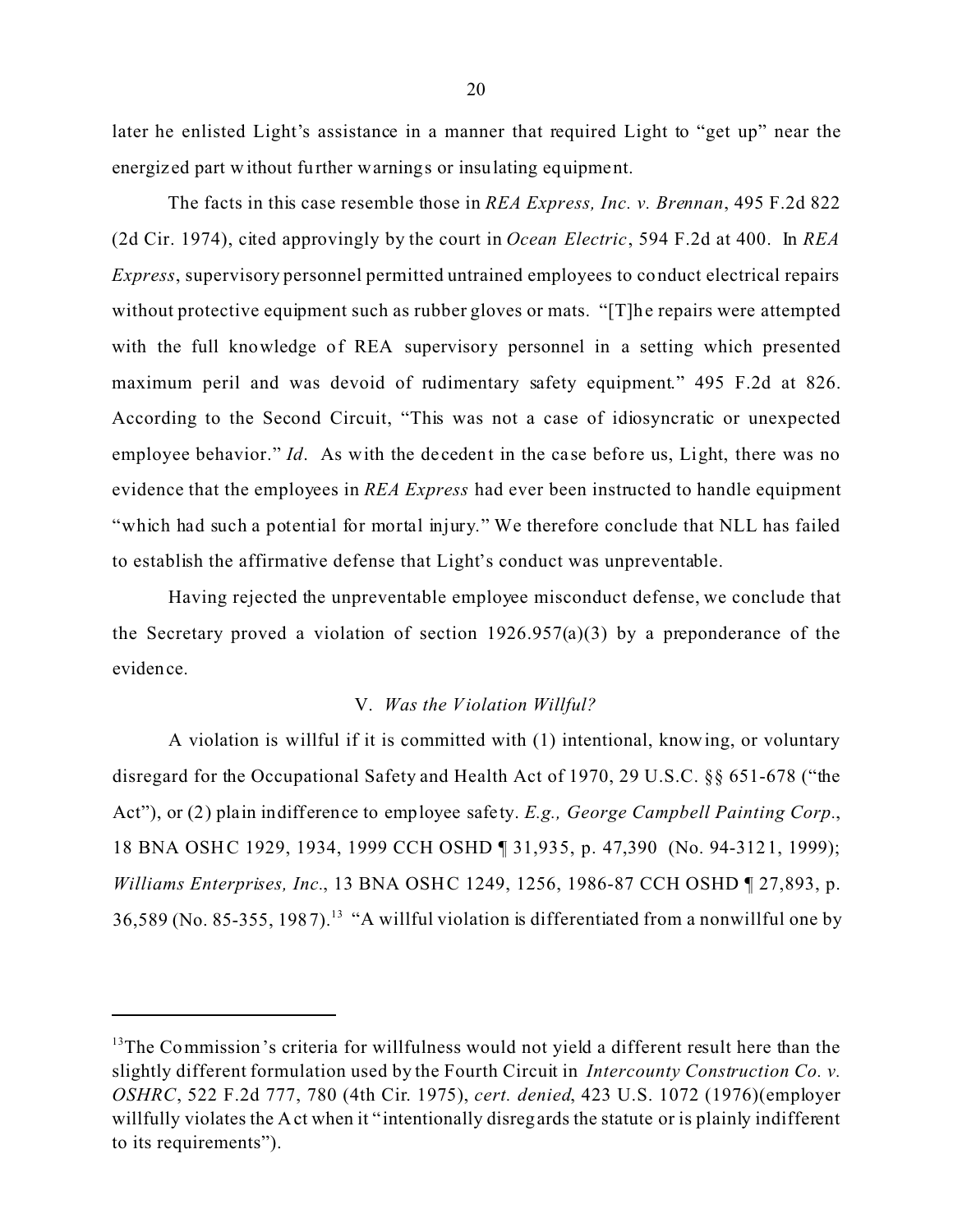later he enlisted Light's assistance in a manner that required Light to "get up" near the energized part without further warnings or insulating equipment.

The facts in this case resemble those in *REA Express, Inc. v. Brennan*, 495 F.2d 822 (2d Cir. 1974), cited approvingly by the court in *Ocean Electric*, 594 F.2d at 400. In *REA Express*, supervisory personnel permitted untrained employees to conduct electrical repairs without protective equipment such as rubber gloves or mats. "[T]he repairs were attempted with the full knowledge of REA supervisory personnel in a setting which presented maximum peril and was devoid of rudimentary safety equipment." 495 F.2d at 826. According to the Second Circuit, "This was not a case of idiosyncratic or unexpected employee behavior." *Id*. As with the decedent in the case before us, Light, there was no evidence that the employees in *REA Express* had ever been instructed to handle equipment "which had such a potential for mortal injury." We therefore conclude that NLL has failed to establish the affirmative defense that Light's conduct was unpreventable.

Having rejected the unpreventable employee misconduct defense, we conclude that the Secretary proved a violation of section 1926.957(a)(3) by a preponderance of the evidence.

### V. *Was the Violation Willful?*

A violation is willful if it is committed with (1) intentional, knowing, or voluntary disregard for the Occupational Safety and Health Act of 1970, 29 U.S.C. §§ 651-678 ("the Act"), or (2) plain indifference to employee safety. *E.g., George Campbell Painting Corp*., 18 BNA OSHC 1929, 1934, 1999 CCH OSHD ¶ 31,935, p. 47,390 (No. 94-3121, 1999); *Williams Enterprises, Inc*., 13 BNA OSHC 1249, 1256, 1986-87 CCH OSHD ¶ 27,893, p. 36,589 (No. 85-355, 1987).[13] "A willful violation is differentiated from a nonwillful one by

---

[13]The Commission's criteria for willfulness would not yield a different result here than the slightly different formulation used by the Fourth Circuit in *Intercounty Construction Co. v. OSHRC*, 522 F.2d 777, 780 (4th Cir. 1975), *cert. denied*, 423 U.S. 1072 (1976)(employer willfully violates the Act when it "intentionally disregards the statute or is plainly indifferent to its requirements").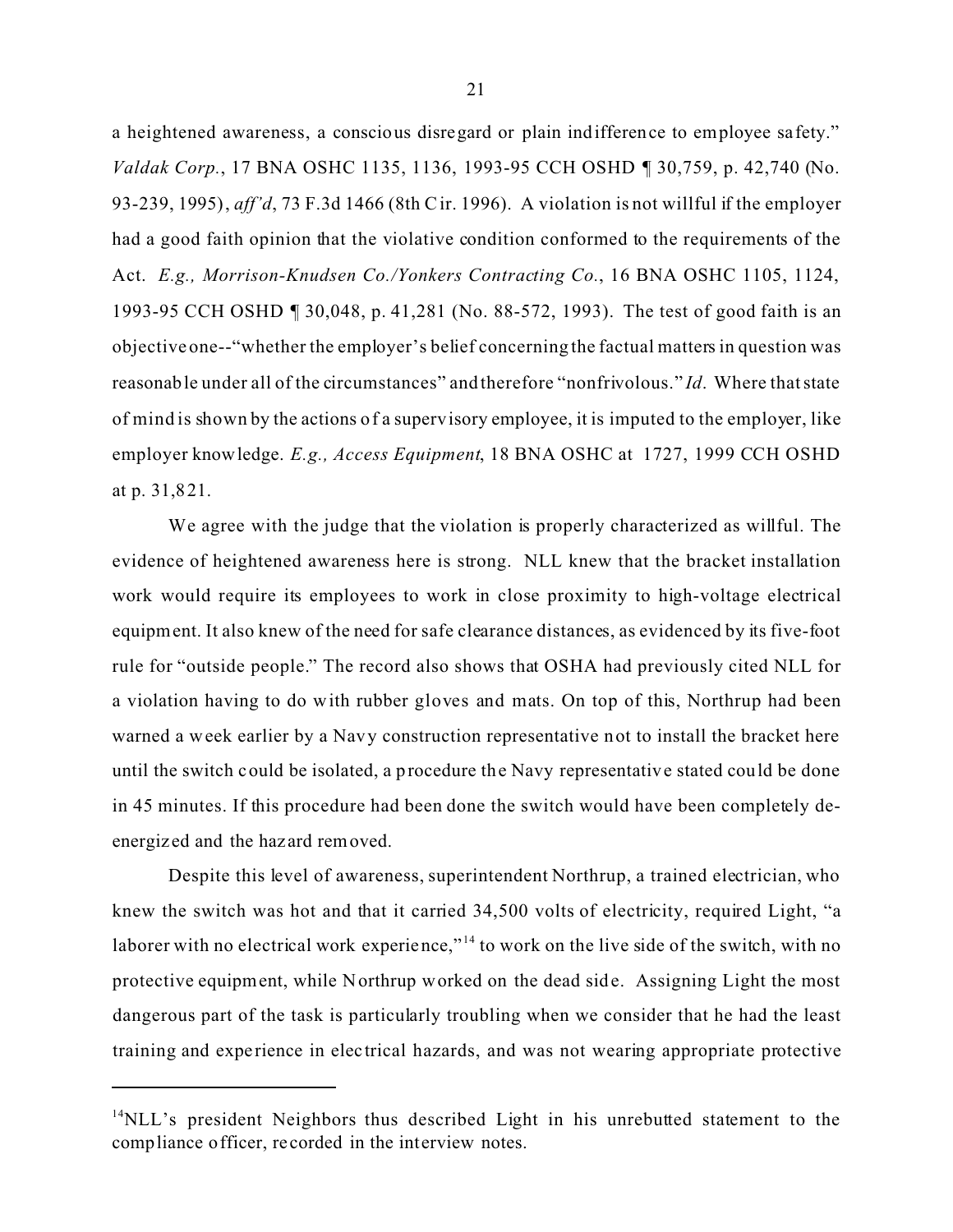a heightened awareness, a conscious disregard or plain indifference to employee safety." *Valdak Corp.*, 17 BNA OSHC 1135, 1136, 1993-95 CCH OSHD ¶ 30,759, p. 42,740 (No. 93-239, 1995), *aff'd*, 73 F.3d 1466 (8th Cir. 1996). A violation is not willful if the employer had a good faith opinion that the violative condition conformed to the requirements of the Act. *E.g., Morrison-Knudsen Co./Yonkers Contracting Co.*, 16 BNA OSHC 1105, 1124, 1993-95 CCH OSHD ¶ 30,048, p. 41,281 (No. 88-572, 1993). The test of good faith is an objective one--"whether the employer's belief concerning the factual matters in question was reasonable under all of the circumstances" and therefore "nonfrivolous." *Id*. Where that state of mind is shown by the actions of a supervisory employee, it is imputed to the employer, like employer knowledge. *E.g., Access Equipment*, 18 BNA OSHC at 1727, 1999 CCH OSHD at p. 31,821.

We agree with the judge that the violation is properly characterized as willful. The evidence of heightened awareness here is strong. NLL knew that the bracket installation work would require its employees to work in close proximity to high-voltage electrical equipment. It also knew of the need for safe clearance distances, as evidenced by its five-foot rule for "outside people." The record also shows that OSHA had previously cited NLL for a violation having to do with rubber gloves and mats. On top of this, Northrup had been warned a week earlier by a Navy construction representative not to install the bracket here until the switch could be isolated, a procedure the Navy representative stated could be done in 45 minutes. If this procedure had been done the switch would have been completely de-energized and the hazard removed.

Despite this level of awareness, superintendent Northrup, a trained electrician, who knew the switch was hot and that it carried 34,500 volts of electricity, required Light, "a laborer with no electrical work experience,"[14] to work on the live side of the switch, with no protective equipment, while Northrup worked on the dead side. Assigning Light the most dangerous part of the task is particularly troubling when we consider that he had the least training and experience in electrical hazards, and was not wearing appropriate protective

[14]NLL's president Neighbors thus described Light in his unrebutted statement to the compliance officer, recorded in the interview notes.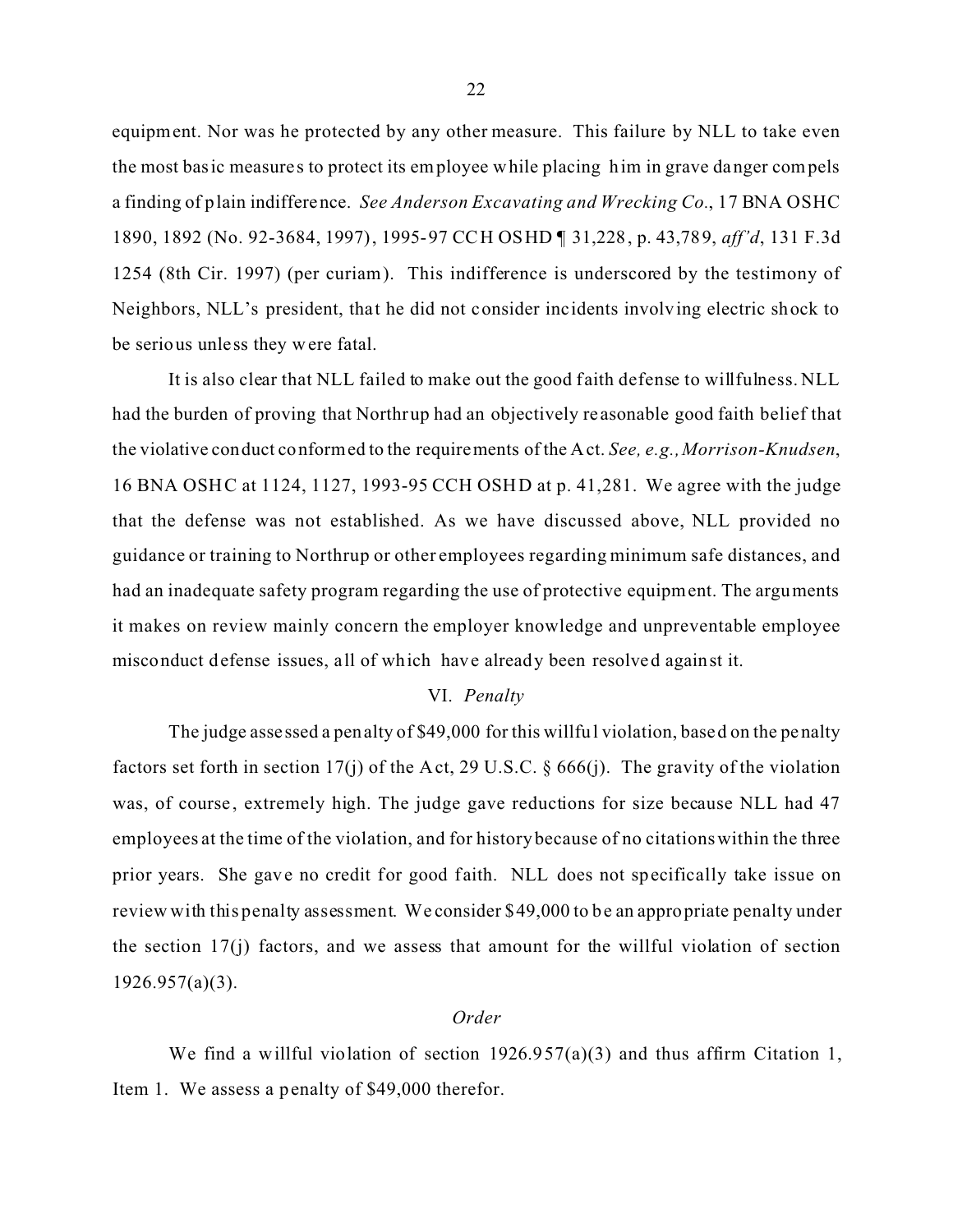equipment. Nor was he protected by any other measure. This failure by NLL to take even the most basic measures to protect its employee while placing him in grave danger compels a finding of plain indifference. *See Anderson Excavating and Wrecking Co*., 17 BNA OSHC 1890, 1892 (No. 92-3684, 1997), 1995-97 CCH OSHD ¶ 31,228, p. 43,789, *aff'd*, 131 F.3d 1254 (8th Cir. 1997) (per curiam). This indifference is underscored by the testimony of Neighbors, NLL's president, that he did not consider incidents involving electric shock to be serious unless they were fatal.

It is also clear that NLL failed to make out the good faith defense to willfulness. NLL had the burden of proving that Northrup had an objectively reasonable good faith belief that the violative conduct conformed to the requirements of the Act. *See, e.g., Morrison-Knudsen*, 16 BNA OSHC at 1124, 1127, 1993-95 CCH OSHD at p. 41,281. We agree with the judge that the defense was not established. As we have discussed above, NLL provided no guidance or training to Northrup or other employees regarding minimum safe distances, and had an inadequate safety program regarding the use of protective equipment. The arguments it makes on review mainly concern the employer knowledge and unpreventable employee misconduct defense issues, all of which have already been resolved against it.

### VI. *Penalty*

The judge assessed a penalty of \$49,000 for this willful violation, based on the penalty factors set forth in section 17(j) of the Act, 29 U.S.C. § 666(j). The gravity of the violation was, of course, extremely high. The judge gave reductions for size because NLL had 47 employees at the time of the violation, and for history because of no citations within the three prior years. She gave no credit for good faith. NLL does not specifically take issue on review with this penalty assessment. We consider \$49,000 to be an appropriate penalty under the section 17(j) factors, and we assess that amount for the willful violation of section 1926.957(a)(3).

### *Order*

We find a willful violation of section 1926.957(a)(3) and thus affirm Citation 1, Item 1. We assess a penalty of \$49,000 therefor.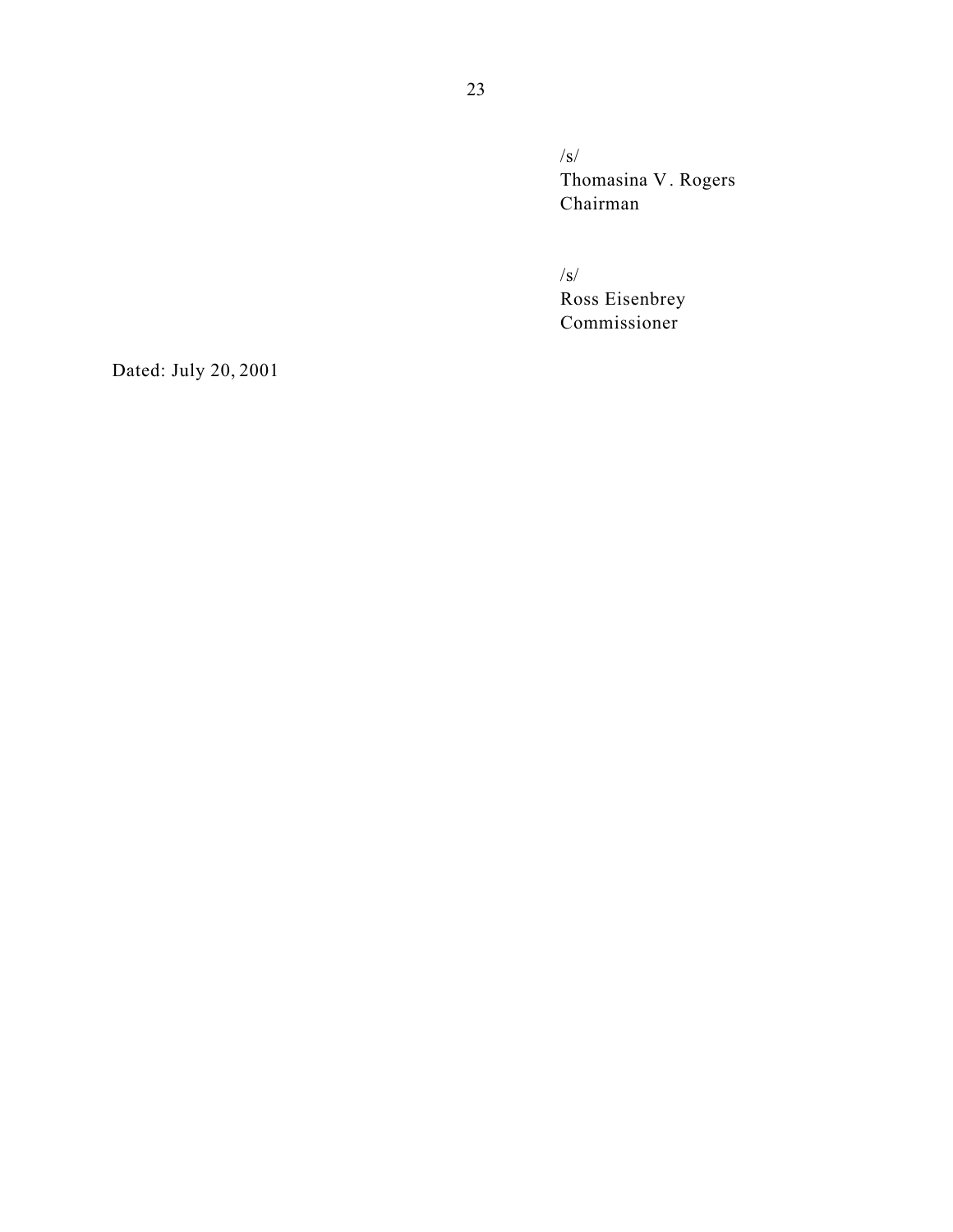/s/
Thomasina V. Rogers
Chairman

/s/
Ross Eisenbrey
Commissioner

Dated: July 20, 2001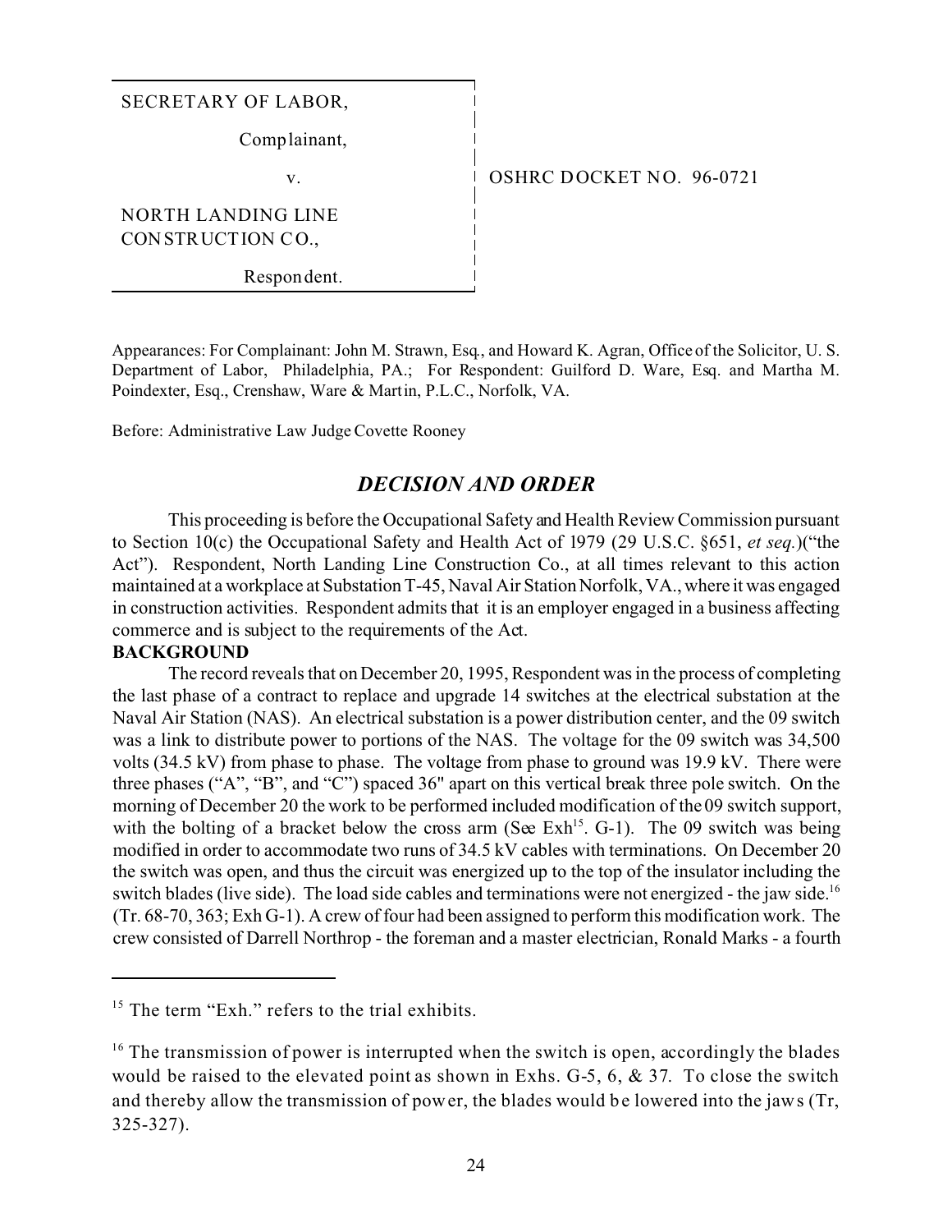| SECRETARY OF LABOR, | |
| --- | --- |
| Complainant, | |
| v. | OSHRC DOCKET NO. 96-0721 |
| NORTH LANDING LINE CONSTRUCTION CO., | |
| Respondent. | |

Appearances: For Complainant: John M. Strawn, Esq., and Howard K. Agran, Office of the Solicitor, U. S. Department of Labor, Philadelphia, PA.; For Respondent: Guilford D. Ware, Esq. and Martha M. Poindexter, Esq., Crenshaw, Ware & Martin, P.L.C., Norfolk, VA.

Before: Administrative Law Judge Covette Rooney

## *DECISION AND ORDER*

This proceeding is before the Occupational Safety and Health Review Commission pursuant to Section 10(c) the Occupational Safety and Health Act of 1979 (29 U.S.C. §651, *et seq.*)("the Act"). Respondent, North Landing Line Construction Co., at all times relevant to this action maintained at a workplace at Substation T-45, Naval Air Station Norfolk, VA., where it was engaged in construction activities. Respondent admits that it is an employer engaged in a business affecting commerce and is subject to the requirements of the Act.

**BACKGROUND**

The record reveals that on December 20, 1995, Respondent was in the process of completing the last phase of a contract to replace and upgrade 14 switches at the electrical substation at the Naval Air Station (NAS). An electrical substation is a power distribution center, and the 09 switch was a link to distribute power to portions of the NAS. The voltage for the 09 switch was 34,500 volts (34.5 kV) from phase to phase. The voltage from phase to ground was 19.9 kV. There were three phases ("A", "B", and "C") spaced 36" apart on this vertical break three pole switch. On the morning of December 20 the work to be performed included modification of the 09 switch support, with the bolting of a bracket below the cross arm (See Exh[15]. G-1). The 09 switch was being modified in order to accommodate two runs of 34.5 kV cables with terminations. On December 20 the switch was open, and thus the circuit was energized up to the top of the insulator including the switch blades (live side). The load side cables and terminations were not energized - the jaw side.[16] (Tr. 68-70, 363; Exh G-1). A crew of four had been assigned to perform this modification work. The crew consisted of Darrell Northrop - the foreman and a master electrician, Ronald Marks - a fourth

---

[15] The term "Exh." refers to the trial exhibits.

[16] The transmission of power is interrupted when the switch is open, accordingly the blades would be raised to the elevated point as shown in Exhs. G-5, 6, & 37. To close the switch and thereby allow the transmission of power, the blades would be lowered into the jaws (Tr, 325-327).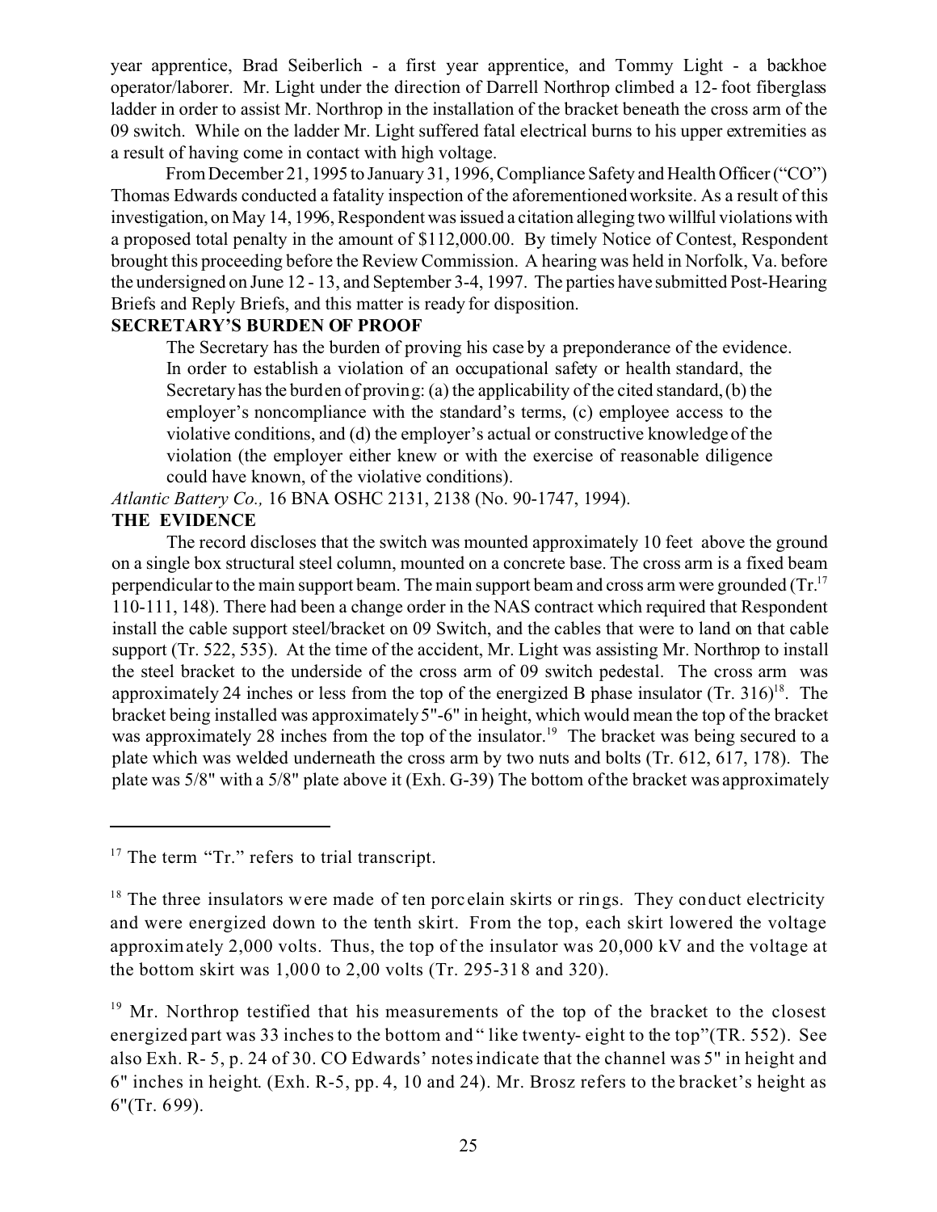year apprentice, Brad Seiberlich - a first year apprentice, and Tommy Light - a backhoe operator/laborer. Mr. Light under the direction of Darrell Northrop climbed a 12- foot fiberglass ladder in order to assist Mr. Northrop in the installation of the bracket beneath the cross arm of the 09 switch. While on the ladder Mr. Light suffered fatal electrical burns to his upper extremities as a result of having come in contact with high voltage.

From December 21, 1995 to January 31, 1996, Compliance Safety and Health Officer ("CO") Thomas Edwards conducted a fatality inspection of the aforementioned worksite. As a result of this investigation, on May 14, 1996, Respondent was issued a citation alleging two willful violations with a proposed total penalty in the amount of $112,000.00. By timely Notice of Contest, Respondent brought this proceeding before the Review Commission. A hearing was held in Norfolk, Va. before the undersigned on June 12 - 13, and September 3-4, 1997. The parties have submitted Post-Hearing Briefs and Reply Briefs, and this matter is ready for disposition.

**SECRETARY'S BURDEN OF PROOF**

> The Secretary has the burden of proving his case by a preponderance of the evidence. In order to establish a violation of an occupational safety or health standard, the Secretary has the burden of proving: (a) the applicability of the cited standard, (b) the employer's noncompliance with the standard's terms, (c) employee access to the violative conditions, and (d) the employer's actual or constructive knowledge of the violation (the employer either knew or with the exercise of reasonable diligence could have known, of the violative conditions).

*Atlantic Battery Co.,* 16 BNA OSHC 2131, 2138 (No. 90-1747, 1994).

**THE EVIDENCE**

The record discloses that the switch was mounted approximately 10 feet above the ground on a single box structural steel column, mounted on a concrete base. The cross arm is a fixed beam perpendicular to the main support beam. The main support beam and cross arm were grounded (Tr.[17] 110-111, 148). There had been a change order in the NAS contract which required that Respondent install the cable support steel/bracket on 09 Switch, and the cables that were to land on that cable support (Tr. 522, 535). At the time of the accident, Mr. Light was assisting Mr. Northrop to install the steel bracket to the underside of the cross arm of 09 switch pedestal. The cross arm was approximately 24 inches or less from the top of the energized B phase insulator (Tr. 316)[18]. The bracket being installed was approximately 5"-6" in height, which would mean the top of the bracket was approximately 28 inches from the top of the insulator.[19] The bracket was being secured to a plate which was welded underneath the cross arm by two nuts and bolts (Tr. 612, 617, 178). The plate was 5/8" with a 5/8" plate above it (Exh. G-39) The bottom of the bracket was approximately

---

[17] The term "Tr." refers to trial transcript.

[18] The three insulators were made of ten porcelain skirts or rings. They conduct electricity and were energized down to the tenth skirt. From the top, each skirt lowered the voltage approximately 2,000 volts. Thus, the top of the insulator was 20,000 kV and the voltage at the bottom skirt was 1,000 to 2,00 volts (Tr. 295-318 and 320).

[19] Mr. Northrop testified that his measurements of the top of the bracket to the closest energized part was 33 inches to the bottom and " like twenty- eight to the top"(TR. 552). See also Exh. R- 5, p. 24 of 30. CO Edwards' notes indicate that the channel was 5" in height and 6" inches in height. (Exh. R-5, pp. 4, 10 and 24). Mr. Brosz refers to the bracket's height as 6"(Tr. 699).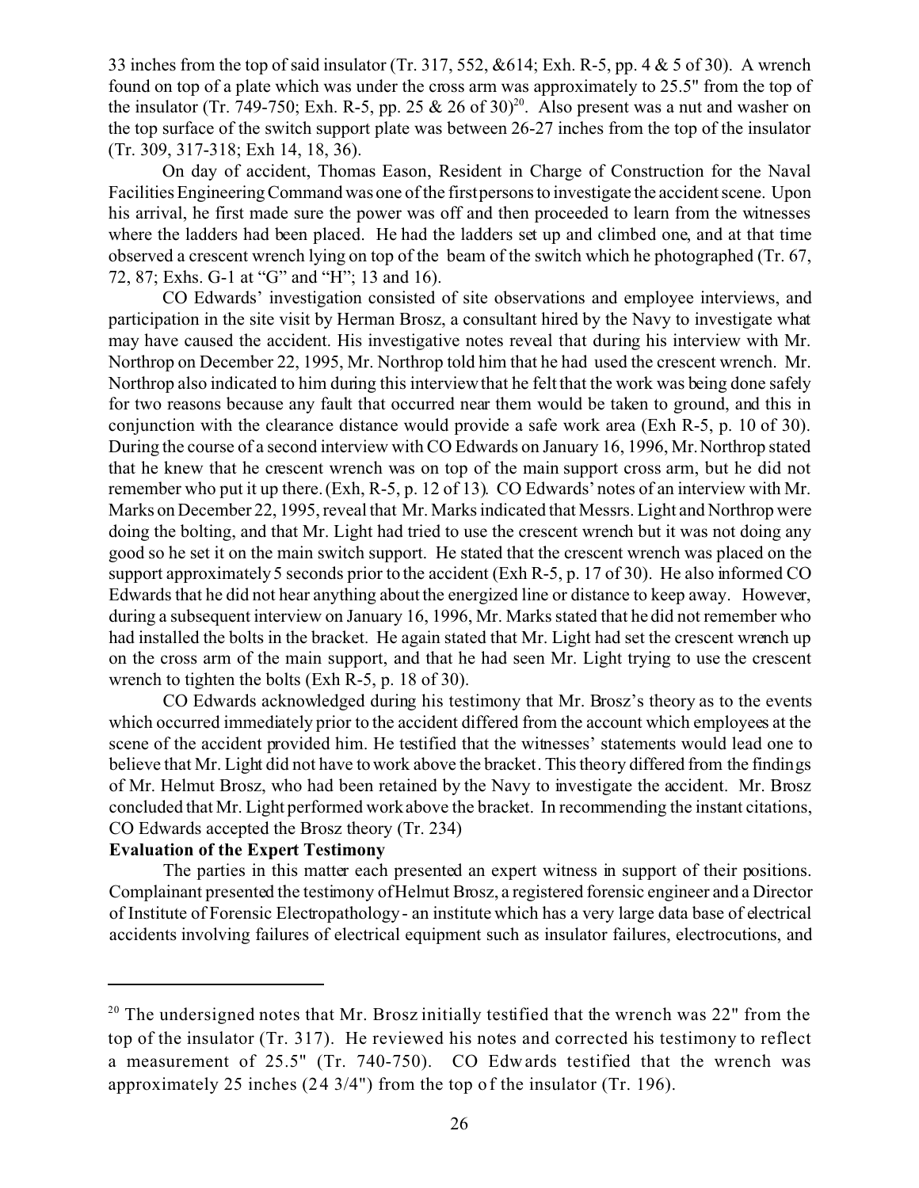33 inches from the top of said insulator (Tr. 317, 552, &614; Exh. R-5, pp. 4 & 5 of 30). A wrench found on top of a plate which was under the cross arm was approximately to 25.5" from the top of the insulator (Tr. 749-750; Exh. R-5, pp. 25 & 26 of 30)[20]. Also present was a nut and washer on the top surface of the switch support plate was between 26-27 inches from the top of the insulator (Tr. 309, 317-318; Exh 14, 18, 36).

On day of accident, Thomas Eason, Resident in Charge of Construction for the Naval Facilities Engineering Command was one of the first persons to investigate the accident scene. Upon his arrival, he first made sure the power was off and then proceeded to learn from the witnesses where the ladders had been placed. He had the ladders set up and climbed one, and at that time observed a crescent wrench lying on top of the beam of the switch which he photographed (Tr. 67, 72, 87; Exhs. G-1 at "G" and "H"; 13 and 16).

CO Edwards' investigation consisted of site observations and employee interviews, and participation in the site visit by Herman Brosz, a consultant hired by the Navy to investigate what may have caused the accident. His investigative notes reveal that during his interview with Mr. Northrop on December 22, 1995, Mr. Northrop told him that he had used the crescent wrench. Mr. Northrop also indicated to him during this interview that he felt that the work was being done safely for two reasons because any fault that occurred near them would be taken to ground, and this in conjunction with the clearance distance would provide a safe work area (Exh R-5, p. 10 of 30). During the course of a second interview with CO Edwards on January 16, 1996, Mr. Northrop stated that he knew that he crescent wrench was on top of the main support cross arm, but he did not remember who put it up there. (Exh, R-5, p. 12 of 13). CO Edwards' notes of an interview with Mr. Marks on December 22, 1995, reveal that Mr. Marks indicated that Messrs. Light and Northrop were doing the bolting, and that Mr. Light had tried to use the crescent wrench but it was not doing any good so he set it on the main switch support. He stated that the crescent wrench was placed on the support approximately 5 seconds prior to the accident (Exh R-5, p. 17 of 30). He also informed CO Edwards that he did not hear anything about the energized line or distance to keep away. However, during a subsequent interview on January 16, 1996, Mr. Marks stated that he did not remember who had installed the bolts in the bracket. He again stated that Mr. Light had set the crescent wrench up on the cross arm of the main support, and that he had seen Mr. Light trying to use the crescent wrench to tighten the bolts (Exh R-5, p. 18 of 30).

CO Edwards acknowledged during his testimony that Mr. Brosz's theory as to the events which occurred immediately prior to the accident differed from the account which employees at the scene of the accident provided him. He testified that the witnesses' statements would lead one to believe that Mr. Light did not have to work above the bracket. This theory differed from the findings of Mr. Helmut Brosz, who had been retained by the Navy to investigate the accident. Mr. Brosz concluded that Mr. Light performed work above the bracket. In recommending the instant citations, CO Edwards accepted the Brosz theory (Tr. 234)

**Evaluation of the Expert Testimony**

The parties in this matter each presented an expert witness in support of their positions. Complainant presented the testimony of Helmut Brosz, a registered forensic engineer and a Director of Institute of Forensic Electropathology - an institute which has a very large data base of electrical accidents involving failures of electrical equipment such as insulator failures, electrocutions, and

---

[20] The undersigned notes that Mr. Brosz initially testified that the wrench was 22" from the top of the insulator (Tr. 317). He reviewed his notes and corrected his testimony to reflect a measurement of 25.5" (Tr. 740-750). CO Edwards testified that the wrench was approximately 25 inches (24 3/4") from the top of the insulator (Tr. 196).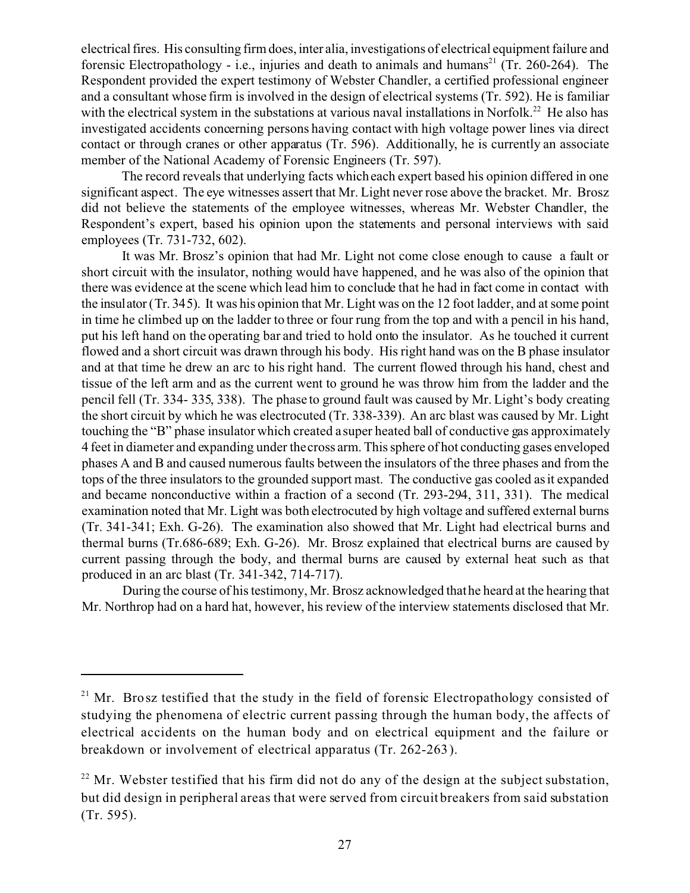electrical fires. His consulting firm does, inter alia, investigations of electrical equipment failure and forensic Electropathology - i.e., injuries and death to animals and humans[21] (Tr. 260-264). The Respondent provided the expert testimony of Webster Chandler, a certified professional engineer and a consultant whose firm is involved in the design of electrical systems (Tr. 592). He is familiar with the electrical system in the substations at various naval installations in Norfolk.[22] He also has investigated accidents concerning persons having contact with high voltage power lines via direct contact or through cranes or other apparatus (Tr. 596). Additionally, he is currently an associate member of the National Academy of Forensic Engineers (Tr. 597).

The record reveals that underlying facts which each expert based his opinion differed in one significant aspect. The eye witnesses assert that Mr. Light never rose above the bracket. Mr. Brosz did not believe the statements of the employee witnesses, whereas Mr. Webster Chandler, the Respondent's expert, based his opinion upon the statements and personal interviews with said employees (Tr. 731-732, 602).

It was Mr. Brosz's opinion that had Mr. Light not come close enough to cause a fault or short circuit with the insulator, nothing would have happened, and he was also of the opinion that there was evidence at the scene which lead him to conclude that he had in fact come in contact with the insulator (Tr. 345). It was his opinion that Mr. Light was on the 12 foot ladder, and at some point in time he climbed up on the ladder to three or four rung from the top and with a pencil in his hand, put his left hand on the operating bar and tried to hold onto the insulator. As he touched it current flowed and a short circuit was drawn through his body. His right hand was on the B phase insulator and at that time he drew an arc to his right hand. The current flowed through his hand, chest and tissue of the left arm and as the current went to ground he was throw him from the ladder and the pencil fell (Tr. 334- 335, 338). The phase to ground fault was caused by Mr. Light's body creating the short circuit by which he was electrocuted (Tr. 338-339). An arc blast was caused by Mr. Light touching the "B" phase insulator which created a super heated ball of conductive gas approximately 4 feet in diameter and expanding under the cross arm. This sphere of hot conducting gases enveloped phases A and B and caused numerous faults between the insulators of the three phases and from the tops of the three insulators to the grounded support mast. The conductive gas cooled as it expanded and became nonconductive within a fraction of a second (Tr. 293-294, 311, 331). The medical examination noted that Mr. Light was both electrocuted by high voltage and suffered external burns (Tr. 341-341; Exh. G-26). The examination also showed that Mr. Light had electrical burns and thermal burns (Tr.686-689; Exh. G-26). Mr. Brosz explained that electrical burns are caused by current passing through the body, and thermal burns are caused by external heat such as that produced in an arc blast (Tr. 341-342, 714-717).

During the course of his testimony, Mr. Brosz acknowledged that he heard at the hearing that Mr. Northrop had on a hard hat, however, his review of the interview statements disclosed that Mr.

---

[21] Mr. Brosz testified that the study in the field of forensic Electropathology consisted of studying the phenomena of electric current passing through the human body, the affects of electrical accidents on the human body and on electrical equipment and the failure or breakdown or involvement of electrical apparatus (Tr. 262-263).

[22] Mr. Webster testified that his firm did not do any of the design at the subject substation, but did design in peripheral areas that were served from circuit breakers from said substation (Tr. 595).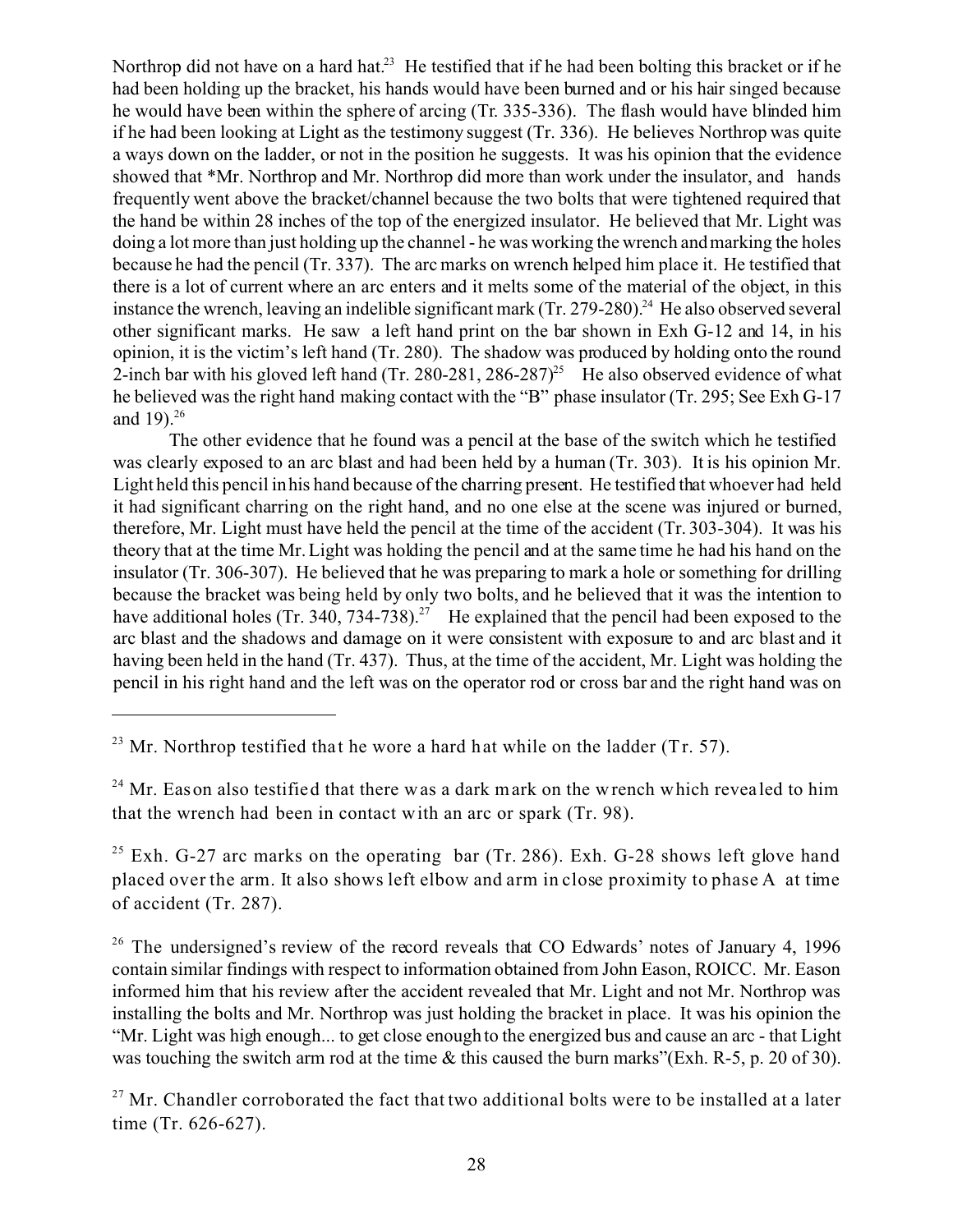Northrop did not have on a hard hat.[23] He testified that if he had been bolting this bracket or if he had been holding up the bracket, his hands would have been burned and or his hair singed because he would have been within the sphere of arcing (Tr. 335-336). The flash would have blinded him if he had been looking at Light as the testimony suggest (Tr. 336). He believes Northrop was quite a ways down on the ladder, or not in the position he suggests. It was his opinion that the evidence showed that *Mr. Northrop and Mr. Northrop did more than work under the insulator, and hands frequently went above the bracket/channel because the two bolts that were tightened required that the hand be within 28 inches of the top of the energized insulator. He believed that Mr. Light was doing a lot more than just holding up the channel - he was working the wrench and marking the holes because he had the pencil (Tr. 337). The arc marks on wrench helped him place it. He testified that there is a lot of current where an arc enters and it melts some of the material of the object, in this instance the wrench, leaving an indelible significant mark (Tr. 279-280).[24] He also observed several other significant marks. He saw a left hand print on the bar shown in Exh G-12 and 14, in his opinion, it is the victim's left hand (Tr. 280). The shadow was produced by holding onto the round 2-inch bar with his gloved left hand (Tr. 280-281, 286-287)[25] He also observed evidence of what he believed was the right hand making contact with the "B" phase insulator (Tr. 295; See Exh G-17 and 19).[26]

The other evidence that he found was a pencil at the base of the switch which he testified was clearly exposed to an arc blast and had been held by a human (Tr. 303). It is his opinion Mr. Light held this pencil in his hand because of the charring present. He testified that whoever had held it had significant charring on the right hand, and no one else at the scene was injured or burned, therefore, Mr. Light must have held the pencil at the time of the accident (Tr. 303-304). It was his theory that at the time Mr. Light was holding the pencil and at the same time he had his hand on the insulator (Tr. 306-307). He believed that he was preparing to mark a hole or something for drilling because the bracket was being held by only two bolts, and he believed that it was the intention to have additional holes (Tr. 340, 734-738).[27] He explained that the pencil had been exposed to the arc blast and the shadows and damage on it were consistent with exposure to and arc blast and it having been held in the hand (Tr. 437). Thus, at the time of the accident, Mr. Light was holding the pencil in his right hand and the left was on the operator rod or cross bar and the right hand was on

---

[23] Mr. Northrop testified that he wore a hard hat while on the ladder (Tr. 57).

[24] Mr. Eason also testified that there was a dark mark on the wrench which revealed to him that the wrench had been in contact with an arc or spark (Tr. 98).

[25] Exh. G-27 arc marks on the operating bar (Tr. 286). Exh. G-28 shows left glove hand placed over the arm. It also shows left elbow and arm in close proximity to phase A at time of accident (Tr. 287).

[26] The undersigned's review of the record reveals that CO Edwards' notes of January 4, 1996 contain similar findings with respect to information obtained from John Eason, ROICC. Mr. Eason informed him that his review after the accident revealed that Mr. Light and not Mr. Northrop was installing the bolts and Mr. Northrop was just holding the bracket in place. It was his opinion the "Mr. Light was high enough... to get close enough to the energized bus and cause an arc - that Light was touching the switch arm rod at the time & this caused the burn marks"(Exh. R-5, p. 20 of 30).

[27] Mr. Chandler corroborated the fact that two additional bolts were to be installed at a later time (Tr. 626-627).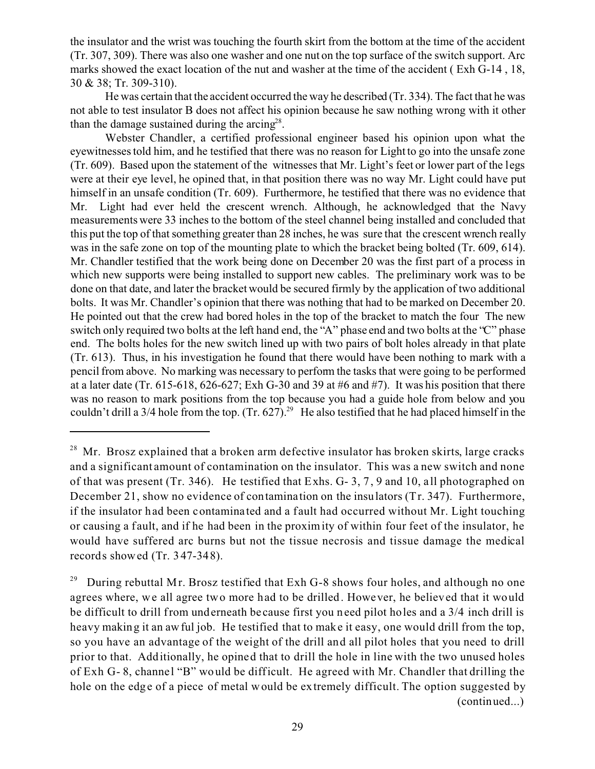the insulator and the wrist was touching the fourth skirt from the bottom at the time of the accident (Tr. 307, 309). There was also one washer and one nut on the top surface of the switch support. Arc marks showed the exact location of the nut and washer at the time of the accident ( Exh G-14 , 18, 30 & 38; Tr. 309-310).

He was certain that the accident occurred the way he described (Tr. 334). The fact that he was not able to test insulator B does not affect his opinion because he saw nothing wrong with it other than the damage sustained during the arcing[28].

Webster Chandler, a certified professional engineer based his opinion upon what the eyewitnesses told him, and he testified that there was no reason for Light to go into the unsafe zone (Tr. 609). Based upon the statement of the witnesses that Mr. Light's feet or lower part of the legs were at their eye level, he opined that, in that position there was no way Mr. Light could have put himself in an unsafe condition (Tr. 609). Furthermore, he testified that there was no evidence that Mr. Light had ever held the crescent wrench. Although, he acknowledged that the Navy measurements were 33 inches to the bottom of the steel channel being installed and concluded that this put the top of that something greater than 28 inches, he was sure that the crescent wrench really was in the safe zone on top of the mounting plate to which the bracket being bolted (Tr. 609, 614). Mr. Chandler testified that the work being done on December 20 was the first part of a process in which new supports were being installed to support new cables. The preliminary work was to be done on that date, and later the bracket would be secured firmly by the application of two additional bolts. It was Mr. Chandler's opinion that there was nothing that had to be marked on December 20. He pointed out that the crew had bored holes in the top of the bracket to match the four The new switch only required two bolts at the left hand end, the "A" phase end and two bolts at the "C" phase end. The bolts holes for the new switch lined up with two pairs of bolt holes already in that plate (Tr. 613). Thus, in his investigation he found that there would have been nothing to mark with a pencil from above. No marking was necessary to perform the tasks that were going to be performed at a later date (Tr. 615-618, 626-627; Exh G-30 and 39 at #6 and #7). It was his position that there was no reason to mark positions from the top because you had a guide hole from below and you couldn't drill a 3/4 hole from the top. (Tr. 627).[29] He also testified that he had placed himself in the

---

[28] Mr. Brosz explained that a broken arm defective insulator has broken skirts, large cracks and a significant amount of contamination on the insulator. This was a new switch and none of that was present (Tr. 346). He testified that Exhs. G- 3, 7, 9 and 10, all photographed on December 21, show no evidence of contamination on the insulators (Tr. 347). Furthermore, if the insulator had been contaminated and a fault had occurred without Mr. Light touching or causing a fault, and if he had been in the proximity of within four feet of the insulator, he would have suffered arc burns but not the tissue necrosis and tissue damage the medical records showed (Tr. 347-348).

[29] During rebuttal Mr. Brosz testified that Exh G-8 shows four holes, and although no one agrees where, we all agree two more had to be drilled. However, he believed that it would be difficult to drill from underneath because first you need pilot holes and a 3/4 inch drill is heavy making it an awful job. He testified that to make it easy, one would drill from the top, so you have an advantage of the weight of the drill and all pilot holes that you need to drill prior to that. Additionally, he opined that to drill the hole in line with the two unused holes of Exh G- 8, channel "B" would be difficult. He agreed with Mr. Chandler that drilling the hole on the edge of a piece of metal would be extremely difficult. The option suggested by (continued...)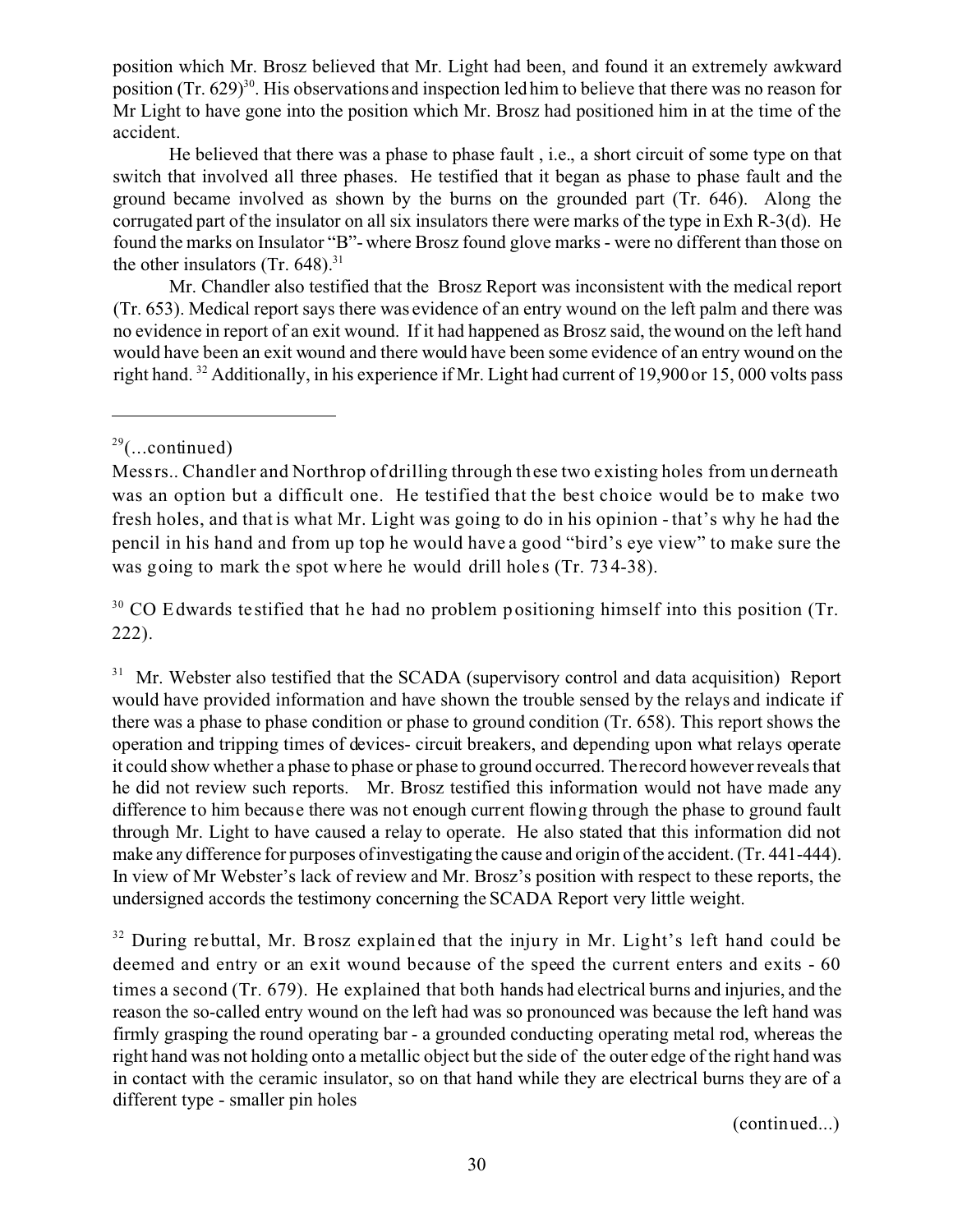position which Mr. Brosz believed that Mr. Light had been, and found it an extremely awkward position (Tr. 629)[30]. His observations and inspection led him to believe that there was no reason for Mr Light to have gone into the position which Mr. Brosz had positioned him in at the time of the accident.

He believed that there was a phase to phase fault , i.e., a short circuit of some type on that switch that involved all three phases. He testified that it began as phase to phase fault and the ground became involved as shown by the burns on the grounded part (Tr. 646). Along the corrugated part of the insulator on all six insulators there were marks of the type in Exh R-3(d). He found the marks on Insulator "B"- where Brosz found glove marks - were no different than those on the other insulators (Tr. 648).[31]

Mr. Chandler also testified that the Brosz Report was inconsistent with the medical report (Tr. 653). Medical report says there was evidence of an entry wound on the left palm and there was no evidence in report of an exit wound. If it had happened as Brosz said, the wound on the left hand would have been an exit wound and there would have been some evidence of an entry wound on the right hand. [32] Additionally, in his experience if Mr. Light had current of 19,900 or 15, 000 volts pass

---

[29](...continued)

Messrs.. Chandler and Northrop of drilling through these two existing holes from underneath was an option but a difficult one. He testified that the best choice would be to make two fresh holes, and that is what Mr. Light was going to do in his opinion - that's why he had the pencil in his hand and from up top he would have a good "bird's eye view" to make sure the was going to mark the spot where he would drill holes (Tr. 734-38).

[30] CO Edwards testified that he had no problem positioning himself into this position (Tr. 222).

[31] Mr. Webster also testified that the SCADA (supervisory control and data acquisition) Report would have provided information and have shown the trouble sensed by the relays and indicate if there was a phase to phase condition or phase to ground condition (Tr. 658). This report shows the operation and tripping times of devices- circuit breakers, and depending upon what relays operate it could show whether a phase to phase or phase to ground occurred. The record however reveals that he did not review such reports. Mr. Brosz testified this information would not have made any difference to him because there was not enough current flowing through the phase to ground fault through Mr. Light to have caused a relay to operate. He also stated that this information did not make any difference for purposes of investigating the cause and origin of the accident. (Tr. 441-444). In view of Mr Webster's lack of review and Mr. Brosz's position with respect to these reports, the undersigned accords the testimony concerning the SCADA Report very little weight.

[32] During rebuttal, Mr. Brosz explained that the injury in Mr. Light's left hand could be deemed and entry or an exit wound because of the speed the current enters and exits - 60 times a second (Tr. 679). He explained that both hands had electrical burns and injuries, and the reason the so-called entry wound on the left had was so pronounced was because the left hand was firmly grasping the round operating bar - a grounded conducting operating metal rod, whereas the right hand was not holding onto a metallic object but the side of the outer edge of the right hand was in contact with the ceramic insulator, so on that hand while they are electrical burns they are of a different type - smaller pin holes

(continued...)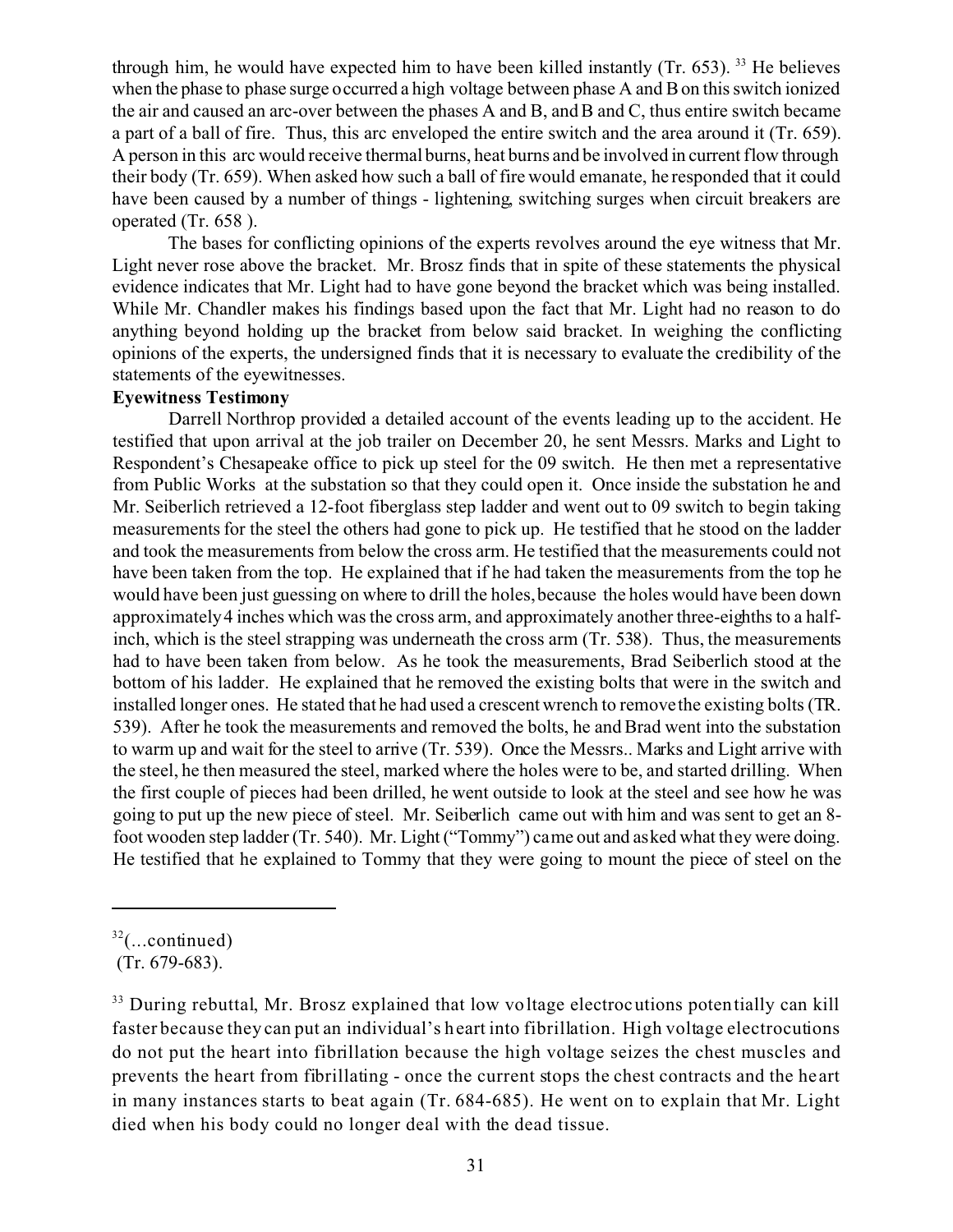through him, he would have expected him to have been killed instantly (Tr. 653).[33] He believes when the phase to phase surge occurred a high voltage between phase A and B on this switch ionized the air and caused an arc-over between the phases A and B, and B and C, thus entire switch became a part of a ball of fire. Thus, this arc enveloped the entire switch and the area around it (Tr. 659). A person in this arc would receive thermal burns, heat burns and be involved in current flow through their body (Tr. 659). When asked how such a ball of fire would emanate, he responded that it could have been caused by a number of things - lightening, switching surges when circuit breakers are operated (Tr. 658 ).

The bases for conflicting opinions of the experts revolves around the eye witness that Mr. Light never rose above the bracket. Mr. Brosz finds that in spite of these statements the physical evidence indicates that Mr. Light had to have gone beyond the bracket which was being installed. While Mr. Chandler makes his findings based upon the fact that Mr. Light had no reason to do anything beyond holding up the bracket from below said bracket. In weighing the conflicting opinions of the experts, the undersigned finds that it is necessary to evaluate the credibility of the statements of the eyewitnesses.

**Eyewitness Testimony**

Darrell Northrop provided a detailed account of the events leading up to the accident. He testified that upon arrival at the job trailer on December 20, he sent Messrs. Marks and Light to Respondent's Chesapeake office to pick up steel for the 09 switch. He then met a representative from Public Works at the substation so that they could open it. Once inside the substation he and Mr. Seiberlich retrieved a 12-foot fiberglass step ladder and went out to 09 switch to begin taking measurements for the steel the others had gone to pick up. He testified that he stood on the ladder and took the measurements from below the cross arm. He testified that the measurements could not have been taken from the top. He explained that if he had taken the measurements from the top he would have been just guessing on where to drill the holes, because the holes would have been down approximately 4 inches which was the cross arm, and approximately another three-eighths to a half-inch, which is the steel strapping was underneath the cross arm (Tr. 538). Thus, the measurements had to have been taken from below. As he took the measurements, Brad Seiberlich stood at the bottom of his ladder. He explained that he removed the existing bolts that were in the switch and installed longer ones. He stated that he had used a crescent wrench to remove the existing bolts (TR. 539). After he took the measurements and removed the bolts, he and Brad went into the substation to warm up and wait for the steel to arrive (Tr. 539). Once the Messrs.. Marks and Light arrive with the steel, he then measured the steel, marked where the holes were to be, and started drilling. When the first couple of pieces had been drilled, he went outside to look at the steel and see how he was going to put up the new piece of steel. Mr. Seiberlich came out with him and was sent to get an 8-foot wooden step ladder (Tr. 540). Mr. Light ("Tommy") came out and asked what they were doing. He testified that he explained to Tommy that they were going to mount the piece of steel on the

---

[32](...continued)
(Tr. 679-683).

[33] During rebuttal, Mr. Brosz explained that low voltage electrocutions potentially can kill faster because they can put an individual's heart into fibrillation. High voltage electrocutions do not put the heart into fibrillation because the high voltage seizes the chest muscles and prevents the heart from fibrillating - once the current stops the chest contracts and the heart in many instances starts to beat again (Tr. 684-685). He went on to explain that Mr. Light died when his body could no longer deal with the dead tissue.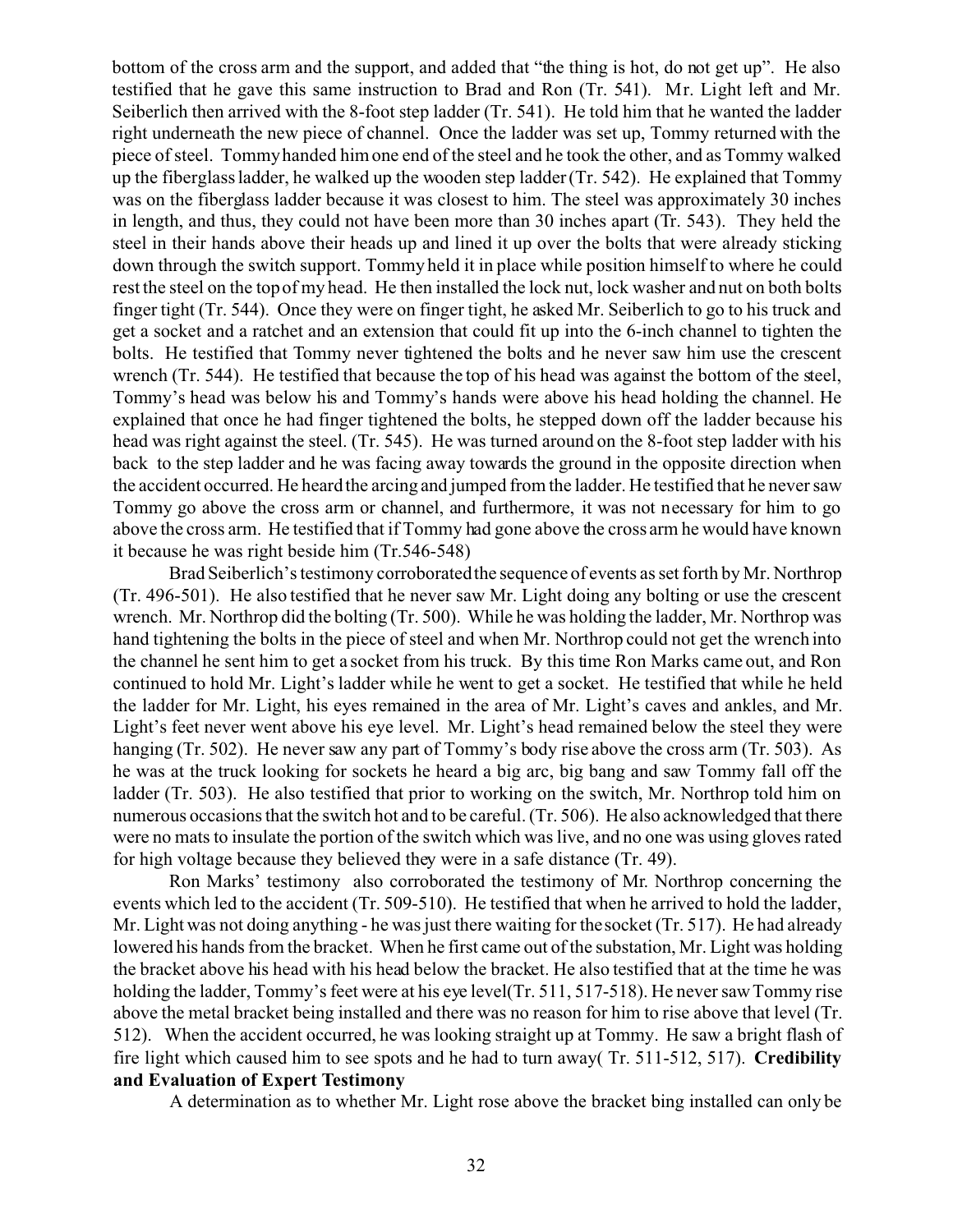bottom of the cross arm and the support, and added that "the thing is hot, do not get up". He also testified that he gave this same instruction to Brad and Ron (Tr. 541). Mr. Light left and Mr. Seiberlich then arrived with the 8-foot step ladder (Tr. 541). He told him that he wanted the ladder right underneath the new piece of channel. Once the ladder was set up, Tommy returned with the piece of steel. Tommy handed him one end of the steel and he took the other, and as Tommy walked up the fiberglass ladder, he walked up the wooden step ladder (Tr. 542). He explained that Tommy was on the fiberglass ladder because it was closest to him. The steel was approximately 30 inches in length, and thus, they could not have been more than 30 inches apart (Tr. 543). They held the steel in their hands above their heads up and lined it up over the bolts that were already sticking down through the switch support. Tommy held it in place while position himself to where he could rest the steel on the top of my head. He then installed the lock nut, lock washer and nut on both bolts finger tight (Tr. 544). Once they were on finger tight, he asked Mr. Seiberlich to go to his truck and get a socket and a ratchet and an extension that could fit up into the 6-inch channel to tighten the bolts. He testified that Tommy never tightened the bolts and he never saw him use the crescent wrench (Tr. 544). He testified that because the top of his head was against the bottom of the steel, Tommy's head was below his and Tommy's hands were above his head holding the channel. He explained that once he had finger tightened the bolts, he stepped down off the ladder because his head was right against the steel. (Tr. 545). He was turned around on the 8-foot step ladder with his back to the step ladder and he was facing away towards the ground in the opposite direction when the accident occurred. He heard the arcing and jumped from the ladder. He testified that he never saw Tommy go above the cross arm or channel, and furthermore, it was not necessary for him to go above the cross arm. He testified that if Tommy had gone above the cross arm he would have known it because he was right beside him (Tr.546-548)

Brad Seiberlich's testimony corroborated the sequence of events as set forth by Mr. Northrop (Tr. 496-501). He also testified that he never saw Mr. Light doing any bolting or use the crescent wrench. Mr. Northrop did the bolting (Tr. 500). While he was holding the ladder, Mr. Northrop was hand tightening the bolts in the piece of steel and when Mr. Northrop could not get the wrench into the channel he sent him to get a socket from his truck. By this time Ron Marks came out, and Ron continued to hold Mr. Light's ladder while he went to get a socket. He testified that while he held the ladder for Mr. Light, his eyes remained in the area of Mr. Light's caves and ankles, and Mr. Light's feet never went above his eye level. Mr. Light's head remained below the steel they were hanging (Tr. 502). He never saw any part of Tommy's body rise above the cross arm (Tr. 503). As he was at the truck looking for sockets he heard a big arc, big bang and saw Tommy fall off the ladder (Tr. 503). He also testified that prior to working on the switch, Mr. Northrop told him on numerous occasions that the switch hot and to be careful. (Tr. 506). He also acknowledged that there were no mats to insulate the portion of the switch which was live, and no one was using gloves rated for high voltage because they believed they were in a safe distance (Tr. 49).

Ron Marks' testimony also corroborated the testimony of Mr. Northrop concerning the events which led to the accident (Tr. 509-510). He testified that when he arrived to hold the ladder, Mr. Light was not doing anything - he was just there waiting for the socket (Tr. 517). He had already lowered his hands from the bracket. When he first came out of the substation, Mr. Light was holding the bracket above his head with his head below the bracket. He also testified that at the time he was holding the ladder, Tommy's feet were at his eye level(Tr. 511, 517-518). He never saw Tommy rise above the metal bracket being installed and there was no reason for him to rise above that level (Tr. 512). When the accident occurred, he was looking straight up at Tommy. He saw a bright flash of fire light which caused him to see spots and he had to turn away( Tr. 511-512, 517).

**Credibility and Evaluation of Expert Testimony**

A determination as to whether Mr. Light rose above the bracket bing installed can only be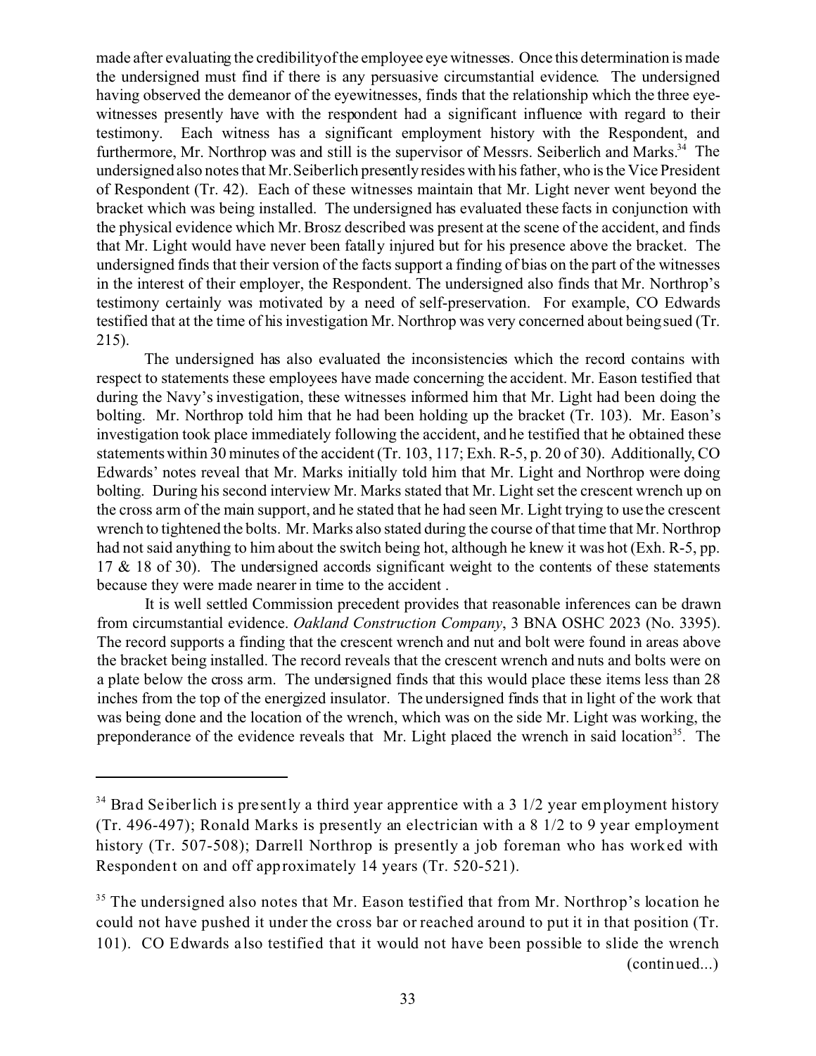made after evaluating the credibility of the employee eye witnesses. Once this determination is made the undersigned must find if there is any persuasive circumstantial evidence. The undersigned having observed the demeanor of the eyewitnesses, finds that the relationship which the three eye-witnesses presently have with the respondent had a significant influence with regard to their testimony. Each witness has a significant employment history with the Respondent, and furthermore, Mr. Northrop was and still is the supervisor of Messrs. Seiberlich and Marks.[34] The undersigned also notes that Mr. Seiberlich presently resides with his father, who is the Vice President of Respondent (Tr. 42). Each of these witnesses maintain that Mr. Light never went beyond the bracket which was being installed. The undersigned has evaluated these facts in conjunction with the physical evidence which Mr. Brosz described was present at the scene of the accident, and finds that Mr. Light would have never been fatally injured but for his presence above the bracket. The undersigned finds that their version of the facts support a finding of bias on the part of the witnesses in the interest of their employer, the Respondent. The undersigned also finds that Mr. Northrop's testimony certainly was motivated by a need of self-preservation. For example, CO Edwards testified that at the time of his investigation Mr. Northrop was very concerned about being sued (Tr. 215).

The undersigned has also evaluated the inconsistencies which the record contains with respect to statements these employees have made concerning the accident. Mr. Eason testified that during the Navy's investigation, these witnesses informed him that Mr. Light had been doing the bolting. Mr. Northrop told him that he had been holding up the bracket (Tr. 103). Mr. Eason's investigation took place immediately following the accident, and he testified that he obtained these statements within 30 minutes of the accident (Tr. 103, 117; Exh. R-5, p. 20 of 30). Additionally, CO Edwards' notes reveal that Mr. Marks initially told him that Mr. Light and Northrop were doing bolting. During his second interview Mr. Marks stated that Mr. Light set the crescent wrench up on the cross arm of the main support, and he stated that he had seen Mr. Light trying to use the crescent wrench to tightened the bolts. Mr. Marks also stated during the course of that time that Mr. Northrop had not said anything to him about the switch being hot, although he knew it was hot (Exh. R-5, pp. 17 & 18 of 30). The undersigned accords significant weight to the contents of these statements because they were made nearer in time to the accident .

It is well settled Commission precedent provides that reasonable inferences can be drawn from circumstantial evidence. *Oakland Construction Company*, 3 BNA OSHC 2023 (No. 3395). The record supports a finding that the crescent wrench and nut and bolt were found in areas above the bracket being installed. The record reveals that the crescent wrench and nuts and bolts were on a plate below the cross arm. The undersigned finds that this would place these items less than 28 inches from the top of the energized insulator. The undersigned finds that in light of the work that was being done and the location of the wrench, which was on the side Mr. Light was working, the preponderance of the evidence reveals that Mr. Light placed the wrench in said location[35]. The

---

[34] Brad Seiberlich is presently a third year apprentice with a 3 1/2 year employment history (Tr. 496-497); Ronald Marks is presently an electrician with a 8 1/2 to 9 year employment history (Tr. 507-508); Darrell Northrop is presently a job foreman who has worked with Respondent on and off approximately 14 years (Tr. 520-521).

[35] The undersigned also notes that Mr. Eason testified that from Mr. Northrop's location he could not have pushed it under the cross bar or reached around to put it in that position (Tr. 101). CO Edwards also testified that it would not have been possible to slide the wrench (continued...)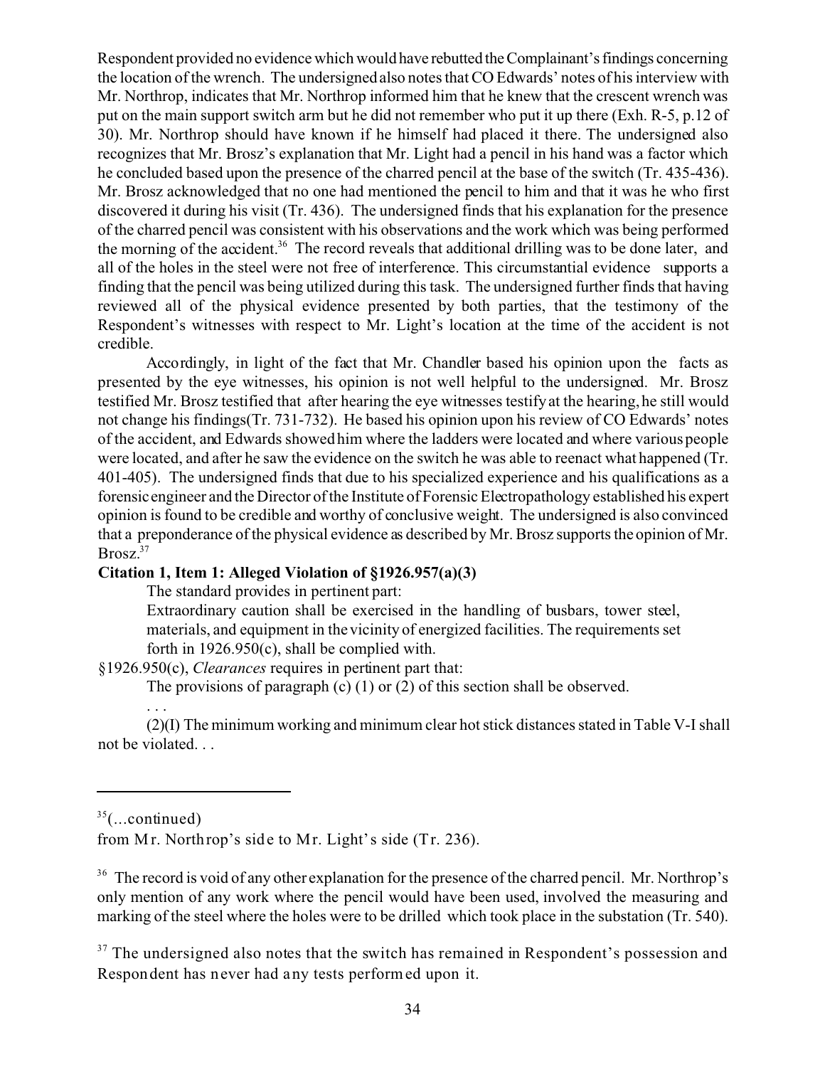Respondent provided no evidence which would have rebutted the Complainant's findings concerning the location of the wrench. The undersigned also notes that CO Edwards' notes of his interview with Mr. Northrop, indicates that Mr. Northrop informed him that he knew that the crescent wrench was put on the main support switch arm but he did not remember who put it up there (Exh. R-5, p.12 of 30). Mr. Northrop should have known if he himself had placed it there. The undersigned also recognizes that Mr. Brosz's explanation that Mr. Light had a pencil in his hand was a factor which he concluded based upon the presence of the charred pencil at the base of the switch (Tr. 435-436). Mr. Brosz acknowledged that no one had mentioned the pencil to him and that it was he who first discovered it during his visit (Tr. 436). The undersigned finds that his explanation for the presence of the charred pencil was consistent with his observations and the work which was being performed the morning of the accident.[36] The record reveals that additional drilling was to be done later, and all of the holes in the steel were not free of interference. This circumstantial evidence supports a finding that the pencil was being utilized during this task. The undersigned further finds that having reviewed all of the physical evidence presented by both parties, that the testimony of the Respondent's witnesses with respect to Mr. Light's location at the time of the accident is not credible.

Accordingly, in light of the fact that Mr. Chandler based his opinion upon the facts as presented by the eye witnesses, his opinion is not well helpful to the undersigned. Mr. Brosz testified Mr. Brosz testified that after hearing the eye witnesses testify at the hearing, he still would not change his findings(Tr. 731-732). He based his opinion upon his review of CO Edwards' notes of the accident, and Edwards showed him where the ladders were located and where various people were located, and after he saw the evidence on the switch he was able to reenact what happened (Tr. 401-405). The undersigned finds that due to his specialized experience and his qualifications as a forensic engineer and the Director of the Institute of Forensic Electropathology established his expert opinion is found to be credible and worthy of conclusive weight. The undersigned is also convinced that a preponderance of the physical evidence as described by Mr. Brosz supports the opinion of Mr. Brosz.[37]

**Citation 1, Item 1: Alleged Violation of §1926.957(a)(3)**

The standard provides in pertinent part:

Extraordinary caution shall be exercised in the handling of busbars, tower steel, materials, and equipment in the vicinity of energized facilities. The requirements set forth in 1926.950(c), shall be complied with.

§1926.950(c), *Clearances* requires in pertinent part that:

The provisions of paragraph (c) (1) or (2) of this section shall be observed.

. . .

(2)(I) The minimum working and minimum clear hot stick distances stated in Table V-I shall not be violated. . .

---

[35](...continued)
from Mr. Northrop's side to Mr. Light's side (Tr. 236).

[36] The record is void of any other explanation for the presence of the charred pencil. Mr. Northrop's only mention of any work where the pencil would have been used, involved the measuring and marking of the steel where the holes were to be drilled which took place in the substation (Tr. 540).

[37] The undersigned also notes that the switch has remained in Respondent's possession and Respondent has never had any tests performed upon it.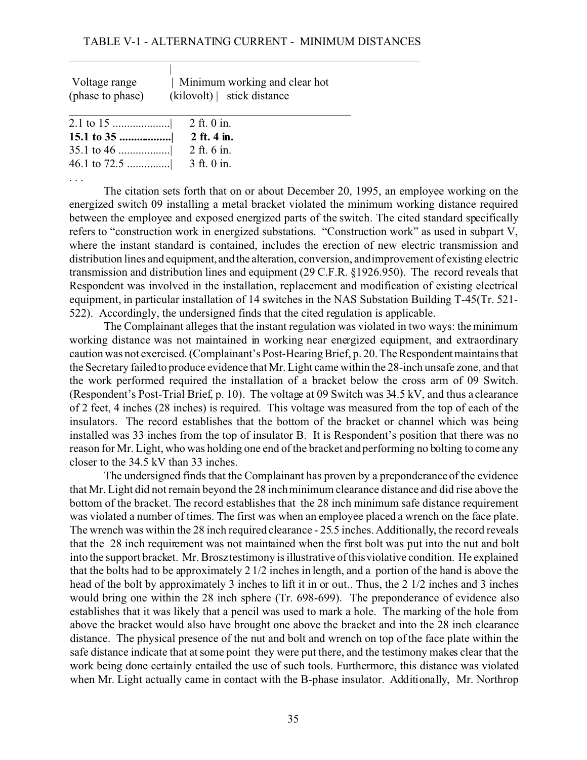TABLE V-1 - ALTERNATING CURRENT - MINIMUM DISTANCES

| Voltage range (phase to phase) (kilovolt) | Minimum working and clear hot stick distance |
|---|---|
| 2.1 to 15 .................... | 2 ft. 0 in. |
| **15.1 to 35 ..................** | **2 ft. 4 in.** |
| 35.1 to 46 .................. | 2 ft. 6 in. |
| 46.1 to 72.5 ............... | 3 ft. 0 in. |

. . .

The citation sets forth that on or about December 20, 1995, an employee working on the energized switch 09 installing a metal bracket violated the minimum working distance required between the employee and exposed energized parts of the switch. The cited standard specifically refers to "construction work in energized substations. "Construction work" as used in subpart V, where the instant standard is contained, includes the erection of new electric transmission and distribution lines and equipment, and the alteration, conversion, and improvement of existing electric transmission and distribution lines and equipment (29 C.F.R. §1926.950). The record reveals that Respondent was involved in the installation, replacement and modification of existing electrical equipment, in particular installation of 14 switches in the NAS Substation Building T-45(Tr. 521-522). Accordingly, the undersigned finds that the cited regulation is applicable.

The Complainant alleges that the instant regulation was violated in two ways: the minimum working distance was not maintained in working near energized equipment, and extraordinary caution was not exercised. (Complainant's Post-Hearing Brief, p. 20. The Respondent maintains that the Secretary failed to produce evidence that Mr. Light came within the 28-inch unsafe zone, and that the work performed required the installation of a bracket below the cross arm of 09 Switch. (Respondent's Post-Trial Brief, p. 10). The voltage at 09 Switch was 34.5 kV, and thus a clearance of 2 feet, 4 inches (28 inches) is required. This voltage was measured from the top of each of the insulators. The record establishes that the bottom of the bracket or channel which was being installed was 33 inches from the top of insulator B. It is Respondent's position that there was no reason for Mr. Light, who was holding one end of the bracket and performing no bolting to come any closer to the 34.5 kV than 33 inches.

The undersigned finds that the Complainant has proven by a preponderance of the evidence that Mr. Light did not remain beyond the 28 inch minimum clearance distance and did rise above the bottom of the bracket. The record establishes that the 28 inch minimum safe distance requirement was violated a number of times. The first was when an employee placed a wrench on the face plate. The wrench was within the 28 inch required clearance - 25.5 inches. Additionally, the record reveals that the 28 inch requirement was not maintained when the first bolt was put into the nut and bolt into the support bracket. Mr. Brosz testimony is illustrative of this violative condition. He explained that the bolts had to be approximately 2 1/2 inches in length, and a portion of the hand is above the head of the bolt by approximately 3 inches to lift it in or out.. Thus, the 2 1/2 inches and 3 inches would bring one within the 28 inch sphere (Tr. 698-699). The preponderance of evidence also establishes that it was likely that a pencil was used to mark a hole. The marking of the hole from above the bracket would also have brought one above the bracket and into the 28 inch clearance distance. The physical presence of the nut and bolt and wrench on top of the face plate within the safe distance indicate that at some point they were put there, and the testimony makes clear that the work being done certainly entailed the use of such tools. Furthermore, this distance was violated when Mr. Light actually came in contact with the B-phase insulator. Additionally, Mr. Northrop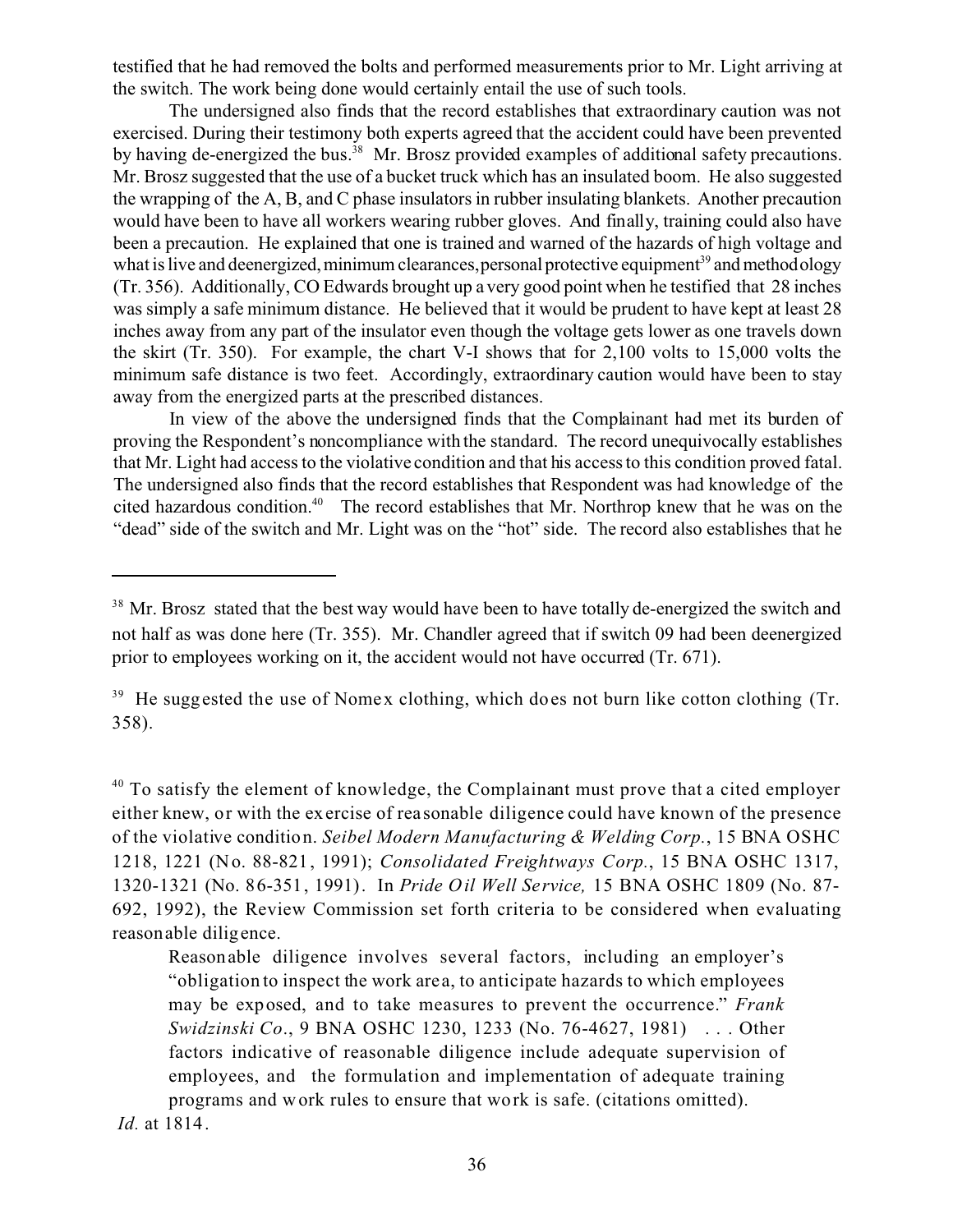testified that he had removed the bolts and performed measurements prior to Mr. Light arriving at the switch. The work being done would certainly entail the use of such tools.

The undersigned also finds that the record establishes that extraordinary caution was not exercised. During their testimony both experts agreed that the accident could have been prevented by having de-energized the bus.[38] Mr. Brosz provided examples of additional safety precautions. Mr. Brosz suggested that the use of a bucket truck which has an insulated boom. He also suggested the wrapping of the A, B, and C phase insulators in rubber insulating blankets. Another precaution would have been to have all workers wearing rubber gloves. And finally, training could also have been a precaution. He explained that one is trained and warned of the hazards of high voltage and what is live and deenergized, minimum clearances, personal protective equipment[39] and methodology (Tr. 356). Additionally, CO Edwards brought up a very good point when he testified that 28 inches was simply a safe minimum distance. He believed that it would be prudent to have kept at least 28 inches away from any part of the insulator even though the voltage gets lower as one travels down the skirt (Tr. 350). For example, the chart V-I shows that for 2,100 volts to 15,000 volts the minimum safe distance is two feet. Accordingly, extraordinary caution would have been to stay away from the energized parts at the prescribed distances.

In view of the above the undersigned finds that the Complainant had met its burden of proving the Respondent's noncompliance with the standard. The record unequivocally establishes that Mr. Light had access to the violative condition and that his access to this condition proved fatal. The undersigned also finds that the record establishes that Respondent was had knowledge of the cited hazardous condition.[40] The record establishes that Mr. Northrop knew that he was on the "dead" side of the switch and Mr. Light was on the "hot" side. The record also establishes that he

---

[38] Mr. Brosz stated that the best way would have been to have totally de-energized the switch and not half as was done here (Tr. 355). Mr. Chandler agreed that if switch 09 had been deenergized prior to employees working on it, the accident would not have occurred (Tr. 671).

[39] He suggested the use of Nomex clothing, which does not burn like cotton clothing (Tr. 358).

[40] To satisfy the element of knowledge, the Complainant must prove that a cited employer either knew, or with the exercise of reasonable diligence could have known of the presence of the violative condition. *Seibel Modern Manufacturing & Welding Corp.*, 15 BNA OSHC 1218, 1221 (No. 88-821, 1991); *Consolidated Freightways Corp.*, 15 BNA OSHC 1317, 1320-1321 (No. 86-351, 1991). In *Pride Oil Well Service,* 15 BNA OSHC 1809 (No. 87-692, 1992), the Review Commission set forth criteria to be considered when evaluating reasonable diligence.

> Reasonable diligence involves several factors, including an employer's "obligation to inspect the work area, to anticipate hazards to which employees may be exposed, and to take measures to prevent the occurrence." *Frank Swidzinski Co*., 9 BNA OSHC 1230, 1233 (No. 76-4627, 1981) . . . Other factors indicative of reasonable diligence include adequate supervision of employees, and the formulation and implementation of adequate training programs and work rules to ensure that work is safe. (citations omitted).

*Id.* at 1814.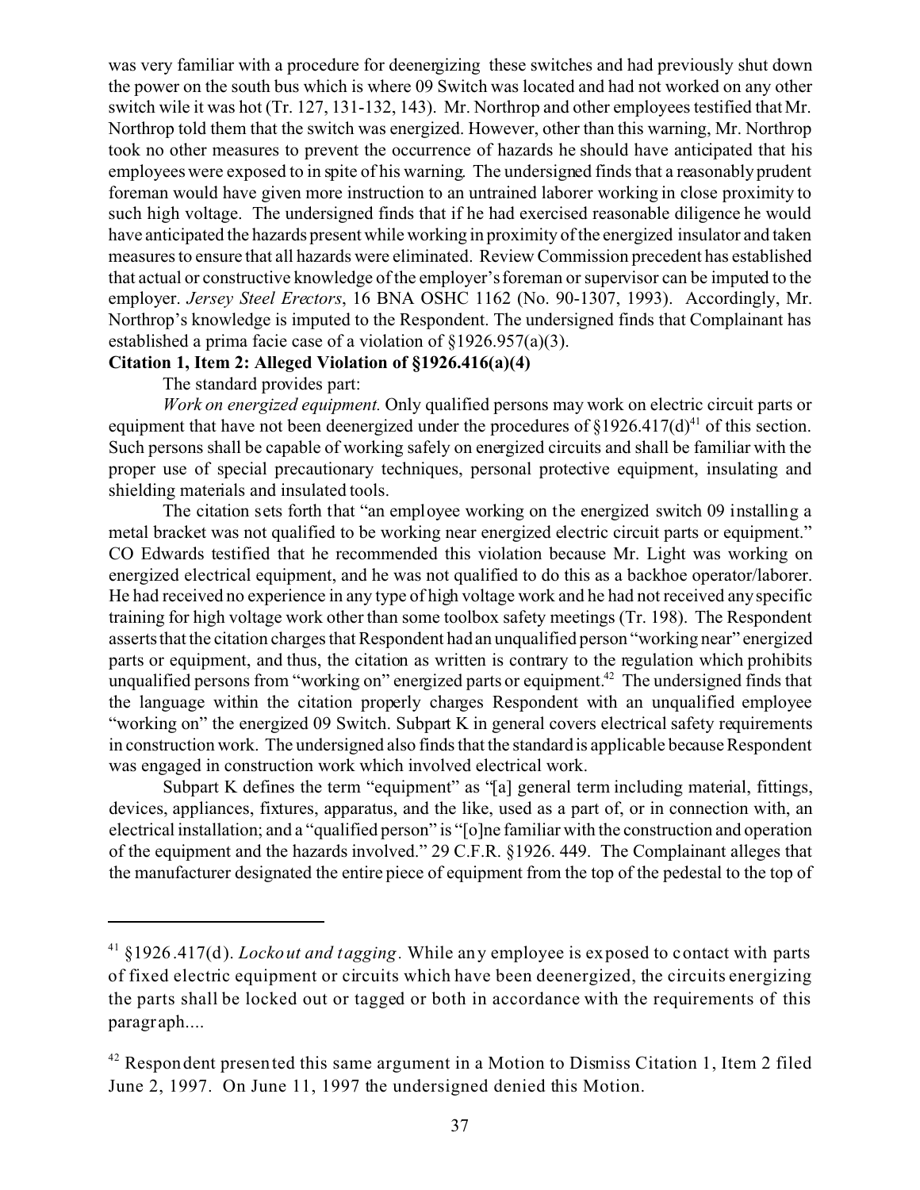was very familiar with a procedure for deenergizing these switches and had previously shut down the power on the south bus which is where 09 Switch was located and had not worked on any other switch wile it was hot (Tr. 127, 131-132, 143). Mr. Northrop and other employees testified that Mr. Northrop told them that the switch was energized. However, other than this warning, Mr. Northrop took no other measures to prevent the occurrence of hazards he should have anticipated that his employees were exposed to in spite of his warning. The undersigned finds that a reasonably prudent foreman would have given more instruction to an untrained laborer working in close proximity to such high voltage. The undersigned finds that if he had exercised reasonable diligence he would have anticipated the hazards present while working in proximity of the energized insulator and taken measures to ensure that all hazards were eliminated. Review Commission precedent has established that actual or constructive knowledge of the employer's foreman or supervisor can be imputed to the employer. *Jersey Steel Erectors*, 16 BNA OSHC 1162 (No. 90-1307, 1993). Accordingly, Mr. Northrop's knowledge is imputed to the Respondent. The undersigned finds that Complainant has established a prima facie case of a violation of §1926.957(a)(3).

**Citation 1, Item 2: Alleged Violation of §1926.416(a)(4)**

The standard provides part:

*Work on energized equipment.* Only qualified persons may work on electric circuit parts or equipment that have not been deenergized under the procedures of §1926.417(d)[41] of this section. Such persons shall be capable of working safely on energized circuits and shall be familiar with the proper use of special precautionary techniques, personal protective equipment, insulating and shielding materials and insulated tools.

The citation sets forth that "an employee working on the energized switch 09 installing a metal bracket was not qualified to be working near energized electric circuit parts or equipment." CO Edwards testified that he recommended this violation because Mr. Light was working on energized electrical equipment, and he was not qualified to do this as a backhoe operator/laborer. He had received no experience in any type of high voltage work and he had not received any specific training for high voltage work other than some toolbox safety meetings (Tr. 198). The Respondent asserts that the citation charges that Respondent had an unqualified person "working near" energized parts or equipment, and thus, the citation as written is contrary to the regulation which prohibits unqualified persons from "working on" energized parts or equipment.[42] The undersigned finds that the language within the citation properly charges Respondent with an unqualified employee "working on" the energized 09 Switch. Subpart K in general covers electrical safety requirements in construction work. The undersigned also finds that the standard is applicable because Respondent was engaged in construction work which involved electrical work.

Subpart K defines the term "equipment" as "[a] general term including material, fittings, devices, appliances, fixtures, apparatus, and the like, used as a part of, or in connection with, an electrical installation; and a "qualified person" is "[o]ne familiar with the construction and operation of the equipment and the hazards involved." 29 C.F.R. §1926. 449. The Complainant alleges that the manufacturer designated the entire piece of equipment from the top of the pedestal to the top of

---

[41] §1926.417(d). *Lockout and tagging.* While any employee is exposed to contact with parts of fixed electric equipment or circuits which have been deenergized, the circuits energizing the parts shall be locked out or tagged or both in accordance with the requirements of this paragraph....

[42] Respondent presented this same argument in a Motion to Dismiss Citation 1, Item 2 filed June 2, 1997. On June 11, 1997 the undersigned denied this Motion.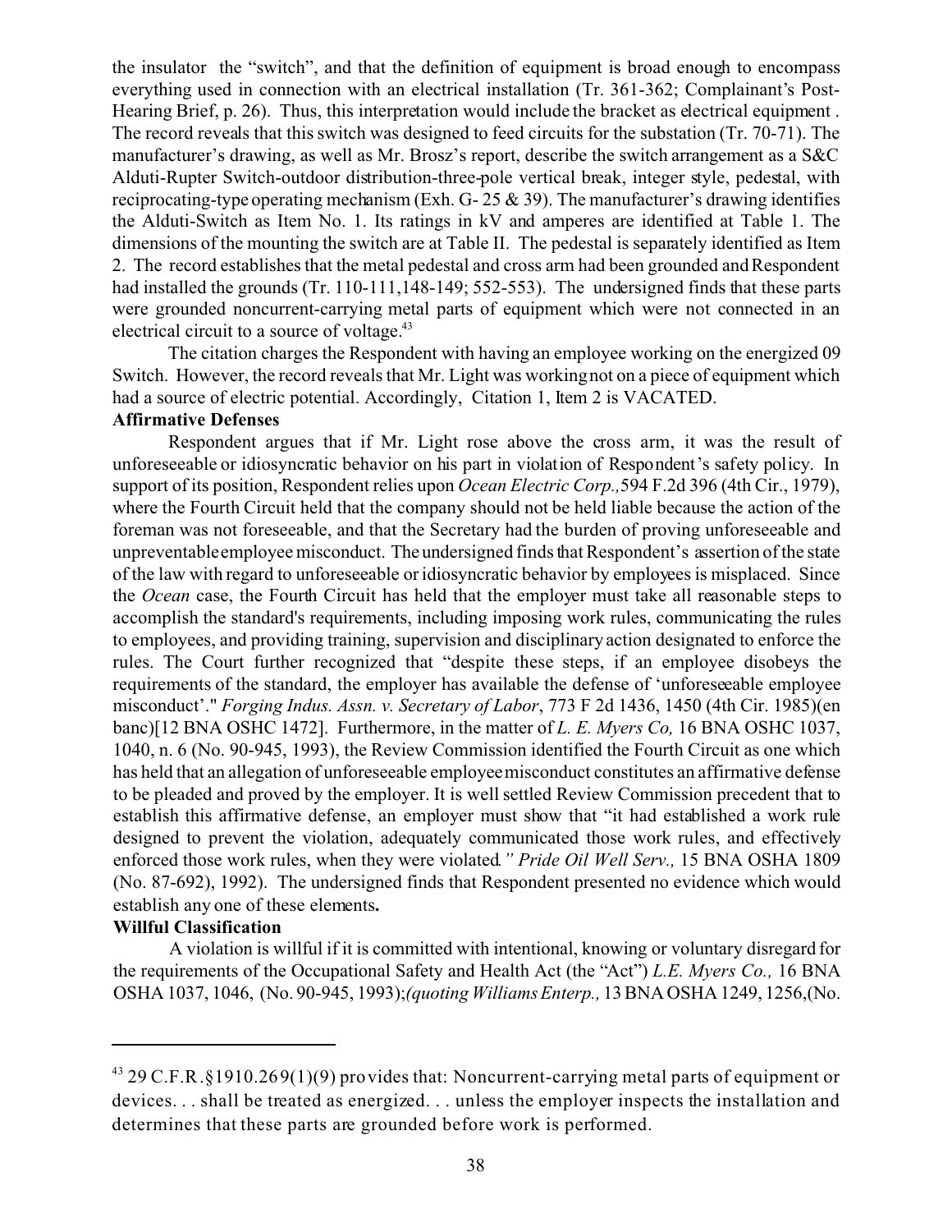the insulator the "switch", and that the definition of equipment is broad enough to encompass everything used in connection with an electrical installation (Tr. 361-362; Complainant's Post-Hearing Brief, p. 26). Thus, this interpretation would include the bracket as electrical equipment . The record reveals that this switch was designed to feed circuits for the substation (Tr. 70-71). The manufacturer's drawing, as well as Mr. Brosz's report, describe the switch arrangement as a S&C Alduti-Rupter Switch-outdoor distribution-three-pole vertical break, integer style, pedestal, with reciprocating-type operating mechanism (Exh. G- 25 & 39). The manufacturer's drawing identifies the Alduti-Switch as Item No. 1. Its ratings in kV and amperes are identified at Table 1. The dimensions of the mounting the switch are at Table II. The pedestal is separately identified as Item 2. The record establishes that the metal pedestal and cross arm had been grounded and Respondent had installed the grounds (Tr. 110-111,148-149; 552-553). The undersigned finds that these parts were grounded noncurrent-carrying metal parts of equipment which were not connected in an electrical circuit to a source of voltage.[43]

The citation charges the Respondent with having an employee working on the energized 09 Switch. However, the record reveals that Mr. Light was working not on a piece of equipment which had a source of electric potential. Accordingly, Citation 1, Item 2 is VACATED.

**Affirmative Defenses**

Respondent argues that if Mr. Light rose above the cross arm, it was the result of unforeseeable or idiosyncratic behavior on his part in violation of Respondent's safety policy. In support of its position, Respondent relies upon *Ocean Electric Corp.,*594 F.2d 396 (4th Cir., 1979), where the Fourth Circuit held that the company should not be held liable because the action of the foreman was not foreseeable, and that the Secretary had the burden of proving unforeseeable and unpreventable employee misconduct. The undersigned finds that Respondent's assertion of the state of the law with regard to unforeseeable or idiosyncratic behavior by employees is misplaced. Since the *Ocean* case, the Fourth Circuit has held that the employer must take all reasonable steps to accomplish the standard's requirements, including imposing work rules, communicating the rules to employees, and providing training, supervision and disciplinary action designated to enforce the rules. The Court further recognized that "despite these steps, if an employee disobeys the requirements of the standard, the employer has available the defense of 'unforeseeable employee misconduct'." *Forging Indus. Assn. v. Secretary of Labor*, 773 F 2d 1436, 1450 (4th Cir. 1985)(en banc)[12 BNA OSHC 1472]. Furthermore, in the matter of *L. E. Myers Co,* 16 BNA OSHC 1037, 1040, n. 6 (No. 90-945, 1993), the Review Commission identified the Fourth Circuit as one which has held that an allegation of unforeseeable employee misconduct constitutes an affirmative defense to be pleaded and proved by the employer. It is well settled Review Commission precedent that to establish this affirmative defense, an employer must show that "it had established a work rule designed to prevent the violation, adequately communicated those work rules, and effectively enforced those work rules, when they were violated*." Pride Oil Well Serv.,* 15 BNA OSHA 1809 (No. 87-692), 1992). The undersigned finds that Respondent presented no evidence which would establish any one of these elements**.**

**Willful Classification**

A violation is willful if it is committed with intentional, knowing or voluntary disregard for the requirements of the Occupational Safety and Health Act (the "Act") *L.E. Myers Co.,* 16 BNA OSHA 1037, 1046, (No. 90-945, 1993);*(quoting Williams Enterp.,* 13 BNA OSHA 1249, 1256,(No.

---

[43] 29 C.F.R.§1910.269(1)(9) provides that: Noncurrent-carrying metal parts of equipment or devices. . . shall be treated as energized. . . unless the employer inspects the installation and determines that these parts are grounded before work is performed.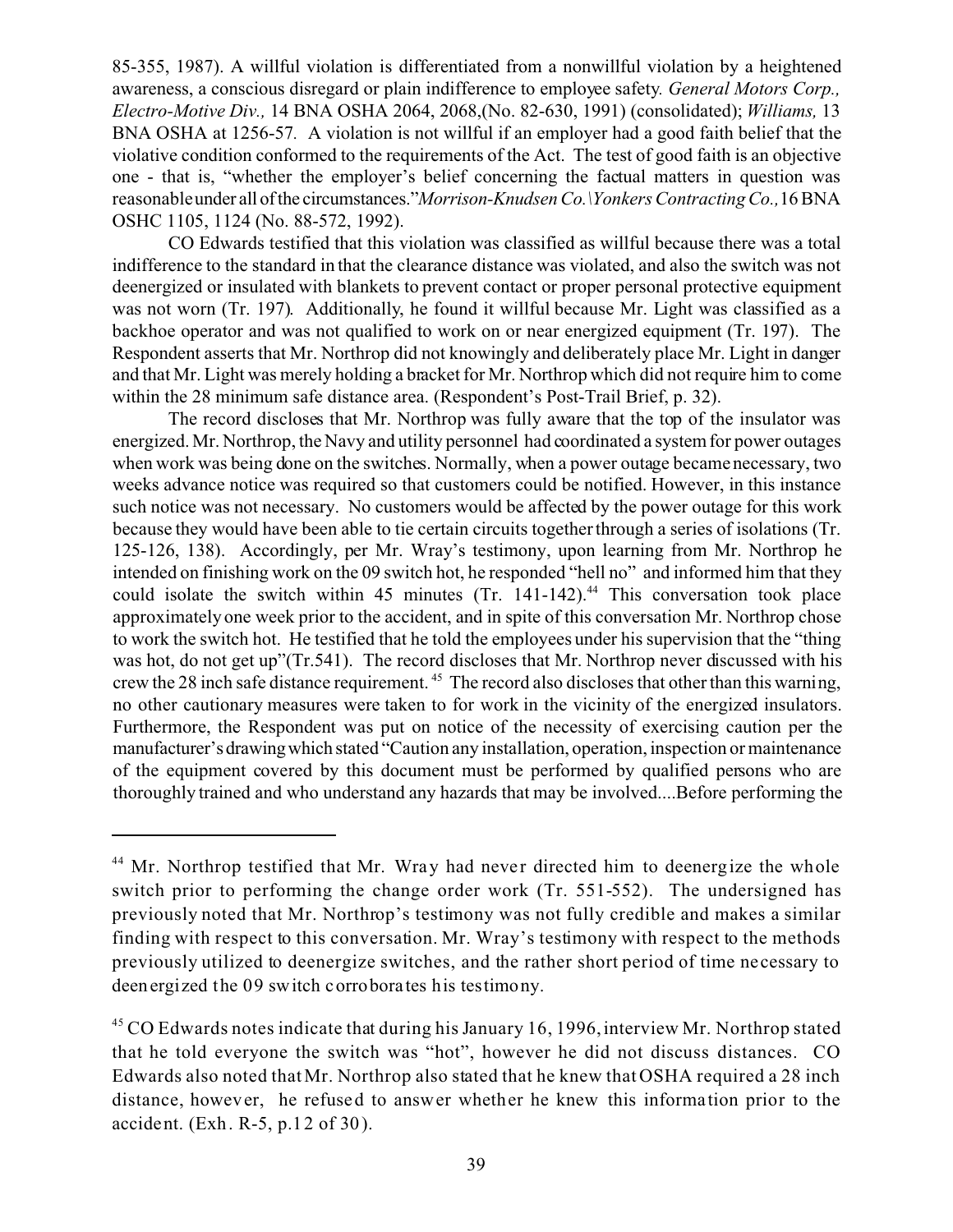85-355, 1987). A willful violation is differentiated from a nonwillful violation by a heightened awareness, a conscious disregard or plain indifference to employee safety. *General Motors Corp., Electro-Motive Div.,* 14 BNA OSHA 2064, 2068,(No. 82-630, 1991) (consolidated); *Williams,* 13 BNA OSHA at 1256-57. A violation is not willful if an employer had a good faith belief that the violative condition conformed to the requirements of the Act. The test of good faith is an objective one - that is, "whether the employer's belief concerning the factual matters in question was reasonable under all of the circumstances."*Morrison-Knudsen Co.\Yonkers Contracting Co.,* 16 BNA OSHC 1105, 1124 (No. 88-572, 1992).

CO Edwards testified that this violation was classified as willful because there was a total indifference to the standard in that the clearance distance was violated, and also the switch was not deenergized or insulated with blankets to prevent contact or proper personal protective equipment was not worn (Tr. 197). Additionally, he found it willful because Mr. Light was classified as a backhoe operator and was not qualified to work on or near energized equipment (Tr. 197). The Respondent asserts that Mr. Northrop did not knowingly and deliberately place Mr. Light in danger and that Mr. Light was merely holding a bracket for Mr. Northrop which did not require him to come within the 28 minimum safe distance area. (Respondent's Post-Trail Brief, p. 32).

The record discloses that Mr. Northrop was fully aware that the top of the insulator was energized. Mr. Northrop, the Navy and utility personnel had coordinated a system for power outages when work was being done on the switches. Normally, when a power outage became necessary, two weeks advance notice was required so that customers could be notified. However, in this instance such notice was not necessary. No customers would be affected by the power outage for this work because they would have been able to tie certain circuits together through a series of isolations (Tr. 125-126, 138). Accordingly, per Mr. Wray's testimony, upon learning from Mr. Northrop he intended on finishing work on the 09 switch hot, he responded "hell no" and informed him that they could isolate the switch within 45 minutes (Tr. 141-142).[44] This conversation took place approximately one week prior to the accident, and in spite of this conversation Mr. Northrop chose to work the switch hot. He testified that he told the employees under his supervision that the "thing was hot, do not get up"(Tr.541). The record discloses that Mr. Northrop never discussed with his crew the 28 inch safe distance requirement. [45] The record also discloses that other than this warning, no other cautionary measures were taken to for work in the vicinity of the energized insulators. Furthermore, the Respondent was put on notice of the necessity of exercising caution per the manufacturer's drawing which stated "Caution any installation, operation, inspection or maintenance of the equipment covered by this document must be performed by qualified persons who are thoroughly trained and who understand any hazards that may be involved....Before performing the

---

[44] Mr. Northrop testified that Mr. Wray had never directed him to deenergize the whole switch prior to performing the change order work (Tr. 551-552). The undersigned has previously noted that Mr. Northrop's testimony was not fully credible and makes a similar finding with respect to this conversation. Mr. Wray's testimony with respect to the methods previously utilized to deenergize switches, and the rather short period of time necessary to deenergized the 09 switch corroborates his testimony.

[45] CO Edwards notes indicate that during his January 16, 1996, interview Mr. Northrop stated that he told everyone the switch was "hot", however he did not discuss distances. CO Edwards also noted that Mr. Northrop also stated that he knew that OSHA required a 28 inch distance, however, he refused to answer whether he knew this information prior to the accident. (Exh. R-5, p.12 of 30).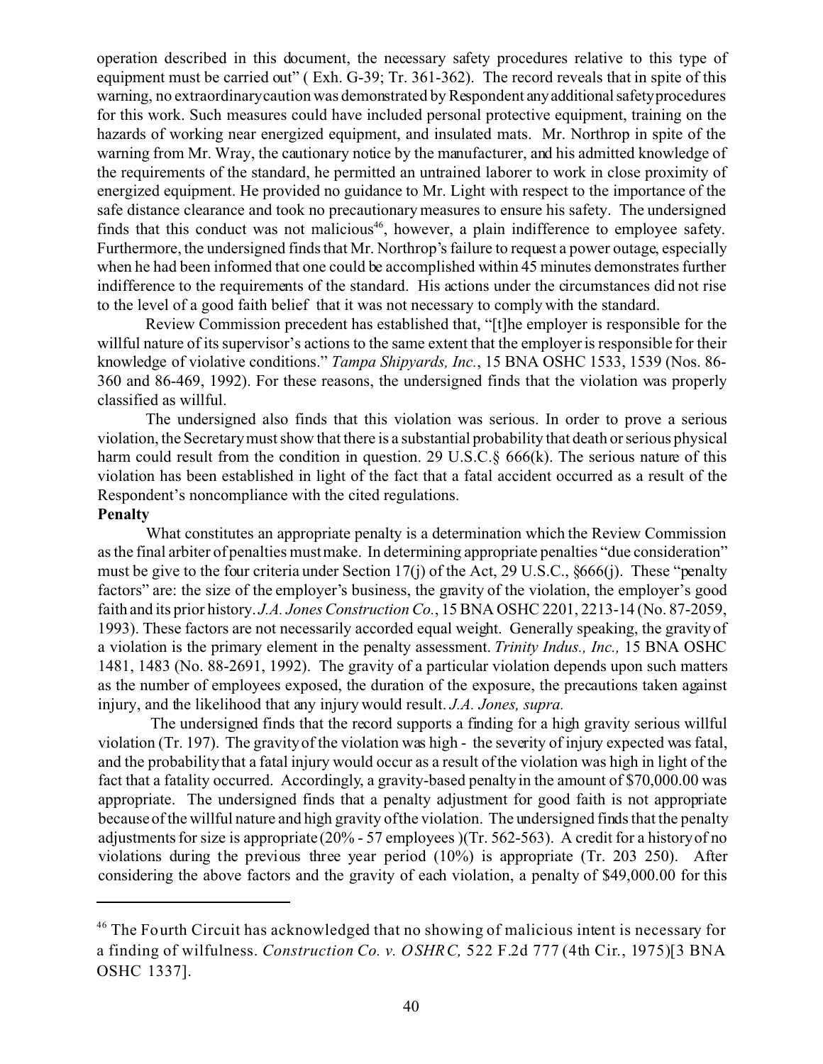operation described in this document, the necessary safety procedures relative to this type of equipment must be carried out" ( Exh. G-39; Tr. 361-362). The record reveals that in spite of this warning, no extraordinary caution was demonstrated by Respondent any additional safety procedures for this work. Such measures could have included personal protective equipment, training on the hazards of working near energized equipment, and insulated mats. Mr. Northrop in spite of the warning from Mr. Wray, the cautionary notice by the manufacturer, and his admitted knowledge of the requirements of the standard, he permitted an untrained laborer to work in close proximity of energized equipment. He provided no guidance to Mr. Light with respect to the importance of the safe distance clearance and took no precautionary measures to ensure his safety. The undersigned finds that this conduct was not malicious[46], however, a plain indifference to employee safety. Furthermore, the undersigned finds that Mr. Northrop's failure to request a power outage, especially when he had been informed that one could be accomplished within 45 minutes demonstrates further indifference to the requirements of the standard. His actions under the circumstances did not rise to the level of a good faith belief that it was not necessary to comply with the standard.

Review Commission precedent has established that, "[t]he employer is responsible for the willful nature of its supervisor's actions to the same extent that the employer is responsible for their knowledge of violative conditions." *Tampa Shipyards, Inc.*, 15 BNA OSHC 1533, 1539 (Nos. 86-360 and 86-469, 1992). For these reasons, the undersigned finds that the violation was properly classified as willful.

The undersigned also finds that this violation was serious. In order to prove a serious violation, the Secretary must show that there is a substantial probability that death or serious physical harm could result from the condition in question. 29 U.S.C.§ 666(k). The serious nature of this violation has been established in light of the fact that a fatal accident occurred as a result of the Respondent's noncompliance with the cited regulations.

**Penalty**

What constitutes an appropriate penalty is a determination which the Review Commission as the final arbiter of penalties must make. In determining appropriate penalties "due consideration" must be give to the four criteria under Section 17(j) of the Act, 29 U.S.C., §666(j). These "penalty factors" are: the size of the employer's business, the gravity of the violation, the employer's good faith and its prior history. *J.A. Jones Construction Co.*, 15 BNA OSHC 2201, 2213-14 (No. 87-2059, 1993). These factors are not necessarily accorded equal weight. Generally speaking, the gravity of a violation is the primary element in the penalty assessment. *Trinity Indus., Inc.,* 15 BNA OSHC 1481, 1483 (No. 88-2691, 1992). The gravity of a particular violation depends upon such matters as the number of employees exposed, the duration of the exposure, the precautions taken against injury, and the likelihood that any injury would result. *J.A. Jones, supra.*

The undersigned finds that the record supports a finding for a high gravity serious willful violation (Tr. 197). The gravity of the violation was high - the severity of injury expected was fatal, and the probability that a fatal injury would occur as a result of the violation was high in light of the fact that a fatality occurred. Accordingly, a gravity-based penalty in the amount of $70,000.00 was appropriate. The undersigned finds that a penalty adjustment for good faith is not appropriate because of the willful nature and high gravity of the violation. The undersigned finds that the penalty adjustments for size is appropriate (20% - 57 employees )(Tr. 562-563). A credit for a history of no violations during the previous three year period (10%) is appropriate (Tr. 203 250). After considering the above factors and the gravity of each violation, a penalty of $49,000.00 for this

---

[46] The Fourth Circuit has acknowledged that no showing of malicious intent is necessary for a finding of wilfulness. *Construction Co. v. OSHRC,* 522 F.2d 777 (4th Cir., 1975)[3 BNA OSHC 1337].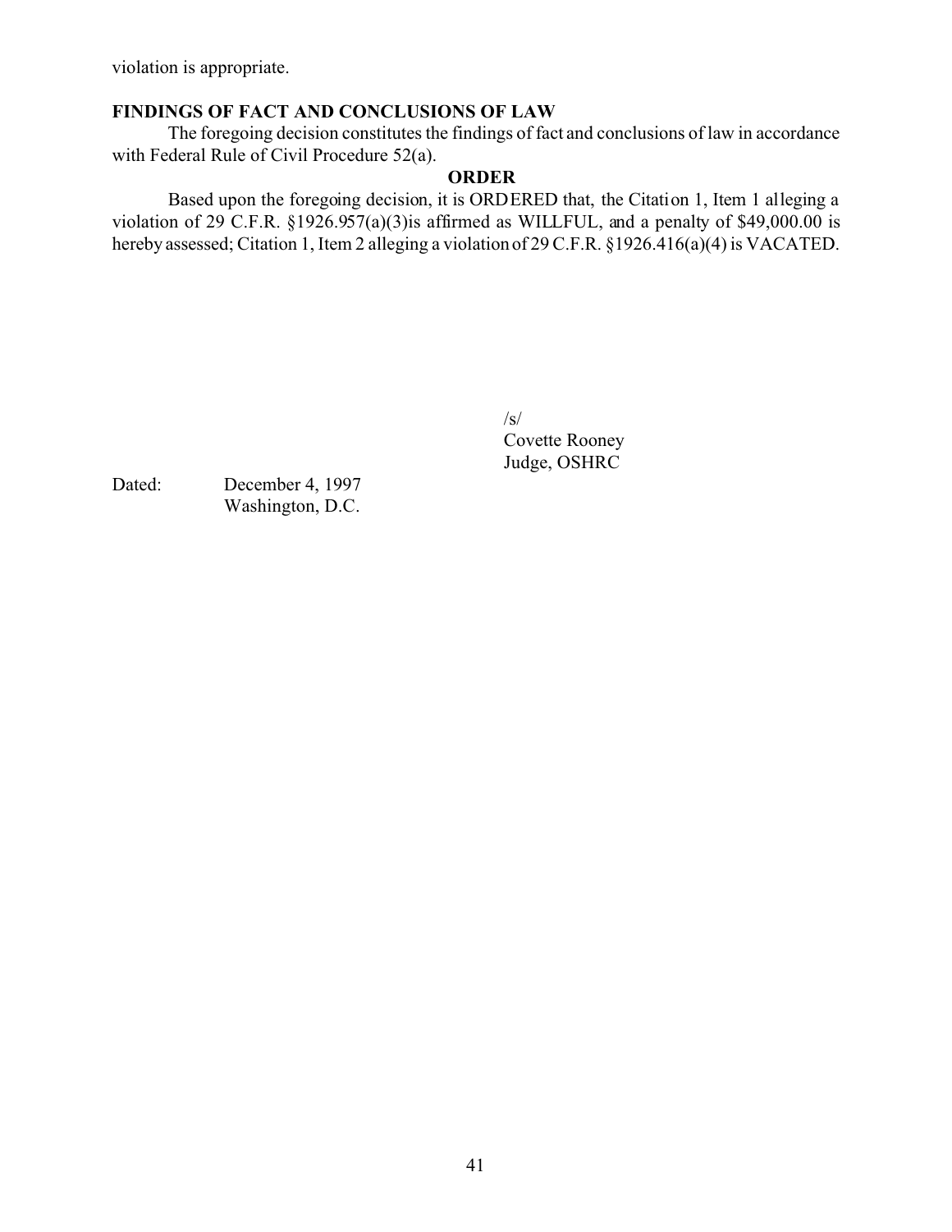violation is appropriate.

**FINDINGS OF FACT AND CONCLUSIONS OF LAW**

The foregoing decision constitutes the findings of fact and conclusions of law in accordance with Federal Rule of Civil Procedure 52(a).

**ORDER**

Based upon the foregoing decision, it is ORDERED that, the Citation 1, Item 1 alleging a violation of 29 C.F.R. §1926.957(a)(3)is affirmed as WILLFUL, and a penalty of $49,000.00 is hereby assessed; Citation 1, Item 2 alleging a violation of 29 C.F.R. §1926.416(a)(4) is VACATED.

/s/
Covette Rooney
Judge, OSHRC

Dated: December 4, 1997
Washington, D.C.